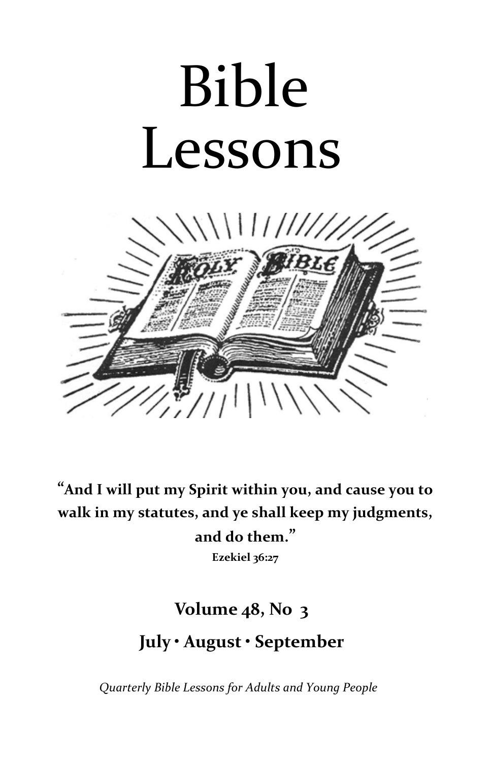# Bible Lessons

**"And I will put my Spirit within you, and cause you to walk in my statutes, and ye shall keep my judgments, and do them."**
**Ezekiel 36:27**

## Volume 48, No 3

## July • August • September

*Quarterly Bible Lessons for Adults and Young People*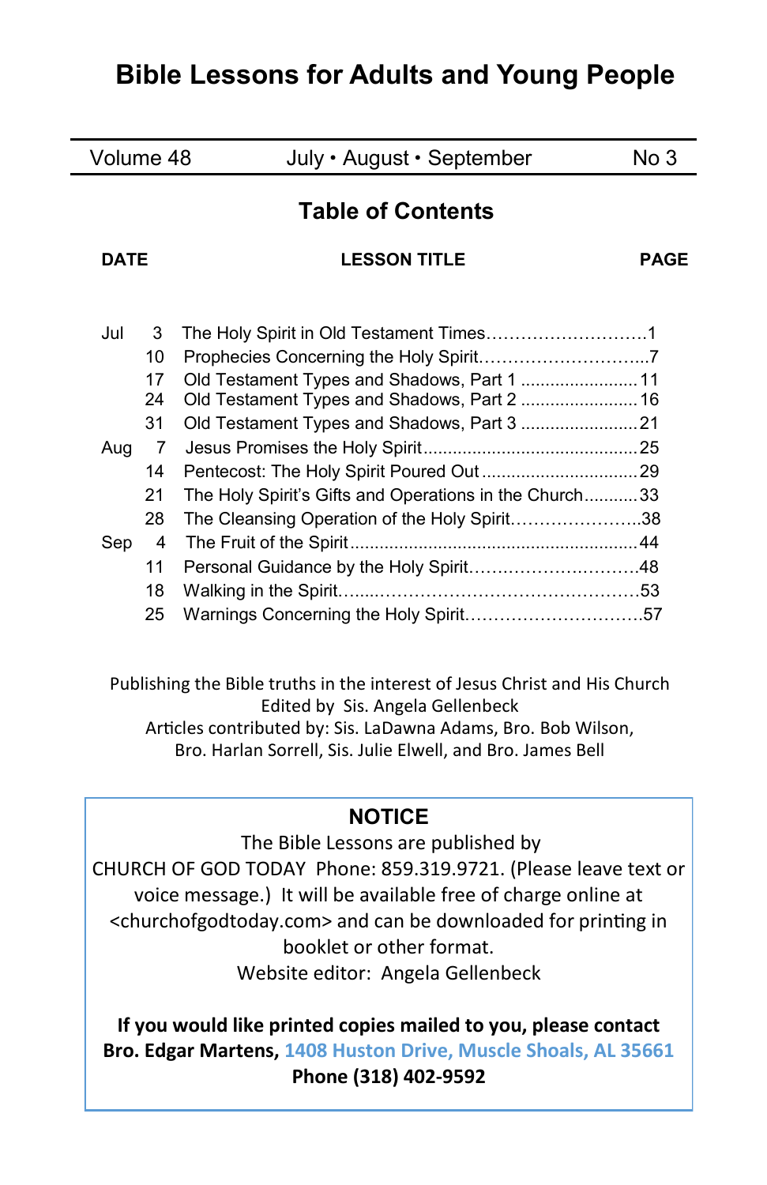# Bible Lessons for Adults and Young People

| Volume 48 | July • August • September | No 3 |
|---|---|---|

## Table of Contents

| DATE | | LESSON TITLE | PAGE |
|---|---|---|---|
| Jul | 3 | The Holy Spirit in Old Testament Times | 1 |
| | 10 | Prophecies Concerning the Holy Spirit | 7 |
| | 17 | Old Testament Types and Shadows, Part 1 | 11 |
| | 24 | Old Testament Types and Shadows, Part 2 | 16 |
| | 31 | Old Testament Types and Shadows, Part 3 | 21 |
| Aug | 7 | Jesus Promises the Holy Spirit | 25 |
| | 14 | Pentecost: The Holy Spirit Poured Out | 29 |
| | 21 | The Holy Spirit's Gifts and Operations in the Church | 33 |
| | 28 | The Cleansing Operation of the Holy Spirit | 38 |
| Sep | 4 | The Fruit of the Spirit | 44 |
| | 11 | Personal Guidance by the Holy Spirit | 48 |
| | 18 | Walking in the Spirit | 53 |
| | 25 | Warnings Concerning the Holy Spirit | 57 |

Publishing the Bible truths in the interest of Jesus Christ and His Church
Edited by Sis. Angela Gellenbeck
Articles contributed by: Sis. LaDawna Adams, Bro. Bob Wilson, Bro. Harlan Sorrell, Sis. Julie Elwell, and Bro. James Bell

**NOTICE**

The Bible Lessons are published by
CHURCH OF GOD TODAY Phone: 859.319.9721. (Please leave text or voice message.) It will be available free of charge online at <churchofgodtoday.com> and can be downloaded for printing in booklet or other format.
Website editor: Angela Gellenbeck

**If you would like printed copies mailed to you, please contact Bro. Edgar Martens, 1408 Huston Drive, Muscle Shoals, AL 35661**
**Phone (318) 402-9592**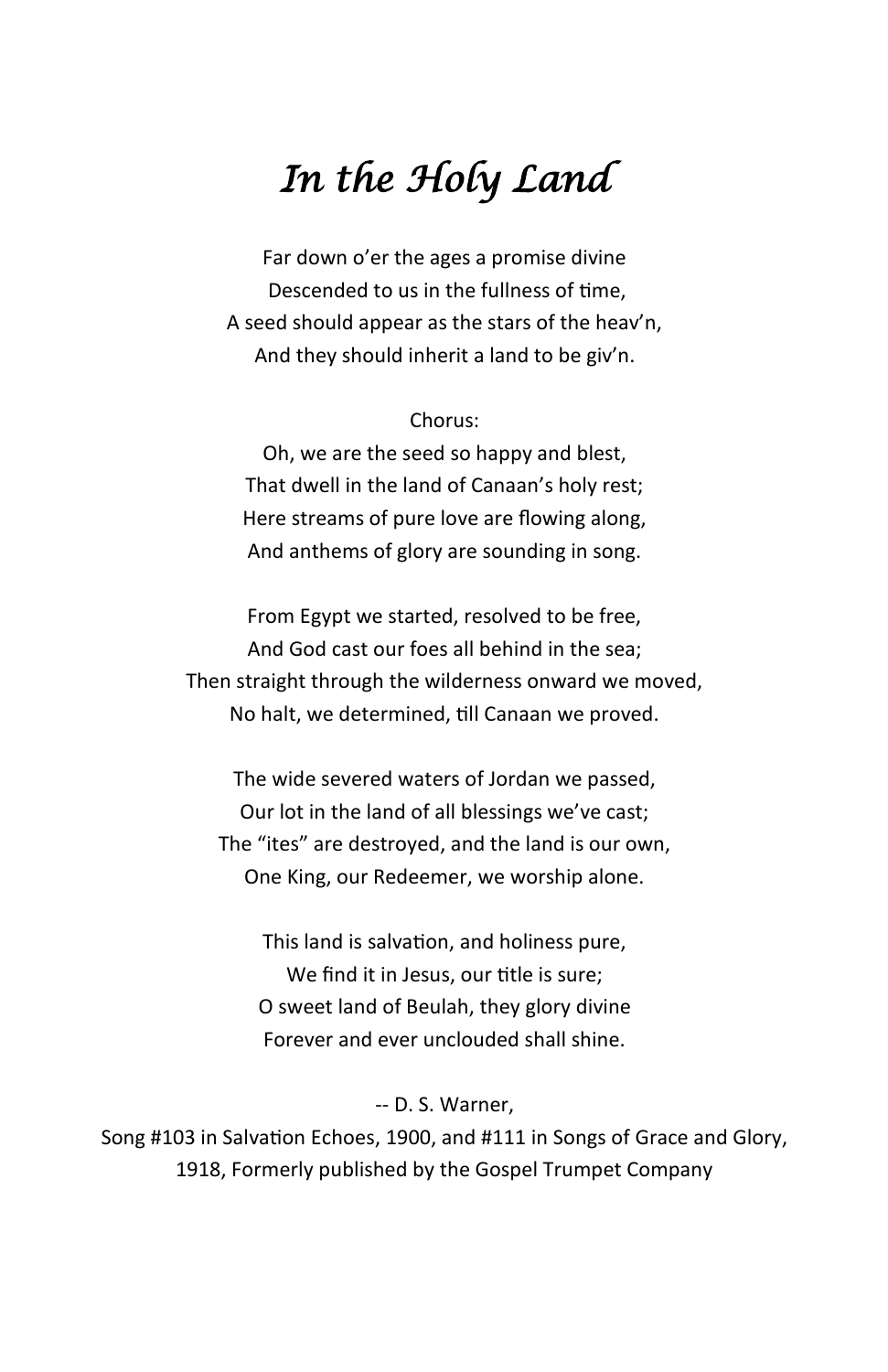# *In the Holy Land*

Far down o'er the ages a promise divine  
Descended to us in the fullness of time,  
A seed should appear as the stars of the heav'n,  
And they should inherit a land to be giv'n.

Chorus:  
Oh, we are the seed so happy and blest,  
That dwell in the land of Canaan's holy rest;  
Here streams of pure love are flowing along,  
And anthems of glory are sounding in song.

From Egypt we started, resolved to be free,  
And God cast our foes all behind in the sea;  
Then straight through the wilderness onward we moved,  
No halt, we determined, till Canaan we proved.

The wide severed waters of Jordan we passed,  
Our lot in the land of all blessings we've cast;  
The "ites" are destroyed, and the land is our own,  
One King, our Redeemer, we worship alone.

This land is salvation, and holiness pure,  
We find it in Jesus, our title is sure;  
O sweet land of Beulah, they glory divine  
Forever and ever unclouded shall shine.

-- D. S. Warner,  
Song #103 in Salvation Echoes, 1900, and #111 in Songs of Grace and Glory, 1918, Formerly published by the Gospel Trumpet Company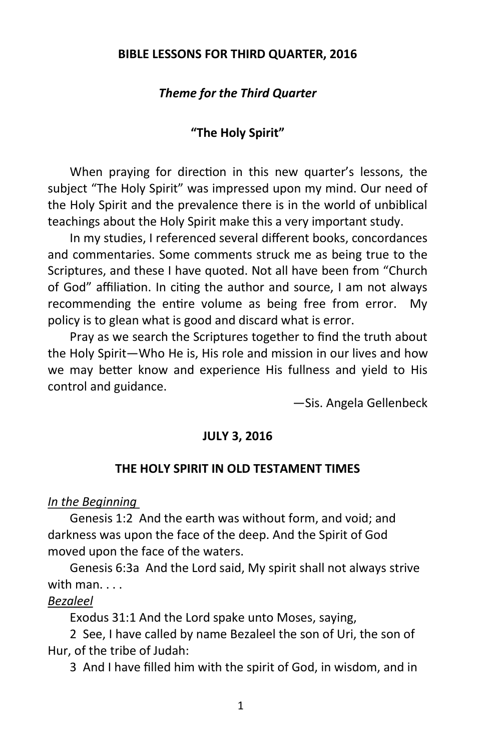## BIBLE LESSONS FOR THIRD QUARTER, 2016

### *Theme for the Third Quarter*

### "The Holy Spirit"

When praying for direction in this new quarter's lessons, the subject "The Holy Spirit" was impressed upon my mind. Our need of the Holy Spirit and the prevalence there is in the world of unbiblical teachings about the Holy Spirit make this a very important study.

In my studies, I referenced several different books, concordances and commentaries. Some comments struck me as being true to the Scriptures, and these I have quoted. Not all have been from "Church of God" affiliation. In citing the author and source, I am not always recommending the entire volume as being free from error. My policy is to glean what is good and discard what is error.

Pray as we search the Scriptures together to find the truth about the Holy Spirit—Who He is, His role and mission in our lives and how we may better know and experience His fullness and yield to His control and guidance.

—Sis. Angela Gellenbeck

## JULY 3, 2016

### THE HOLY SPIRIT IN OLD TESTAMENT TIMES

*In the Beginning*

Genesis 1:2 And the earth was without form, and void; and darkness was upon the face of the deep. And the Spirit of God moved upon the face of the waters.

Genesis 6:3a And the Lord said, My spirit shall not always strive with man. . . .

*Bezaleel*

Exodus 31:1 And the Lord spake unto Moses, saying,

2 See, I have called by name Bezaleel the son of Uri, the son of Hur, of the tribe of Judah:

3 And I have filled him with the spirit of God, in wisdom, and in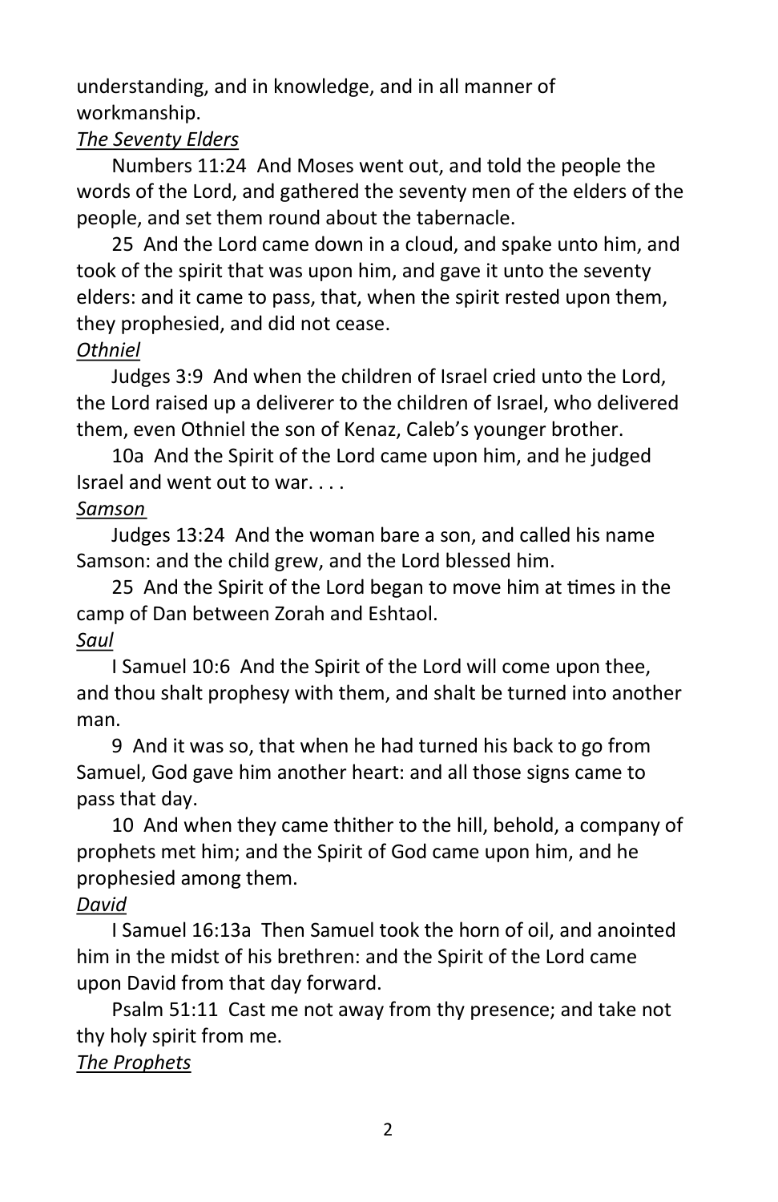understanding, and in knowledge, and in all manner of workmanship.

*The Seventy Elders*

Numbers 11:24 And Moses went out, and told the people the words of the Lord, and gathered the seventy men of the elders of the people, and set them round about the tabernacle.

25 And the Lord came down in a cloud, and spake unto him, and took of the spirit that was upon him, and gave it unto the seventy elders: and it came to pass, that, when the spirit rested upon them, they prophesied, and did not cease.

*Othniel*

Judges 3:9 And when the children of Israel cried unto the Lord, the Lord raised up a deliverer to the children of Israel, who delivered them, even Othniel the son of Kenaz, Caleb's younger brother.

10a And the Spirit of the Lord came upon him, and he judged Israel and went out to war. . . .

*Samson*

Judges 13:24 And the woman bare a son, and called his name Samson: and the child grew, and the Lord blessed him.

25 And the Spirit of the Lord began to move him at times in the camp of Dan between Zorah and Eshtaol.

*Saul*

I Samuel 10:6 And the Spirit of the Lord will come upon thee, and thou shalt prophesy with them, and shalt be turned into another man.

9 And it was so, that when he had turned his back to go from Samuel, God gave him another heart: and all those signs came to pass that day.

10 And when they came thither to the hill, behold, a company of prophets met him; and the Spirit of God came upon him, and he prophesied among them.

*David*

I Samuel 16:13a Then Samuel took the horn of oil, and anointed him in the midst of his brethren: and the Spirit of the Lord came upon David from that day forward.

Psalm 51:11 Cast me not away from thy presence; and take not thy holy spirit from me.

*The Prophets*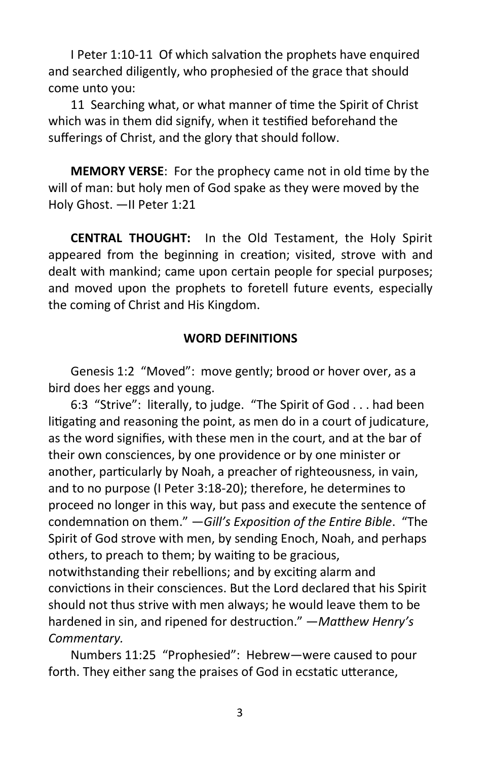I Peter 1:10-11 Of which salvation the prophets have enquired and searched diligently, who prophesied of the grace that should come unto you:

11 Searching what, or what manner of time the Spirit of Christ which was in them did signify, when it testified beforehand the sufferings of Christ, and the glory that should follow.

**MEMORY VERSE**: For the prophecy came not in old time by the will of man: but holy men of God spake as they were moved by the Holy Ghost. —II Peter 1:21

**CENTRAL THOUGHT:** In the Old Testament, the Holy Spirit appeared from the beginning in creation; visited, strove with and dealt with mankind; came upon certain people for special purposes; and moved upon the prophets to foretell future events, especially the coming of Christ and His Kingdom.

**WORD DEFINITIONS**

Genesis 1:2 "Moved": move gently; brood or hover over, as a bird does her eggs and young.

6:3 "Strive": literally, to judge. "The Spirit of God . . . had been litigating and reasoning the point, as men do in a court of judicature, as the word signifies, with these men in the court, and at the bar of their own consciences, by one providence or by one minister or another, particularly by Noah, a preacher of righteousness, in vain, and to no purpose (I Peter 3:18-20); therefore, he determines to proceed no longer in this way, but pass and execute the sentence of condemnation on them." —*Gill's Exposition of the Entire Bible*. "The Spirit of God strove with men, by sending Enoch, Noah, and perhaps others, to preach to them; by waiting to be gracious, notwithstanding their rebellions; and by exciting alarm and convictions in their consciences. But the Lord declared that his Spirit should not thus strive with men always; he would leave them to be hardened in sin, and ripened for destruction." —*Matthew Henry's Commentary.*

Numbers 11:25 "Prophesied": Hebrew—were caused to pour forth. They either sang the praises of God in ecstatic utterance,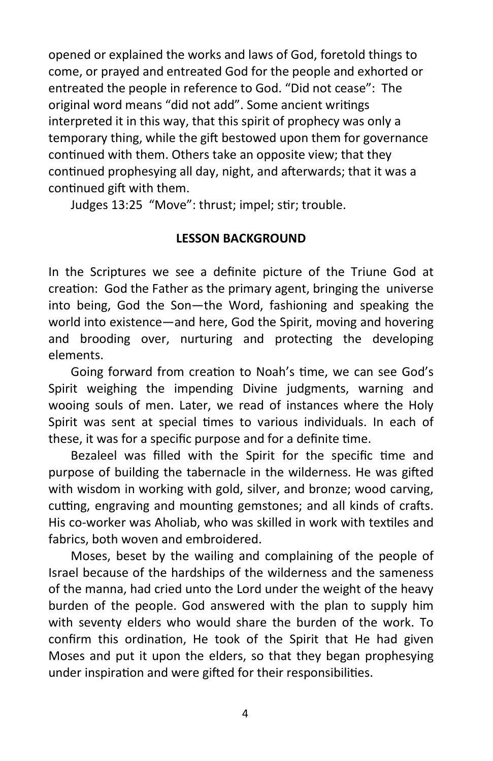opened or explained the works and laws of God, foretold things to come, or prayed and entreated God for the people and exhorted or entreated the people in reference to God. "Did not cease": The original word means "did not add". Some ancient writings interpreted it in this way, that this spirit of prophecy was only a temporary thing, while the gift bestowed upon them for governance continued with them. Others take an opposite view; that they continued prophesying all day, night, and afterwards; that it was a continued gift with them.

Judges 13:25 "Move": thrust; impel; stir; trouble.

**LESSON BACKGROUND**

In the Scriptures we see a definite picture of the Triune God at creation: God the Father as the primary agent, bringing the universe into being, God the Son—the Word, fashioning and speaking the world into existence—and here, God the Spirit, moving and hovering and brooding over, nurturing and protecting the developing elements.

Going forward from creation to Noah's time, we can see God's Spirit weighing the impending Divine judgments, warning and wooing souls of men. Later, we read of instances where the Holy Spirit was sent at special times to various individuals. In each of these, it was for a specific purpose and for a definite time.

Bezaleel was filled with the Spirit for the specific time and purpose of building the tabernacle in the wilderness. He was gifted with wisdom in working with gold, silver, and bronze; wood carving, cutting, engraving and mounting gemstones; and all kinds of crafts. His co-worker was Aholiab, who was skilled in work with textiles and fabrics, both woven and embroidered.

Moses, beset by the wailing and complaining of the people of Israel because of the hardships of the wilderness and the sameness of the manna, had cried unto the Lord under the weight of the heavy burden of the people. God answered with the plan to supply him with seventy elders who would share the burden of the work. To confirm this ordination, He took of the Spirit that He had given Moses and put it upon the elders, so that they began prophesying under inspiration and were gifted for their responsibilities.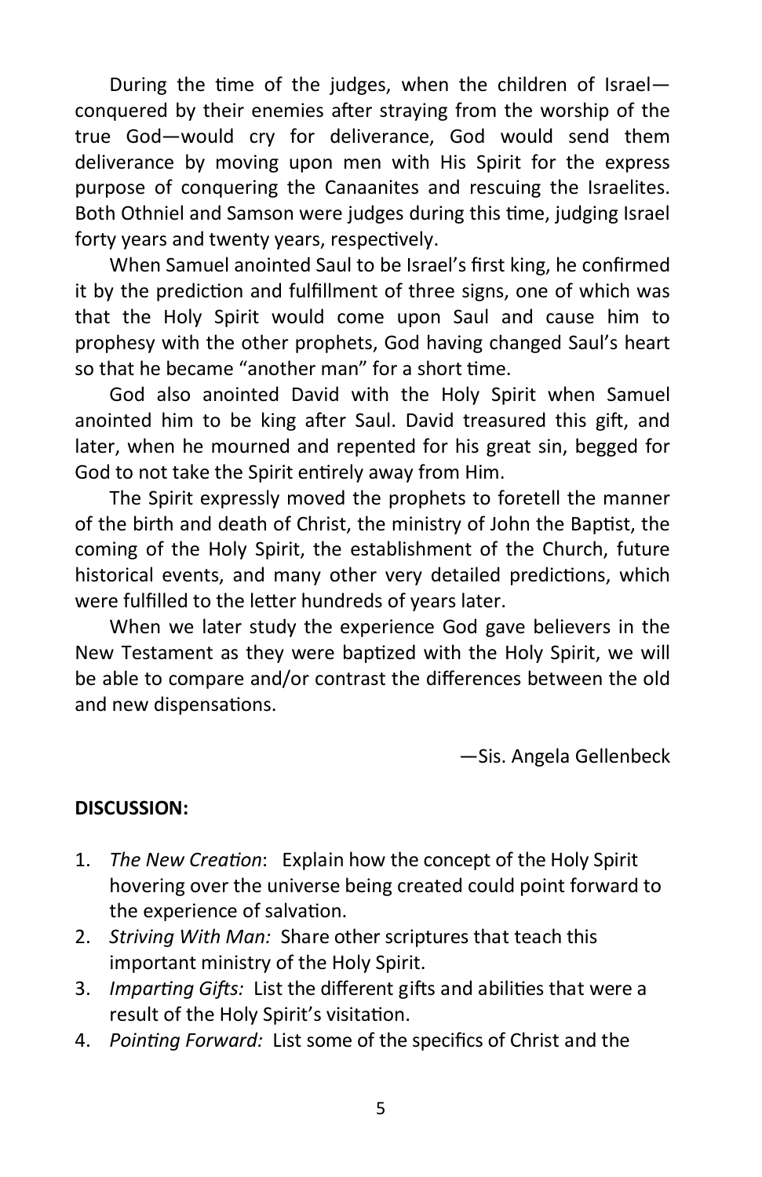During the time of the judges, when the children of Israel—conquered by their enemies after straying from the worship of the true God—would cry for deliverance, God would send them deliverance by moving upon men with His Spirit for the express purpose of conquering the Canaanites and rescuing the Israelites. Both Othniel and Samson were judges during this time, judging Israel forty years and twenty years, respectively.

When Samuel anointed Saul to be Israel's first king, he confirmed it by the prediction and fulfillment of three signs, one of which was that the Holy Spirit would come upon Saul and cause him to prophesy with the other prophets, God having changed Saul's heart so that he became "another man" for a short time.

God also anointed David with the Holy Spirit when Samuel anointed him to be king after Saul. David treasured this gift, and later, when he mourned and repented for his great sin, begged for God to not take the Spirit entirely away from Him.

The Spirit expressly moved the prophets to foretell the manner of the birth and death of Christ, the ministry of John the Baptist, the coming of the Holy Spirit, the establishment of the Church, future historical events, and many other very detailed predictions, which were fulfilled to the letter hundreds of years later.

When we later study the experience God gave believers in the New Testament as they were baptized with the Holy Spirit, we will be able to compare and/or contrast the differences between the old and new dispensations.

—Sis. Angela Gellenbeck

**DISCUSSION:**

1. *The New Creation*: Explain how the concept of the Holy Spirit hovering over the universe being created could point forward to the experience of salvation.
2. *Striving With Man:* Share other scriptures that teach this important ministry of the Holy Spirit.
3. *Imparting Gifts:* List the different gifts and abilities that were a result of the Holy Spirit's visitation.
4. *Pointing Forward:* List some of the specifics of Christ and the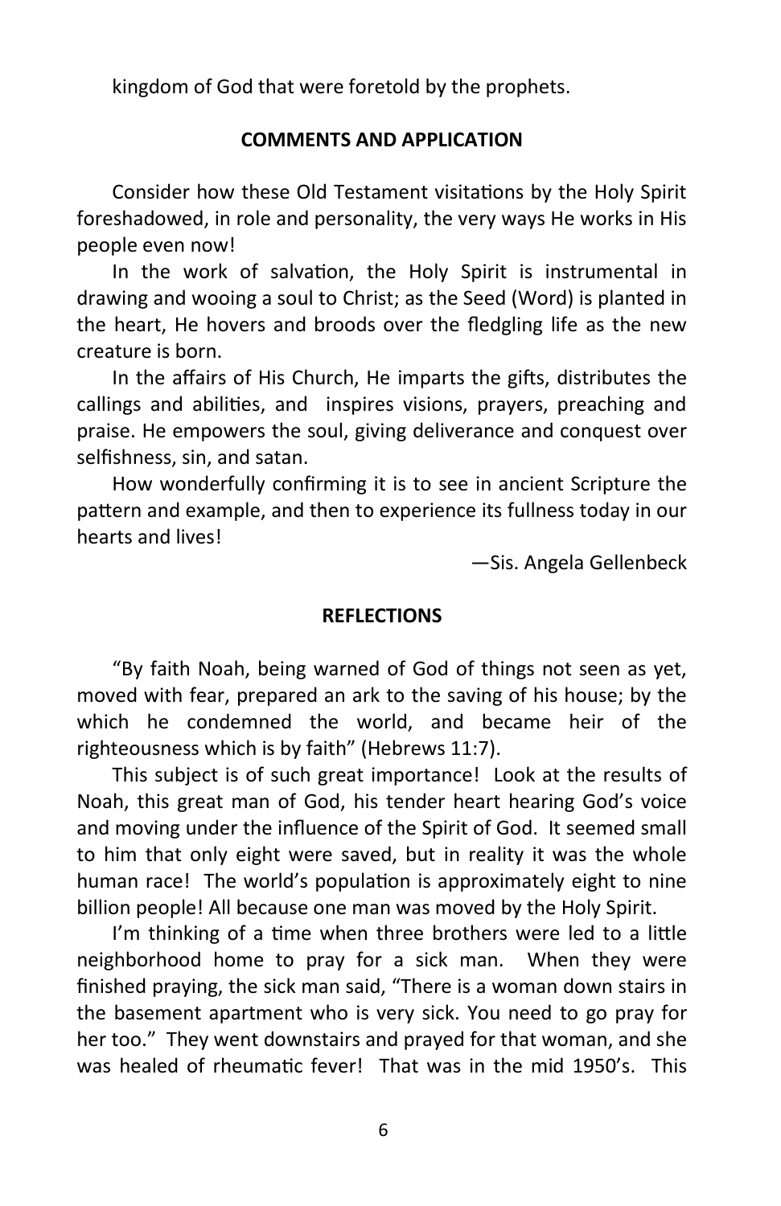kingdom of God that were foretold by the prophets.

## COMMENTS AND APPLICATION

Consider how these Old Testament visitations by the Holy Spirit foreshadowed, in role and personality, the very ways He works in His people even now!

In the work of salvation, the Holy Spirit is instrumental in drawing and wooing a soul to Christ; as the Seed (Word) is planted in the heart, He hovers and broods over the fledgling life as the new creature is born.

In the affairs of His Church, He imparts the gifts, distributes the callings and abilities, and inspires visions, prayers, preaching and praise. He empowers the soul, giving deliverance and conquest over selfishness, sin, and satan.

How wonderfully confirming it is to see in ancient Scripture the pattern and example, and then to experience its fullness today in our hearts and lives!

—Sis. Angela Gellenbeck

## REFLECTIONS

"By faith Noah, being warned of God of things not seen as yet, moved with fear, prepared an ark to the saving of his house; by the which he condemned the world, and became heir of the righteousness which is by faith" (Hebrews 11:7).

This subject is of such great importance! Look at the results of Noah, this great man of God, his tender heart hearing God's voice and moving under the influence of the Spirit of God. It seemed small to him that only eight were saved, but in reality it was the whole human race! The world's population is approximately eight to nine billion people! All because one man was moved by the Holy Spirit.

I'm thinking of a time when three brothers were led to a little neighborhood home to pray for a sick man. When they were finished praying, the sick man said, "There is a woman down stairs in the basement apartment who is very sick. You need to go pray for her too." They went downstairs and prayed for that woman, and she was healed of rheumatic fever! That was in the mid 1950's. This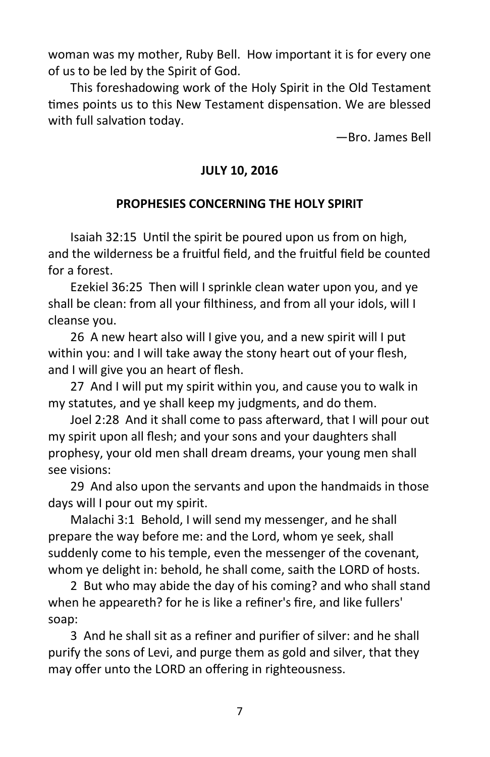woman was my mother, Ruby Bell. How important it is for every one of us to be led by the Spirit of God.

This foreshadowing work of the Holy Spirit in the Old Testament times points us to this New Testament dispensation. We are blessed with full salvation today.

—Bro. James Bell

**JULY 10, 2016**

**PROPHESIES CONCERNING THE HOLY SPIRIT**

Isaiah 32:15 Until the spirit be poured upon us from on high, and the wilderness be a fruitful field, and the fruitful field be counted for a forest.

Ezekiel 36:25 Then will I sprinkle clean water upon you, and ye shall be clean: from all your filthiness, and from all your idols, will I cleanse you.

26 A new heart also will I give you, and a new spirit will I put within you: and I will take away the stony heart out of your flesh, and I will give you an heart of flesh.

27 And I will put my spirit within you, and cause you to walk in my statutes, and ye shall keep my judgments, and do them.

Joel 2:28 And it shall come to pass afterward, that I will pour out my spirit upon all flesh; and your sons and your daughters shall prophesy, your old men shall dream dreams, your young men shall see visions:

29 And also upon the servants and upon the handmaids in those days will I pour out my spirit.

Malachi 3:1 Behold, I will send my messenger, and he shall prepare the way before me: and the Lord, whom ye seek, shall suddenly come to his temple, even the messenger of the covenant, whom ye delight in: behold, he shall come, saith the LORD of hosts.

2 But who may abide the day of his coming? and who shall stand when he appeareth? for he is like a refiner's fire, and like fullers' soap:

3 And he shall sit as a refiner and purifier of silver: and he shall purify the sons of Levi, and purge them as gold and silver, that they may offer unto the LORD an offering in righteousness.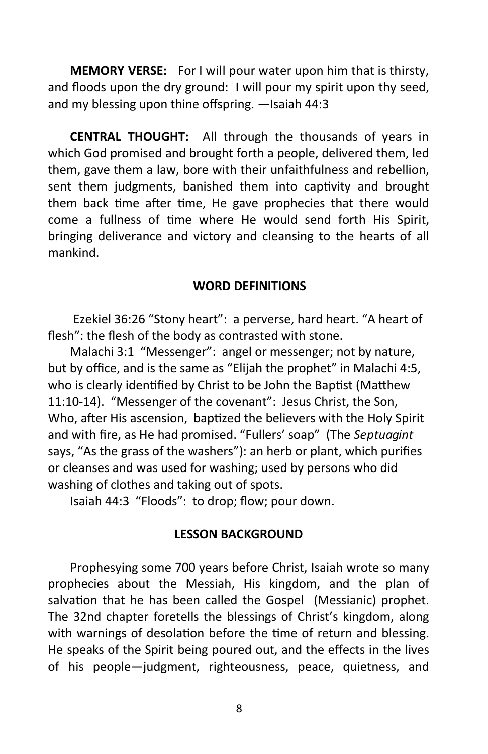**MEMORY VERSE:** For I will pour water upon him that is thirsty, and floods upon the dry ground: I will pour my spirit upon thy seed, and my blessing upon thine offspring. —Isaiah 44:3

**CENTRAL THOUGHT:** All through the thousands of years in which God promised and brought forth a people, delivered them, led them, gave them a law, bore with their unfaithfulness and rebellion, sent them judgments, banished them into captivity and brought them back time after time, He gave prophecies that there would come a fullness of time where He would send forth His Spirit, bringing deliverance and victory and cleansing to the hearts of all mankind.

## WORD DEFINITIONS

Ezekiel 36:26 "Stony heart": a perverse, hard heart. "A heart of flesh": the flesh of the body as contrasted with stone.

Malachi 3:1 "Messenger": angel or messenger; not by nature, but by office, and is the same as "Elijah the prophet" in Malachi 4:5, who is clearly identified by Christ to be John the Baptist (Matthew 11:10-14). "Messenger of the covenant": Jesus Christ, the Son, Who, after His ascension, baptized the believers with the Holy Spirit and with fire, as He had promised. "Fullers' soap" (The *Septuagint* says, "As the grass of the washers"): an herb or plant, which purifies or cleanses and was used for washing; used by persons who did washing of clothes and taking out of spots.

Isaiah 44:3 "Floods": to drop; flow; pour down.

## LESSON BACKGROUND

Prophesying some 700 years before Christ, Isaiah wrote so many prophecies about the Messiah, His kingdom, and the plan of salvation that he has been called the Gospel (Messianic) prophet. The 32nd chapter foretells the blessings of Christ's kingdom, along with warnings of desolation before the time of return and blessing. He speaks of the Spirit being poured out, and the effects in the lives of his people—judgment, righteousness, peace, quietness, and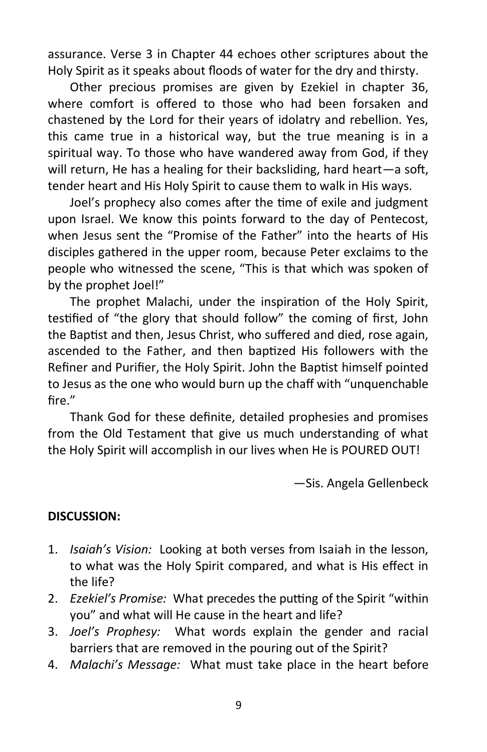assurance. Verse 3 in Chapter 44 echoes other scriptures about the Holy Spirit as it speaks about floods of water for the dry and thirsty.

Other precious promises are given by Ezekiel in chapter 36, where comfort is offered to those who had been forsaken and chastened by the Lord for their years of idolatry and rebellion. Yes, this came true in a historical way, but the true meaning is in a spiritual way. To those who have wandered away from God, if they will return, He has a healing for their backsliding, hard heart—a soft, tender heart and His Holy Spirit to cause them to walk in His ways.

Joel's prophecy also comes after the time of exile and judgment upon Israel. We know this points forward to the day of Pentecost, when Jesus sent the "Promise of the Father" into the hearts of His disciples gathered in the upper room, because Peter exclaims to the people who witnessed the scene, "This is that which was spoken of by the prophet Joel!"

The prophet Malachi, under the inspiration of the Holy Spirit, testified of "the glory that should follow" the coming of first, John the Baptist and then, Jesus Christ, who suffered and died, rose again, ascended to the Father, and then baptized His followers with the Refiner and Purifier, the Holy Spirit. John the Baptist himself pointed to Jesus as the one who would burn up the chaff with "unquenchable fire."

Thank God for these definite, detailed prophesies and promises from the Old Testament that give us much understanding of what the Holy Spirit will accomplish in our lives when He is POURED OUT!

—Sis. Angela Gellenbeck

**DISCUSSION:**

1. *Isaiah's Vision:* Looking at both verses from Isaiah in the lesson, to what was the Holy Spirit compared, and what is His effect in the life?
2. *Ezekiel's Promise:* What precedes the putting of the Spirit "within you" and what will He cause in the heart and life?
3. *Joel's Prophesy:* What words explain the gender and racial barriers that are removed in the pouring out of the Spirit?
4. *Malachi's Message:* What must take place in the heart before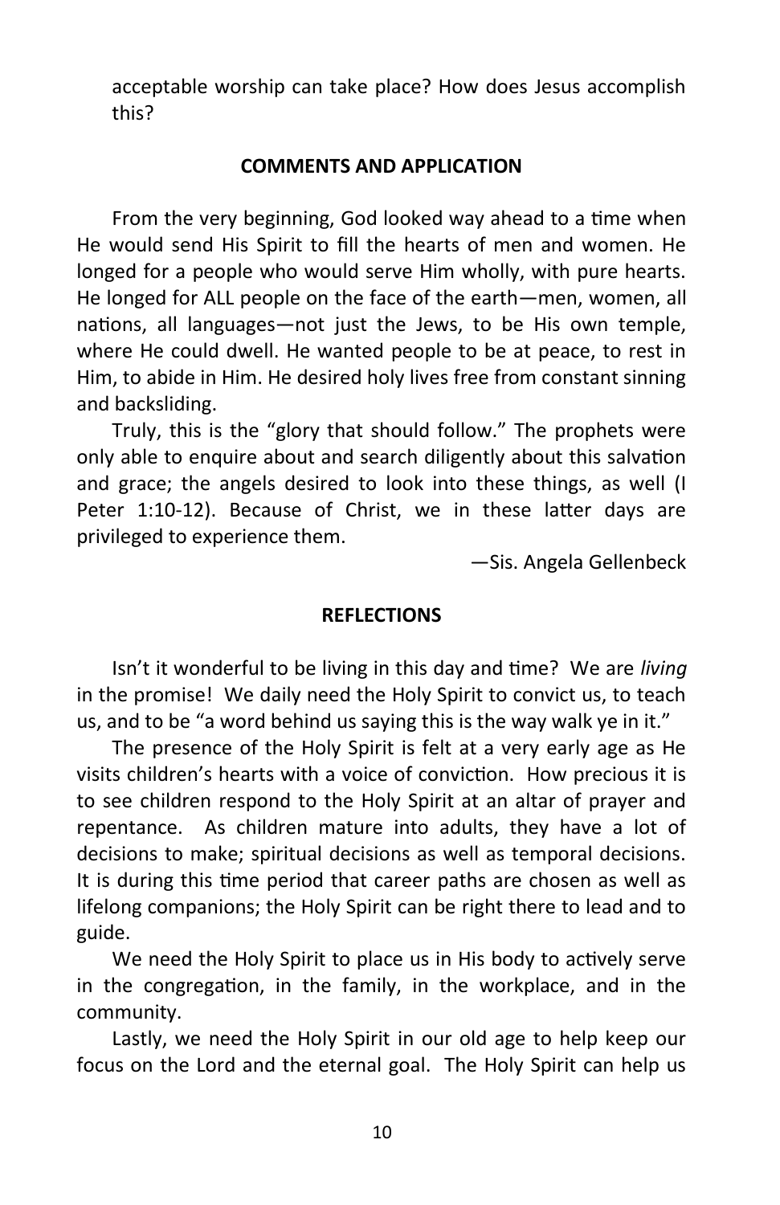acceptable worship can take place? How does Jesus accomplish this?

## COMMENTS AND APPLICATION

From the very beginning, God looked way ahead to a time when He would send His Spirit to fill the hearts of men and women. He longed for a people who would serve Him wholly, with pure hearts. He longed for ALL people on the face of the earth—men, women, all nations, all languages—not just the Jews, to be His own temple, where He could dwell. He wanted people to be at peace, to rest in Him, to abide in Him. He desired holy lives free from constant sinning and backsliding.

Truly, this is the "glory that should follow." The prophets were only able to enquire about and search diligently about this salvation and grace; the angels desired to look into these things, as well (I Peter 1:10-12). Because of Christ, we in these latter days are privileged to experience them.

—Sis. Angela Gellenbeck

## REFLECTIONS

Isn't it wonderful to be living in this day and time? We are *living* in the promise! We daily need the Holy Spirit to convict us, to teach us, and to be "a word behind us saying this is the way walk ye in it."

The presence of the Holy Spirit is felt at a very early age as He visits children's hearts with a voice of conviction. How precious it is to see children respond to the Holy Spirit at an altar of prayer and repentance. As children mature into adults, they have a lot of decisions to make; spiritual decisions as well as temporal decisions. It is during this time period that career paths are chosen as well as lifelong companions; the Holy Spirit can be right there to lead and to guide.

We need the Holy Spirit to place us in His body to actively serve in the congregation, in the family, in the workplace, and in the community.

Lastly, we need the Holy Spirit in our old age to help keep our focus on the Lord and the eternal goal. The Holy Spirit can help us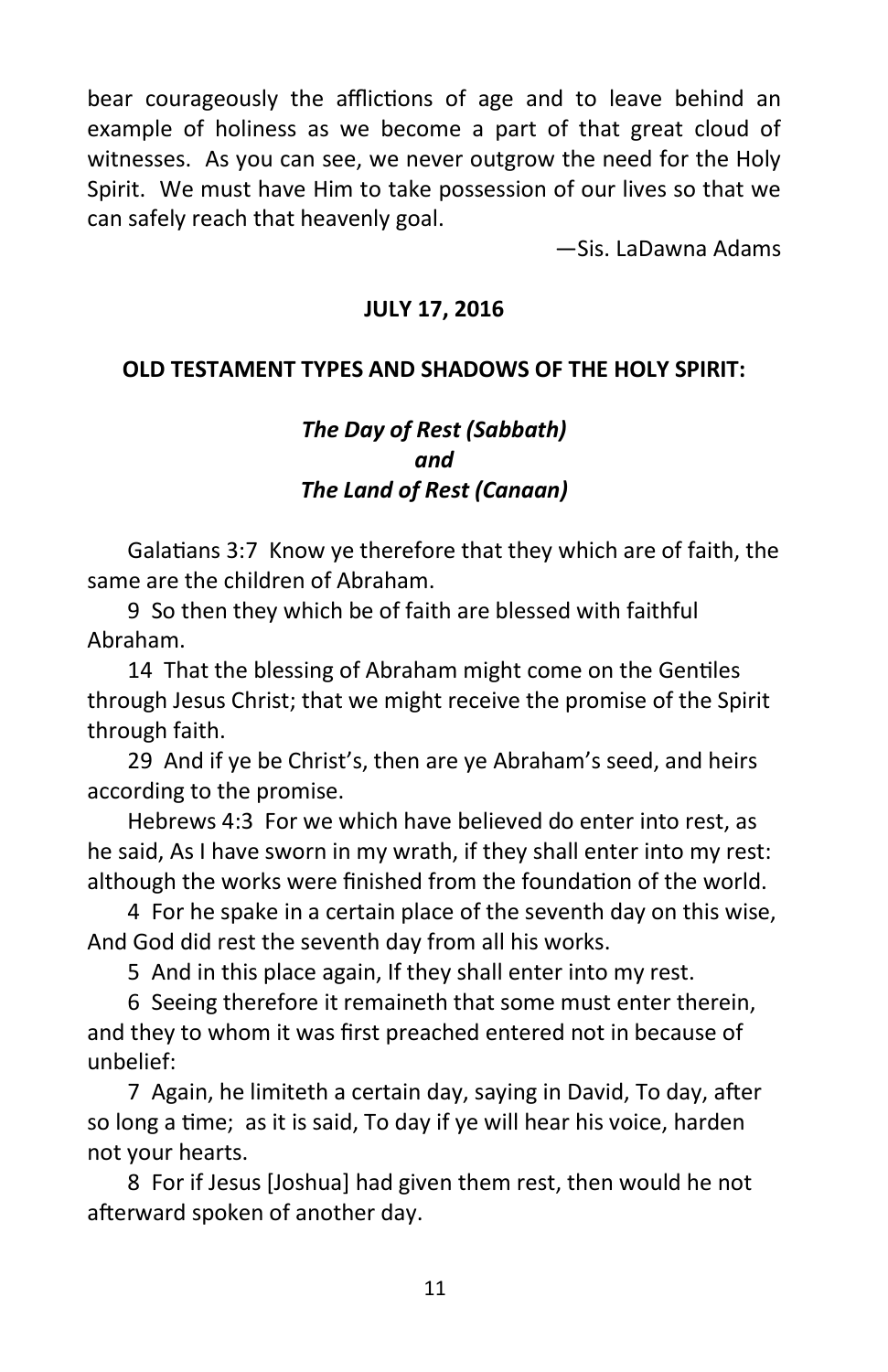bear courageously the afflictions of age and to leave behind an example of holiness as we become a part of that great cloud of witnesses. As you can see, we never outgrow the need for the Holy Spirit. We must have Him to take possession of our lives so that we can safely reach that heavenly goal.

—Sis. LaDawna Adams

## JULY 17, 2016

### OLD TESTAMENT TYPES AND SHADOWS OF THE HOLY SPIRIT:

### *The Day of Rest (Sabbath)*
### *and*
### *The Land of Rest (Canaan)*

Galatians 3:7 Know ye therefore that they which are of faith, the same are the children of Abraham.

9 So then they which be of faith are blessed with faithful Abraham.

14 That the blessing of Abraham might come on the Gentiles through Jesus Christ; that we might receive the promise of the Spirit through faith.

29 And if ye be Christ's, then are ye Abraham's seed, and heirs according to the promise.

Hebrews 4:3 For we which have believed do enter into rest, as he said, As I have sworn in my wrath, if they shall enter into my rest: although the works were finished from the foundation of the world.

4 For he spake in a certain place of the seventh day on this wise, And God did rest the seventh day from all his works.

5 And in this place again, If they shall enter into my rest.

6 Seeing therefore it remaineth that some must enter therein, and they to whom it was first preached entered not in because of unbelief:

7 Again, he limiteth a certain day, saying in David, To day, after so long a time; as it is said, To day if ye will hear his voice, harden not your hearts.

8 For if Jesus [Joshua] had given them rest, then would he not afterward spoken of another day.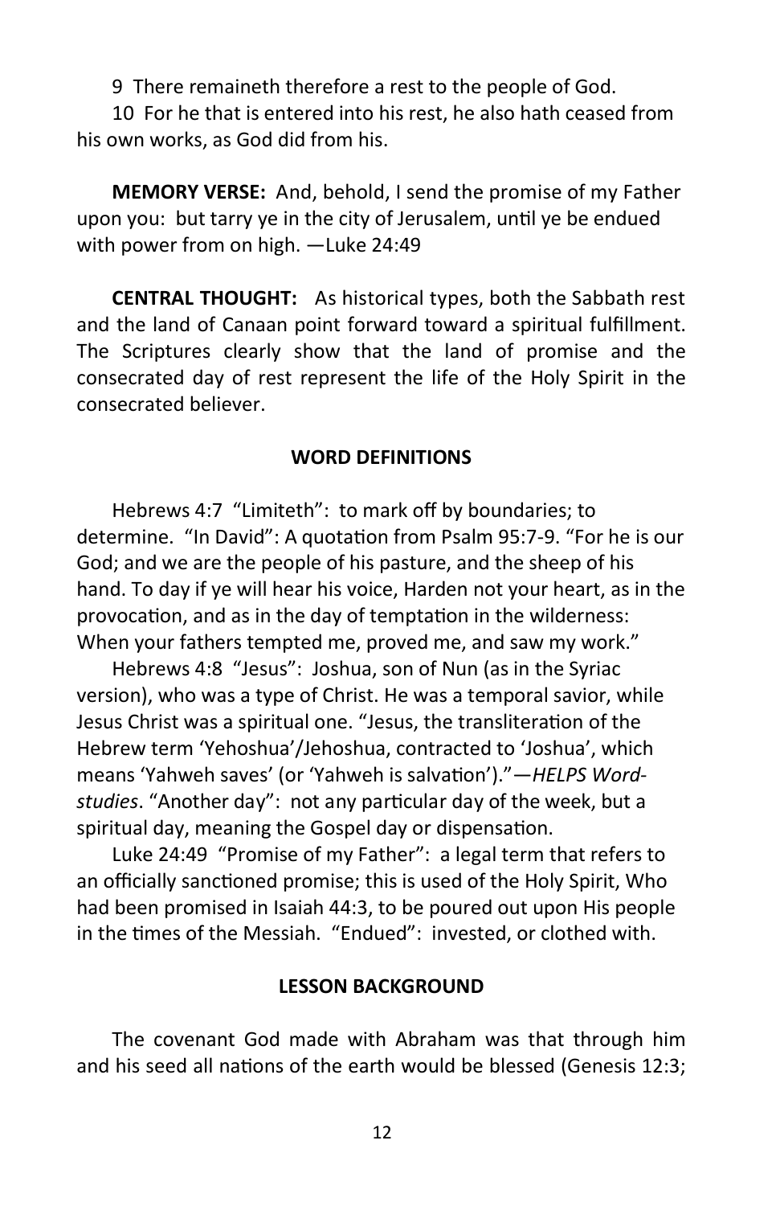9 There remaineth therefore a rest to the people of God.

10 For he that is entered into his rest, he also hath ceased from his own works, as God did from his.

**MEMORY VERSE:** And, behold, I send the promise of my Father upon you: but tarry ye in the city of Jerusalem, until ye be endued with power from on high. —Luke 24:49

**CENTRAL THOUGHT:** As historical types, both the Sabbath rest and the land of Canaan point forward toward a spiritual fulfillment. The Scriptures clearly show that the land of promise and the consecrated day of rest represent the life of the Holy Spirit in the consecrated believer.

## WORD DEFINITIONS

Hebrews 4:7 "Limiteth": to mark off by boundaries; to determine. "In David": A quotation from Psalm 95:7-9. "For he is our God; and we are the people of his pasture, and the sheep of his hand. To day if ye will hear his voice, Harden not your heart, as in the provocation, and as in the day of temptation in the wilderness: When your fathers tempted me, proved me, and saw my work."

Hebrews 4:8 "Jesus": Joshua, son of Nun (as in the Syriac version), who was a type of Christ. He was a temporal savior, while Jesus Christ was a spiritual one. "Jesus, the transliteration of the Hebrew term 'Yehoshua'/Jehoshua, contracted to 'Joshua', which means 'Yahweh saves' (or 'Yahweh is salvation')."—*HELPS Word-studies*. "Another day": not any particular day of the week, but a spiritual day, meaning the Gospel day or dispensation.

Luke 24:49 "Promise of my Father": a legal term that refers to an officially sanctioned promise; this is used of the Holy Spirit, Who had been promised in Isaiah 44:3, to be poured out upon His people in the times of the Messiah. "Endued": invested, or clothed with.

## LESSON BACKGROUND

The covenant God made with Abraham was that through him and his seed all nations of the earth would be blessed (Genesis 12:3;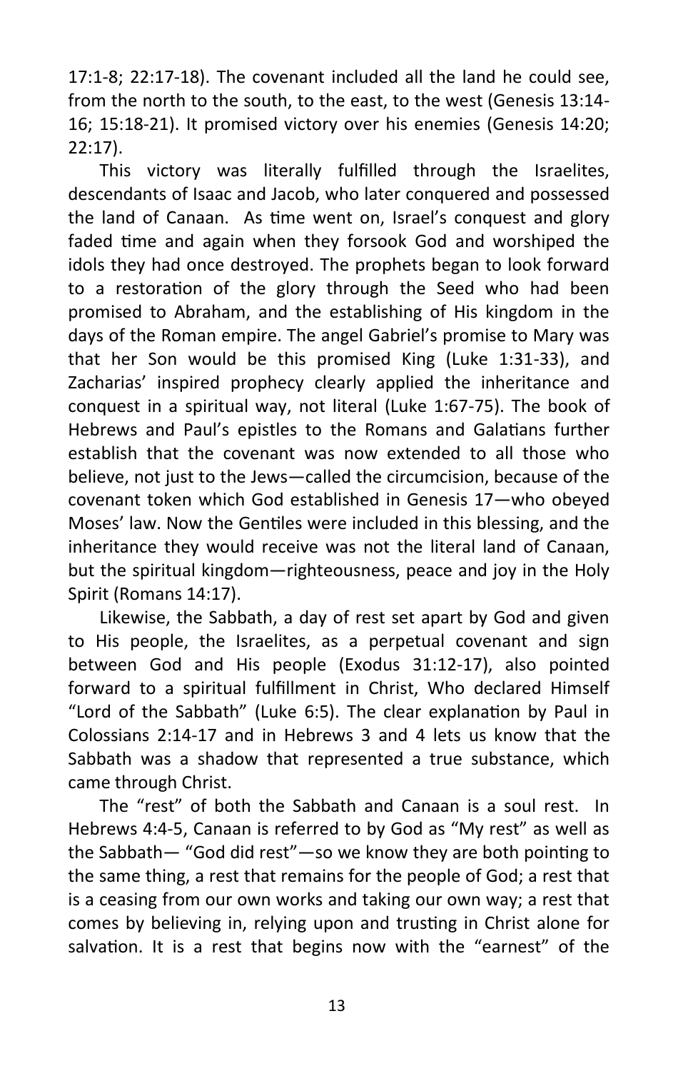17:1-8; 22:17-18). The covenant included all the land he could see, from the north to the south, to the east, to the west (Genesis 13:14-16; 15:18-21). It promised victory over his enemies (Genesis 14:20; 22:17).

This victory was literally fulfilled through the Israelites, descendants of Isaac and Jacob, who later conquered and possessed the land of Canaan. As time went on, Israel's conquest and glory faded time and again when they forsook God and worshiped the idols they had once destroyed. The prophets began to look forward to a restoration of the glory through the Seed who had been promised to Abraham, and the establishing of His kingdom in the days of the Roman empire. The angel Gabriel's promise to Mary was that her Son would be this promised King (Luke 1:31-33), and Zacharias' inspired prophecy clearly applied the inheritance and conquest in a spiritual way, not literal (Luke 1:67-75). The book of Hebrews and Paul's epistles to the Romans and Galatians further establish that the covenant was now extended to all those who believe, not just to the Jews—called the circumcision, because of the covenant token which God established in Genesis 17—who obeyed Moses' law. Now the Gentiles were included in this blessing, and the inheritance they would receive was not the literal land of Canaan, but the spiritual kingdom—righteousness, peace and joy in the Holy Spirit (Romans 14:17).

Likewise, the Sabbath, a day of rest set apart by God and given to His people, the Israelites, as a perpetual covenant and sign between God and His people (Exodus 31:12-17), also pointed forward to a spiritual fulfillment in Christ, Who declared Himself "Lord of the Sabbath" (Luke 6:5). The clear explanation by Paul in Colossians 2:14-17 and in Hebrews 3 and 4 lets us know that the Sabbath was a shadow that represented a true substance, which came through Christ.

The "rest" of both the Sabbath and Canaan is a soul rest. In Hebrews 4:4-5, Canaan is referred to by God as "My rest" as well as the Sabbath— "God did rest"—so we know they are both pointing to the same thing, a rest that remains for the people of God; a rest that is a ceasing from our own works and taking our own way; a rest that comes by believing in, relying upon and trusting in Christ alone for salvation. It is a rest that begins now with the "earnest" of the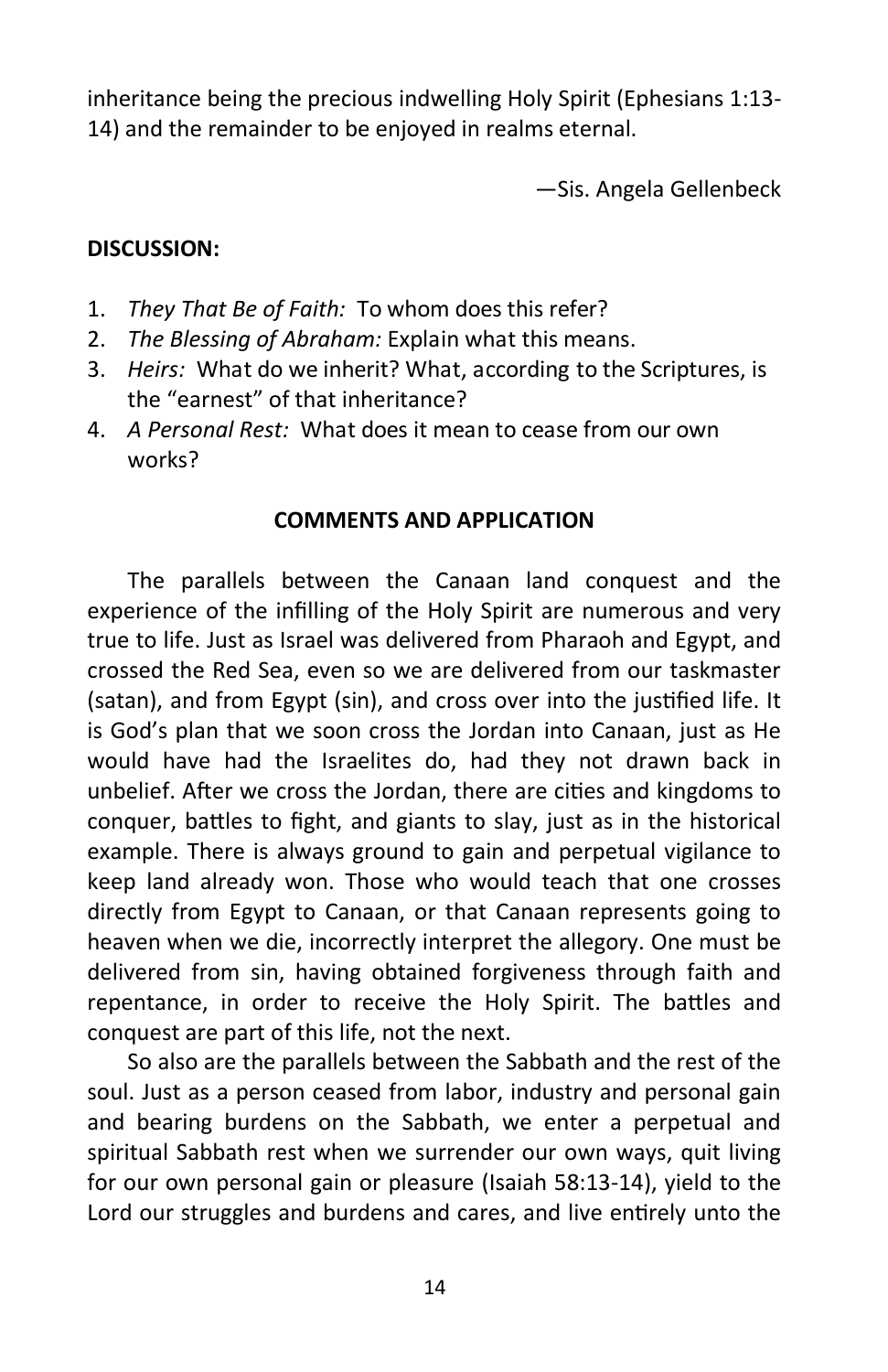inheritance being the precious indwelling Holy Spirit (Ephesians 1:13-14) and the remainder to be enjoyed in realms eternal.

—Sis. Angela Gellenbeck

**DISCUSSION:**

1. *They That Be of Faith:* To whom does this refer?
2. *The Blessing of Abraham:* Explain what this means.
3. *Heirs:* What do we inherit? What, according to the Scriptures, is the "earnest" of that inheritance?
4. *A Personal Rest:* What does it mean to cease from our own works?

**COMMENTS AND APPLICATION**

The parallels between the Canaan land conquest and the experience of the infilling of the Holy Spirit are numerous and very true to life. Just as Israel was delivered from Pharaoh and Egypt, and crossed the Red Sea, even so we are delivered from our taskmaster (satan), and from Egypt (sin), and cross over into the justified life. It is God's plan that we soon cross the Jordan into Canaan, just as He would have had the Israelites do, had they not drawn back in unbelief. After we cross the Jordan, there are cities and kingdoms to conquer, battles to fight, and giants to slay, just as in the historical example. There is always ground to gain and perpetual vigilance to keep land already won. Those who would teach that one crosses directly from Egypt to Canaan, or that Canaan represents going to heaven when we die, incorrectly interpret the allegory. One must be delivered from sin, having obtained forgiveness through faith and repentance, in order to receive the Holy Spirit. The battles and conquest are part of this life, not the next.

So also are the parallels between the Sabbath and the rest of the soul. Just as a person ceased from labor, industry and personal gain and bearing burdens on the Sabbath, we enter a perpetual and spiritual Sabbath rest when we surrender our own ways, quit living for our own personal gain or pleasure (Isaiah 58:13-14), yield to the Lord our struggles and burdens and cares, and live entirely unto the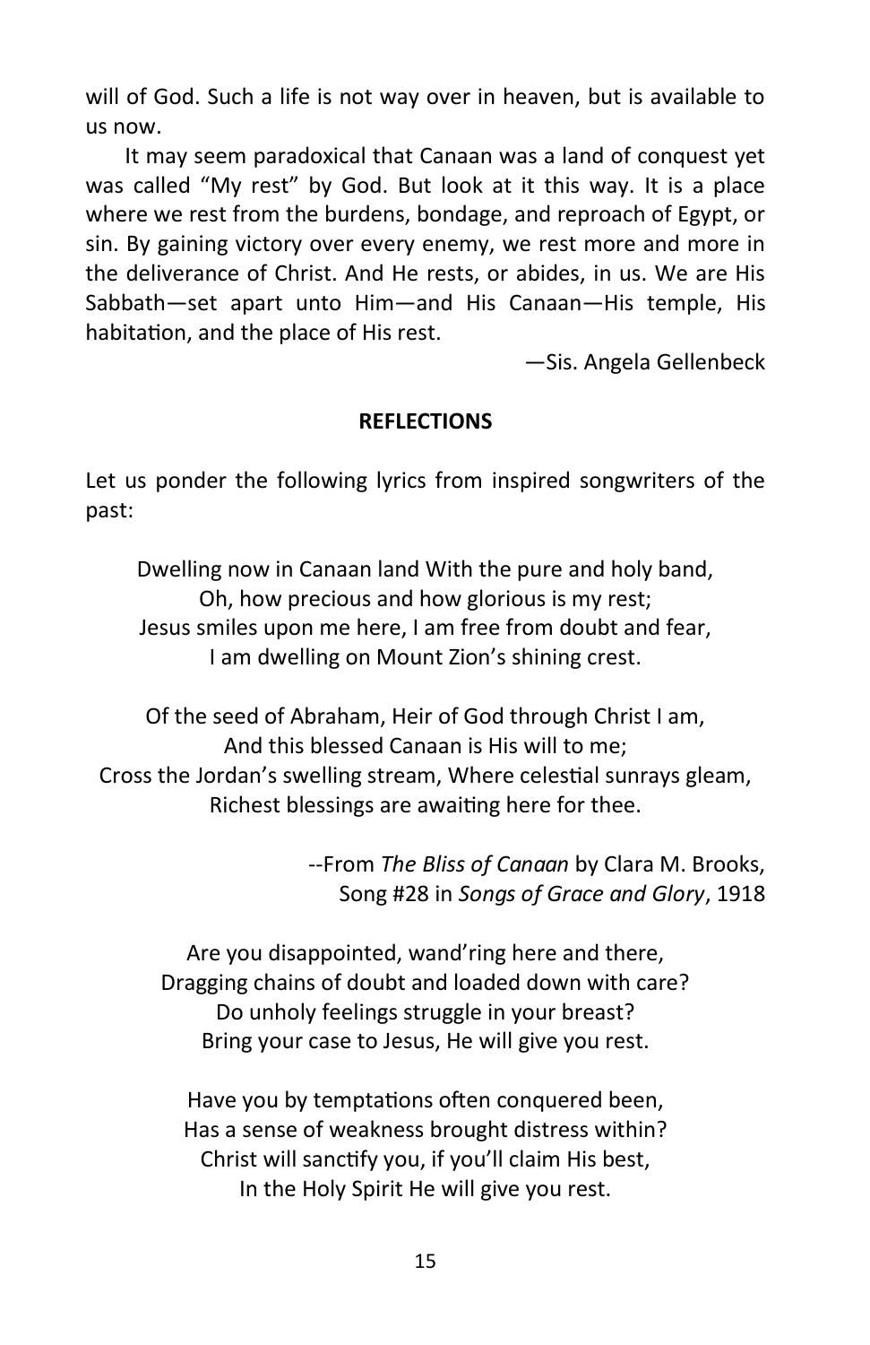will of God. Such a life is not way over in heaven, but is available to us now.

It may seem paradoxical that Canaan was a land of conquest yet was called "My rest" by God. But look at it this way. It is a place where we rest from the burdens, bondage, and reproach of Egypt, or sin. By gaining victory over every enemy, we rest more and more in the deliverance of Christ. And He rests, or abides, in us. We are His Sabbath—set apart unto Him—and His Canaan—His temple, His habitation, and the place of His rest.

—Sis. Angela Gellenbeck

**REFLECTIONS**

Let us ponder the following lyrics from inspired songwriters of the past:

Dwelling now in Canaan land With the pure and holy band,  
Oh, how precious and how glorious is my rest;  
Jesus smiles upon me here, I am free from doubt and fear,  
I am dwelling on Mount Zion's shining crest.

Of the seed of Abraham, Heir of God through Christ I am,  
And this blessed Canaan is His will to me;  
Cross the Jordan's swelling stream, Where celestial sunrays gleam,  
Richest blessings are awaiting here for thee.

--From *The Bliss of Canaan* by Clara M. Brooks,  
Song #28 in *Songs of Grace and Glory*, 1918

Are you disappointed, wand'ring here and there,  
Dragging chains of doubt and loaded down with care?  
Do unholy feelings struggle in your breast?  
Bring your case to Jesus, He will give you rest.

Have you by temptations often conquered been,  
Has a sense of weakness brought distress within?  
Christ will sanctify you, if you'll claim His best,  
In the Holy Spirit He will give you rest.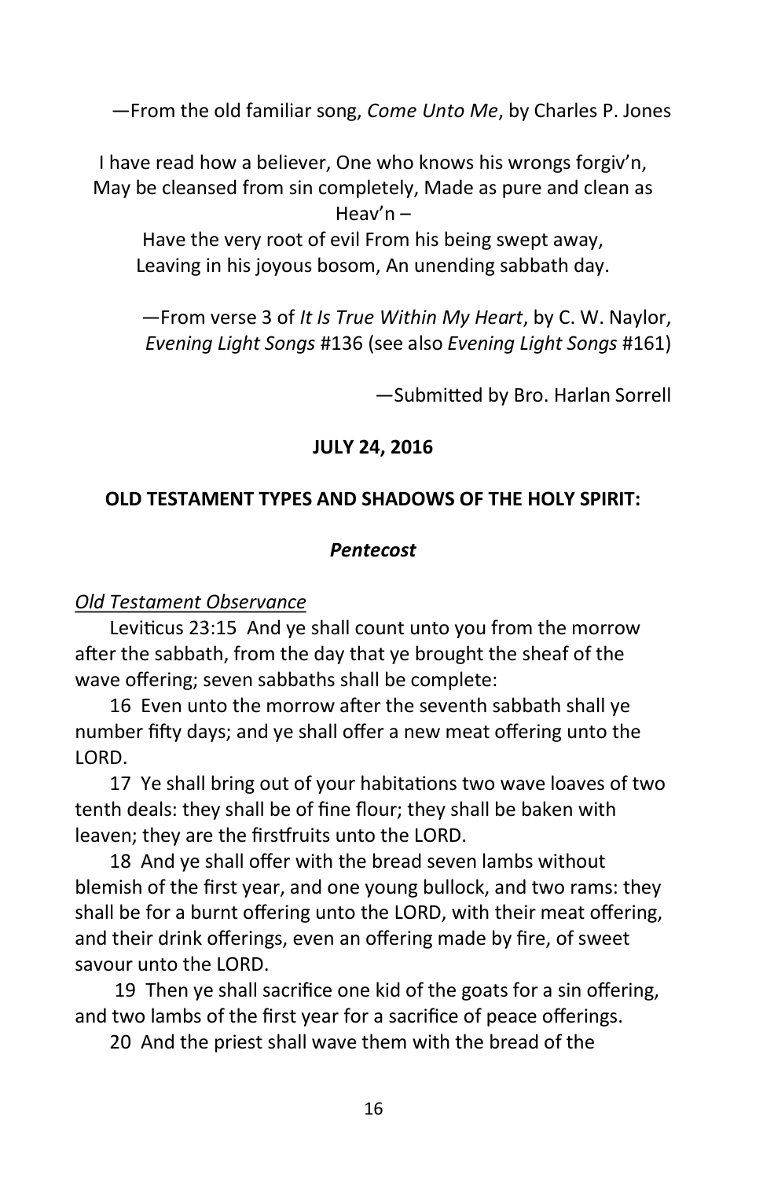—From the old familiar song, *Come Unto Me*, by Charles P. Jones

I have read how a believer, One who knows his wrongs forgiv'n,
May be cleansed from sin completely, Made as pure and clean as Heav'n –
Have the very root of evil From his being swept away,
Leaving in his joyous bosom, An unending sabbath day.

—From verse 3 of *It Is True Within My Heart*, by C. W. Naylor, *Evening Light Songs* #136 (see also *Evening Light Songs* #161)

—Submitted by Bro. Harlan Sorrell

**JULY 24, 2016**

**OLD TESTAMENT TYPES AND SHADOWS OF THE HOLY SPIRIT:**

***Pentecost***

*Old Testament Observance*

Leviticus 23:15 And ye shall count unto you from the morrow after the sabbath, from the day that ye brought the sheaf of the wave offering; seven sabbaths shall be complete:

16 Even unto the morrow after the seventh sabbath shall ye number fifty days; and ye shall offer a new meat offering unto the LORD.

17 Ye shall bring out of your habitations two wave loaves of two tenth deals: they shall be of fine flour; they shall be baken with leaven; they are the firstfruits unto the LORD.

18 And ye shall offer with the bread seven lambs without blemish of the first year, and one young bullock, and two rams: they shall be for a burnt offering unto the LORD, with their meat offering, and their drink offerings, even an offering made by fire, of sweet savour unto the LORD.

19 Then ye shall sacrifice one kid of the goats for a sin offering, and two lambs of the first year for a sacrifice of peace offerings.

20 And the priest shall wave them with the bread of the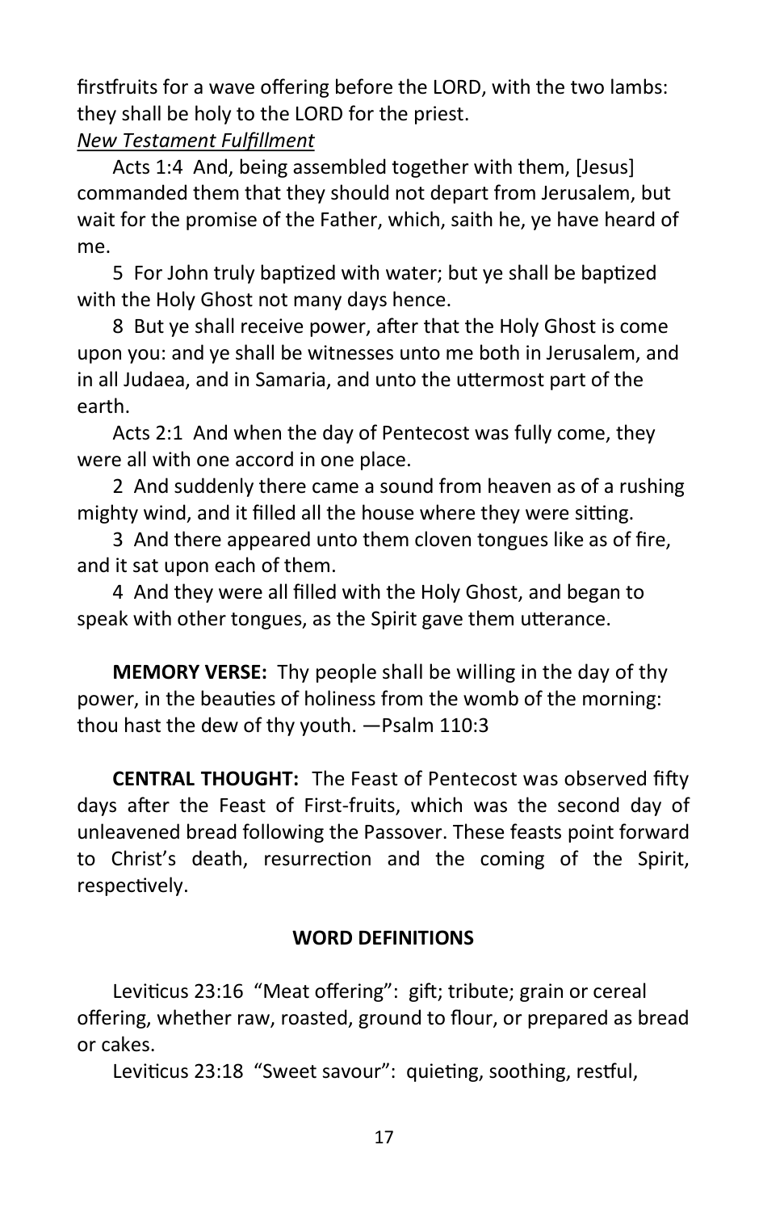firstfruits for a wave offering before the LORD, with the two lambs: they shall be holy to the LORD for the priest.

*New Testament Fulfillment*

Acts 1:4 And, being assembled together with them, [Jesus] commanded them that they should not depart from Jerusalem, but wait for the promise of the Father, which, saith he, ye have heard of me.

5 For John truly baptized with water; but ye shall be baptized with the Holy Ghost not many days hence.

8 But ye shall receive power, after that the Holy Ghost is come upon you: and ye shall be witnesses unto me both in Jerusalem, and in all Judaea, and in Samaria, and unto the uttermost part of the earth.

Acts 2:1 And when the day of Pentecost was fully come, they were all with one accord in one place.

2 And suddenly there came a sound from heaven as of a rushing mighty wind, and it filled all the house where they were sitting.

3 And there appeared unto them cloven tongues like as of fire, and it sat upon each of them.

4 And they were all filled with the Holy Ghost, and began to speak with other tongues, as the Spirit gave them utterance.

**MEMORY VERSE:** Thy people shall be willing in the day of thy power, in the beauties of holiness from the womb of the morning: thou hast the dew of thy youth. —Psalm 110:3

**CENTRAL THOUGHT:** The Feast of Pentecost was observed fifty days after the Feast of First-fruits, which was the second day of unleavened bread following the Passover. These feasts point forward to Christ's death, resurrection and the coming of the Spirit, respectively.

**WORD DEFINITIONS**

Leviticus 23:16 "Meat offering": gift; tribute; grain or cereal offering, whether raw, roasted, ground to flour, or prepared as bread or cakes.

Leviticus 23:18 "Sweet savour": quieting, soothing, restful,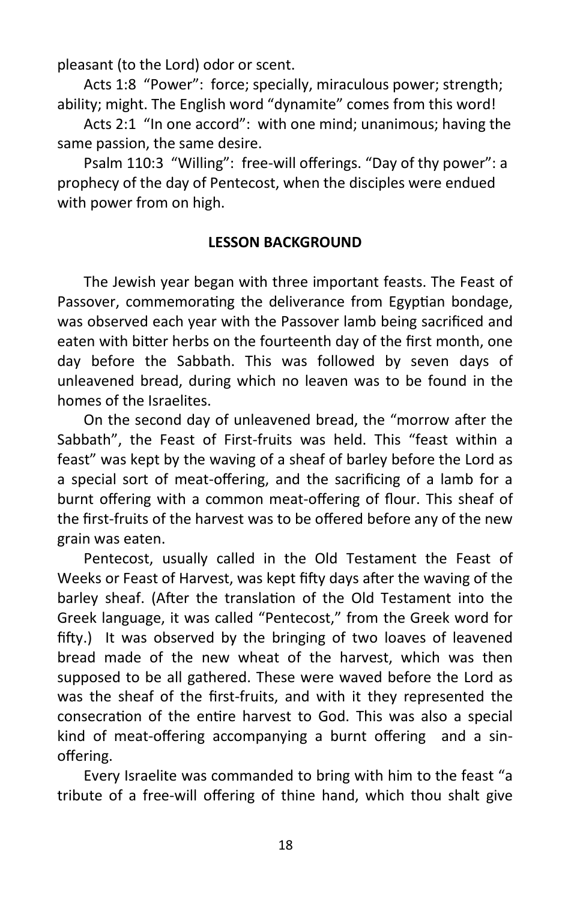pleasant (to the Lord) odor or scent.

Acts 1:8 "Power": force; specially, miraculous power; strength; ability; might. The English word "dynamite" comes from this word!

Acts 2:1 "In one accord": with one mind; unanimous; having the same passion, the same desire.

Psalm 110:3 "Willing": free-will offerings. "Day of thy power": a prophecy of the day of Pentecost, when the disciples were endued with power from on high.

## LESSON BACKGROUND

The Jewish year began with three important feasts. The Feast of Passover, commemorating the deliverance from Egyptian bondage, was observed each year with the Passover lamb being sacrificed and eaten with bitter herbs on the fourteenth day of the first month, one day before the Sabbath. This was followed by seven days of unleavened bread, during which no leaven was to be found in the homes of the Israelites.

On the second day of unleavened bread, the "morrow after the Sabbath", the Feast of First-fruits was held. This "feast within a feast" was kept by the waving of a sheaf of barley before the Lord as a special sort of meat-offering, and the sacrificing of a lamb for a burnt offering with a common meat-offering of flour. This sheaf of the first-fruits of the harvest was to be offered before any of the new grain was eaten.

Pentecost, usually called in the Old Testament the Feast of Weeks or Feast of Harvest, was kept fifty days after the waving of the barley sheaf. (After the translation of the Old Testament into the Greek language, it was called "Pentecost," from the Greek word for fifty.) It was observed by the bringing of two loaves of leavened bread made of the new wheat of the harvest, which was then supposed to be all gathered. These were waved before the Lord as was the sheaf of the first-fruits, and with it they represented the consecration of the entire harvest to God. This was also a special kind of meat-offering accompanying a burnt offering and a sin-offering.

Every Israelite was commanded to bring with him to the feast "a tribute of a free-will offering of thine hand, which thou shalt give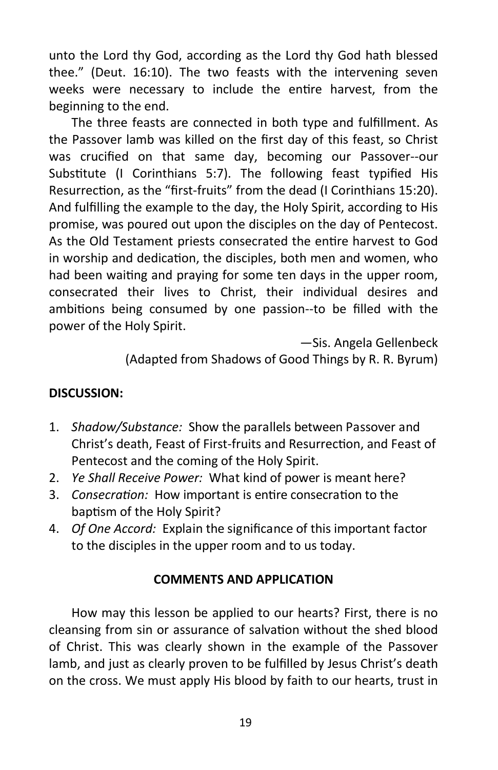unto the Lord thy God, according as the Lord thy God hath blessed thee." (Deut. 16:10). The two feasts with the intervening seven weeks were necessary to include the entire harvest, from the beginning to the end.

The three feasts are connected in both type and fulfillment. As the Passover lamb was killed on the first day of this feast, so Christ was crucified on that same day, becoming our Passover--our Substitute (I Corinthians 5:7). The following feast typified His Resurrection, as the "first-fruits" from the dead (I Corinthians 15:20). And fulfilling the example to the day, the Holy Spirit, according to His promise, was poured out upon the disciples on the day of Pentecost. As the Old Testament priests consecrated the entire harvest to God in worship and dedication, the disciples, both men and women, who had been waiting and praying for some ten days in the upper room, consecrated their lives to Christ, their individual desires and ambitions being consumed by one passion--to be filled with the power of the Holy Spirit.

—Sis. Angela Gellenbeck
(Adapted from Shadows of Good Things by R. R. Byrum)

**DISCUSSION:**

1. *Shadow/Substance:* Show the parallels between Passover and Christ's death, Feast of First-fruits and Resurrection, and Feast of Pentecost and the coming of the Holy Spirit.
2. *Ye Shall Receive Power:* What kind of power is meant here?
3. *Consecration:* How important is entire consecration to the baptism of the Holy Spirit?
4. *Of One Accord:* Explain the significance of this important factor to the disciples in the upper room and to us today.

**COMMENTS AND APPLICATION**

How may this lesson be applied to our hearts? First, there is no cleansing from sin or assurance of salvation without the shed blood of Christ. This was clearly shown in the example of the Passover lamb, and just as clearly proven to be fulfilled by Jesus Christ's death on the cross. We must apply His blood by faith to our hearts, trust in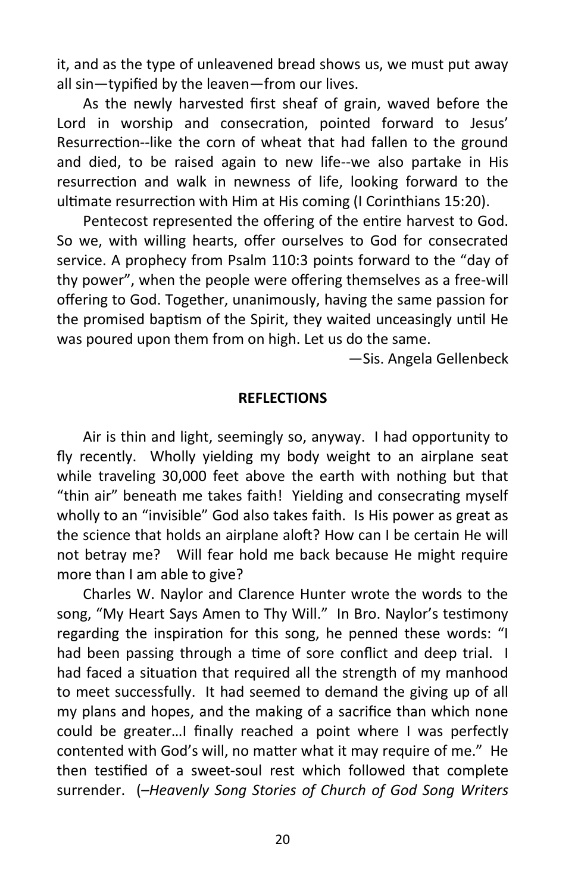it, and as the type of unleavened bread shows us, we must put away all sin—typified by the leaven—from our lives.

As the newly harvested first sheaf of grain, waved before the Lord in worship and consecration, pointed forward to Jesus' Resurrection--like the corn of wheat that had fallen to the ground and died, to be raised again to new life--we also partake in His resurrection and walk in newness of life, looking forward to the ultimate resurrection with Him at His coming (I Corinthians 15:20).

Pentecost represented the offering of the entire harvest to God. So we, with willing hearts, offer ourselves to God for consecrated service. A prophecy from Psalm 110:3 points forward to the "day of thy power", when the people were offering themselves as a free-will offering to God. Together, unanimously, having the same passion for the promised baptism of the Spirit, they waited unceasingly until He was poured upon them from on high. Let us do the same.

—Sis. Angela Gellenbeck

**REFLECTIONS**

Air is thin and light, seemingly so, anyway. I had opportunity to fly recently. Wholly yielding my body weight to an airplane seat while traveling 30,000 feet above the earth with nothing but that "thin air" beneath me takes faith! Yielding and consecrating myself wholly to an "invisible" God also takes faith. Is His power as great as the science that holds an airplane aloft? How can I be certain He will not betray me? Will fear hold me back because He might require more than I am able to give?

Charles W. Naylor and Clarence Hunter wrote the words to the song, "My Heart Says Amen to Thy Will." In Bro. Naylor's testimony regarding the inspiration for this song, he penned these words: "I had been passing through a time of sore conflict and deep trial. I had faced a situation that required all the strength of my manhood to meet successfully. It had seemed to demand the giving up of all my plans and hopes, and the making of a sacrifice than which none could be greater…I finally reached a point where I was perfectly contented with God's will, no matter what it may require of me." He then testified of a sweet-soul rest which followed that complete surrender. (–*Heavenly Song Stories of Church of God Song Writers*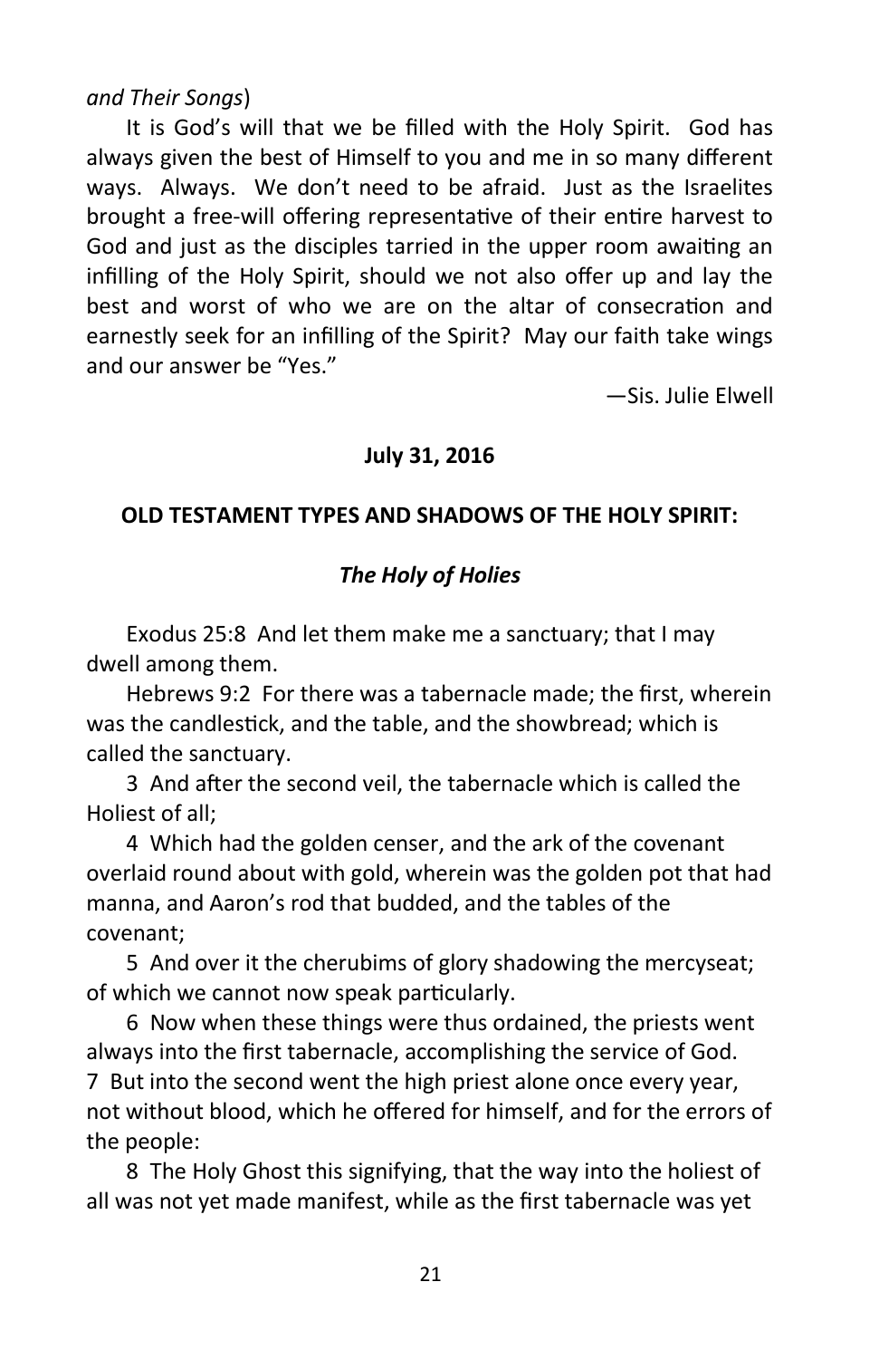*and Their Songs*)

It is God's will that we be filled with the Holy Spirit. God has always given the best of Himself to you and me in so many different ways. Always. We don't need to be afraid. Just as the Israelites brought a free-will offering representative of their entire harvest to God and just as the disciples tarried in the upper room awaiting an infilling of the Holy Spirit, should we not also offer up and lay the best and worst of who we are on the altar of consecration and earnestly seek for an infilling of the Spirit? May our faith take wings and our answer be "Yes."

—Sis. Julie Elwell

**July 31, 2016**

**OLD TESTAMENT TYPES AND SHADOWS OF THE HOLY SPIRIT:**

***The Holy of Holies***

Exodus 25:8 And let them make me a sanctuary; that I may dwell among them.

Hebrews 9:2 For there was a tabernacle made; the first, wherein was the candlestick, and the table, and the showbread; which is called the sanctuary.

3 And after the second veil, the tabernacle which is called the Holiest of all;

4 Which had the golden censer, and the ark of the covenant overlaid round about with gold, wherein was the golden pot that had manna, and Aaron's rod that budded, and the tables of the covenant;

5 And over it the cherubims of glory shadowing the mercyseat; of which we cannot now speak particularly.

6 Now when these things were thus ordained, the priests went always into the first tabernacle, accomplishing the service of God.

7 But into the second went the high priest alone once every year, not without blood, which he offered for himself, and for the errors of the people:

8 The Holy Ghost this signifying, that the way into the holiest of all was not yet made manifest, while as the first tabernacle was yet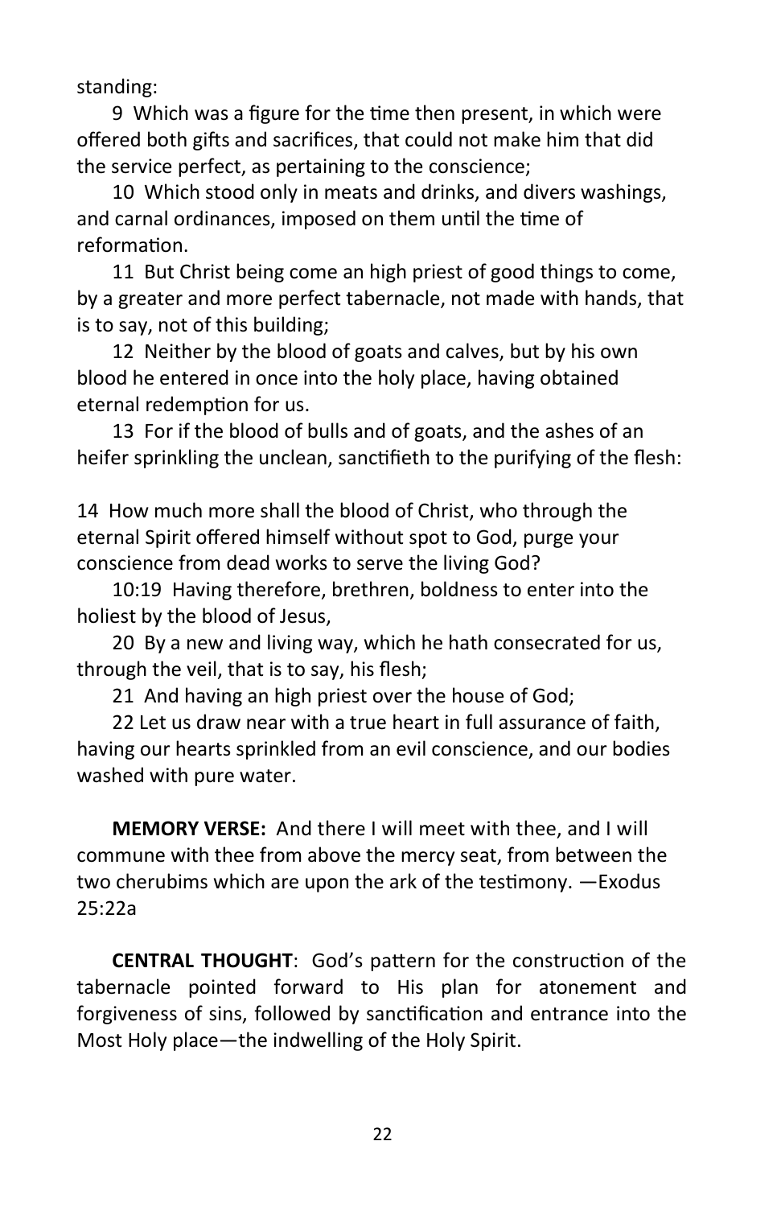standing:

9 Which was a figure for the time then present, in which were offered both gifts and sacrifices, that could not make him that did the service perfect, as pertaining to the conscience;

10 Which stood only in meats and drinks, and divers washings, and carnal ordinances, imposed on them until the time of reformation.

11 But Christ being come an high priest of good things to come, by a greater and more perfect tabernacle, not made with hands, that is to say, not of this building;

12 Neither by the blood of goats and calves, but by his own blood he entered in once into the holy place, having obtained eternal redemption for us.

13 For if the blood of bulls and of goats, and the ashes of an heifer sprinkling the unclean, sanctifieth to the purifying of the flesh:

14 How much more shall the blood of Christ, who through the eternal Spirit offered himself without spot to God, purge your conscience from dead works to serve the living God?

10:19 Having therefore, brethren, boldness to enter into the holiest by the blood of Jesus,

20 By a new and living way, which he hath consecrated for us, through the veil, that is to say, his flesh;

21 And having an high priest over the house of God;

22 Let us draw near with a true heart in full assurance of faith, having our hearts sprinkled from an evil conscience, and our bodies washed with pure water.

**MEMORY VERSE:** And there I will meet with thee, and I will commune with thee from above the mercy seat, from between the two cherubims which are upon the ark of the testimony. —Exodus 25:22a

**CENTRAL THOUGHT**: God's pattern for the construction of the tabernacle pointed forward to His plan for atonement and forgiveness of sins, followed by sanctification and entrance into the Most Holy place—the indwelling of the Holy Spirit.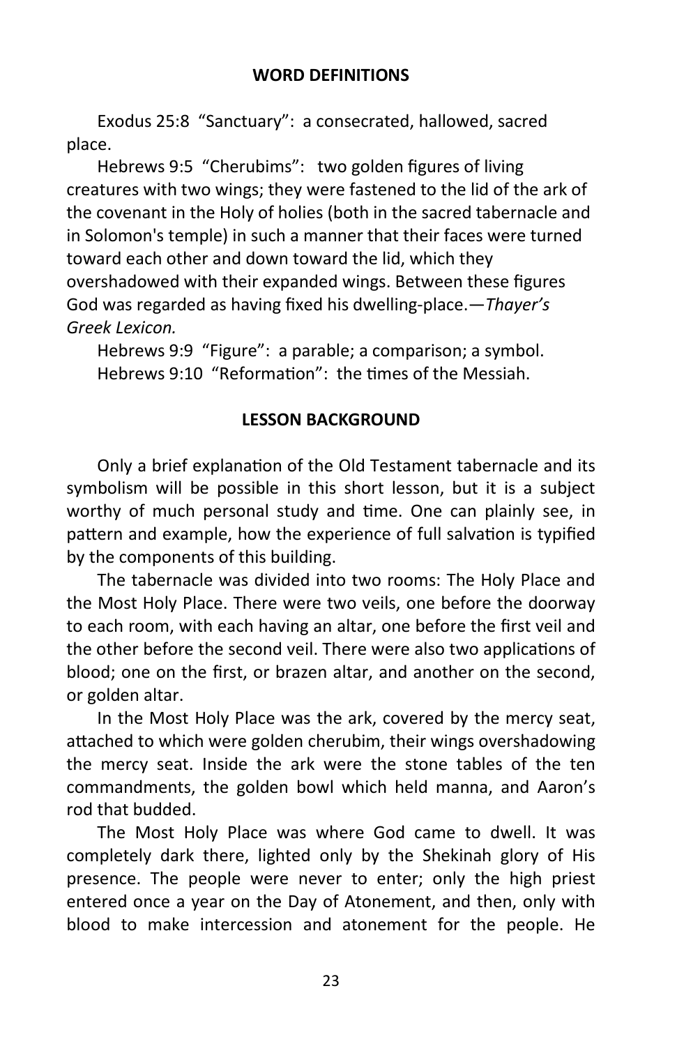## WORD DEFINITIONS

Exodus 25:8 "Sanctuary": a consecrated, hallowed, sacred place.

Hebrews 9:5 "Cherubims": two golden figures of living creatures with two wings; they were fastened to the lid of the ark of the covenant in the Holy of holies (both in the sacred tabernacle and in Solomon's temple) in such a manner that their faces were turned toward each other and down toward the lid, which they overshadowed with their expanded wings. Between these figures God was regarded as having fixed his dwelling-place.—*Thayer's Greek Lexicon.*

Hebrews 9:9 "Figure": a parable; a comparison; a symbol.

Hebrews 9:10 "Reformation": the times of the Messiah.

## LESSON BACKGROUND

Only a brief explanation of the Old Testament tabernacle and its symbolism will be possible in this short lesson, but it is a subject worthy of much personal study and time. One can plainly see, in pattern and example, how the experience of full salvation is typified by the components of this building.

The tabernacle was divided into two rooms: The Holy Place and the Most Holy Place. There were two veils, one before the doorway to each room, with each having an altar, one before the first veil and the other before the second veil. There were also two applications of blood; one on the first, or brazen altar, and another on the second, or golden altar.

In the Most Holy Place was the ark, covered by the mercy seat, attached to which were golden cherubim, their wings overshadowing the mercy seat. Inside the ark were the stone tables of the ten commandments, the golden bowl which held manna, and Aaron's rod that budded.

The Most Holy Place was where God came to dwell. It was completely dark there, lighted only by the Shekinah glory of His presence. The people were never to enter; only the high priest entered once a year on the Day of Atonement, and then, only with blood to make intercession and atonement for the people. He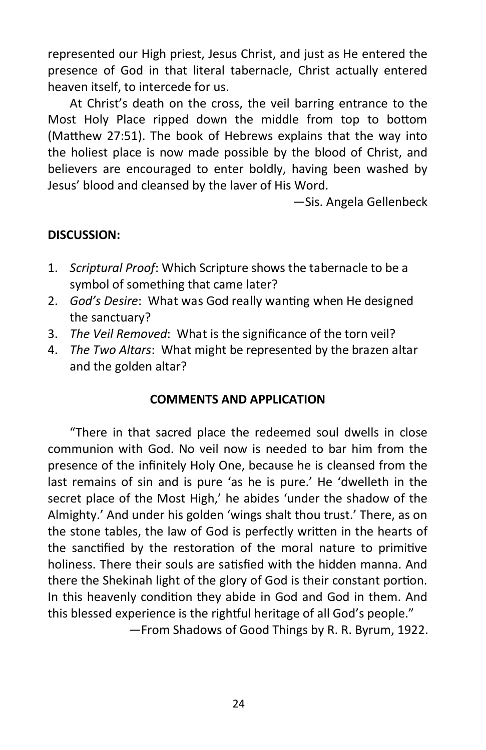represented our High priest, Jesus Christ, and just as He entered the presence of God in that literal tabernacle, Christ actually entered heaven itself, to intercede for us.

At Christ's death on the cross, the veil barring entrance to the Most Holy Place ripped down the middle from top to bottom (Matthew 27:51). The book of Hebrews explains that the way into the holiest place is now made possible by the blood of Christ, and believers are encouraged to enter boldly, having been washed by Jesus' blood and cleansed by the laver of His Word.

—Sis. Angela Gellenbeck

**DISCUSSION:**

1. *Scriptural Proof*: Which Scripture shows the tabernacle to be a symbol of something that came later?
2. *God's Desire*: What was God really wanting when He designed the sanctuary?
3. *The Veil Removed*: What is the significance of the torn veil?
4. *The Two Altars*: What might be represented by the brazen altar and the golden altar?

**COMMENTS AND APPLICATION**

"There in that sacred place the redeemed soul dwells in close communion with God. No veil now is needed to bar him from the presence of the infinitely Holy One, because he is cleansed from the last remains of sin and is pure 'as he is pure.' He 'dwelleth in the secret place of the Most High,' he abides 'under the shadow of the Almighty.' And under his golden 'wings shalt thou trust.' There, as on the stone tables, the law of God is perfectly written in the hearts of the sanctified by the restoration of the moral nature to primitive holiness. There their souls are satisfied with the hidden manna. And there the Shekinah light of the glory of God is their constant portion. In this heavenly condition they abide in God and God in them. And this blessed experience is the rightful heritage of all God's people."

—From Shadows of Good Things by R. R. Byrum, 1922.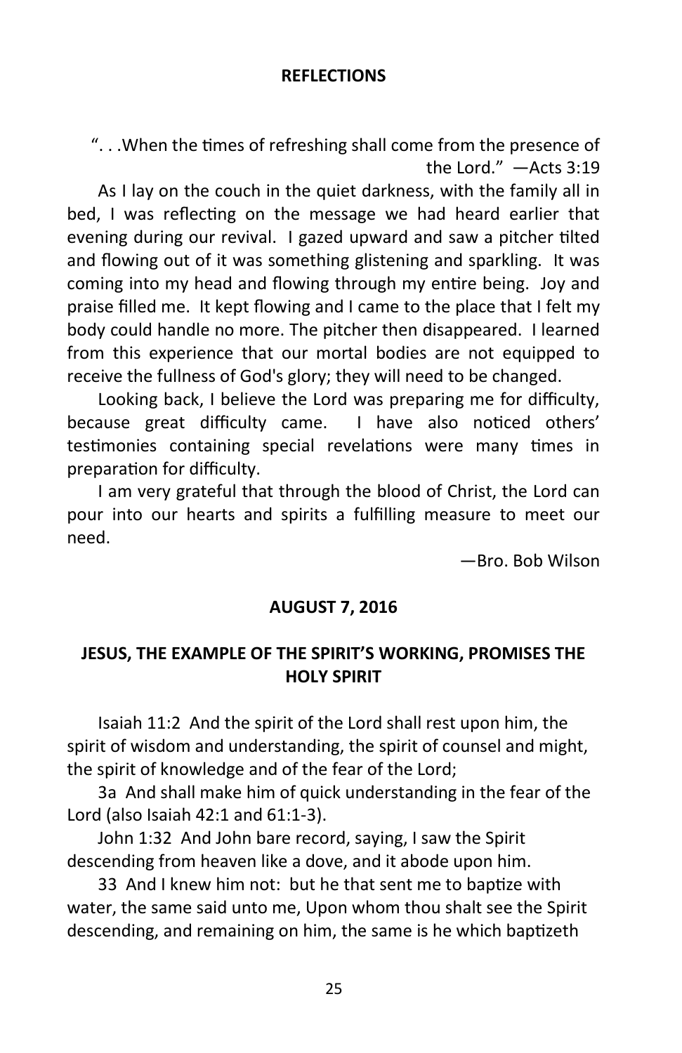## REFLECTIONS

". . .When the times of refreshing shall come from the presence of the Lord." —Acts 3:19

As I lay on the couch in the quiet darkness, with the family all in bed, I was reflecting on the message we had heard earlier that evening during our revival. I gazed upward and saw a pitcher tilted and flowing out of it was something glistening and sparkling. It was coming into my head and flowing through my entire being. Joy and praise filled me. It kept flowing and I came to the place that I felt my body could handle no more. The pitcher then disappeared. I learned from this experience that our mortal bodies are not equipped to receive the fullness of God's glory; they will need to be changed.

Looking back, I believe the Lord was preparing me for difficulty, because great difficulty came. I have also noticed others' testimonies containing special revelations were many times in preparation for difficulty.

I am very grateful that through the blood of Christ, the Lord can pour into our hearts and spirits a fulfilling measure to meet our need.

—Bro. Bob Wilson

## AUGUST 7, 2016

## JESUS, THE EXAMPLE OF THE SPIRIT'S WORKING, PROMISES THE HOLY SPIRIT

Isaiah 11:2 And the spirit of the Lord shall rest upon him, the spirit of wisdom and understanding, the spirit of counsel and might, the spirit of knowledge and of the fear of the Lord;

3a And shall make him of quick understanding in the fear of the Lord (also Isaiah 42:1 and 61:1-3).

John 1:32 And John bare record, saying, I saw the Spirit descending from heaven like a dove, and it abode upon him.

33 And I knew him not: but he that sent me to baptize with water, the same said unto me, Upon whom thou shalt see the Spirit descending, and remaining on him, the same is he which baptizeth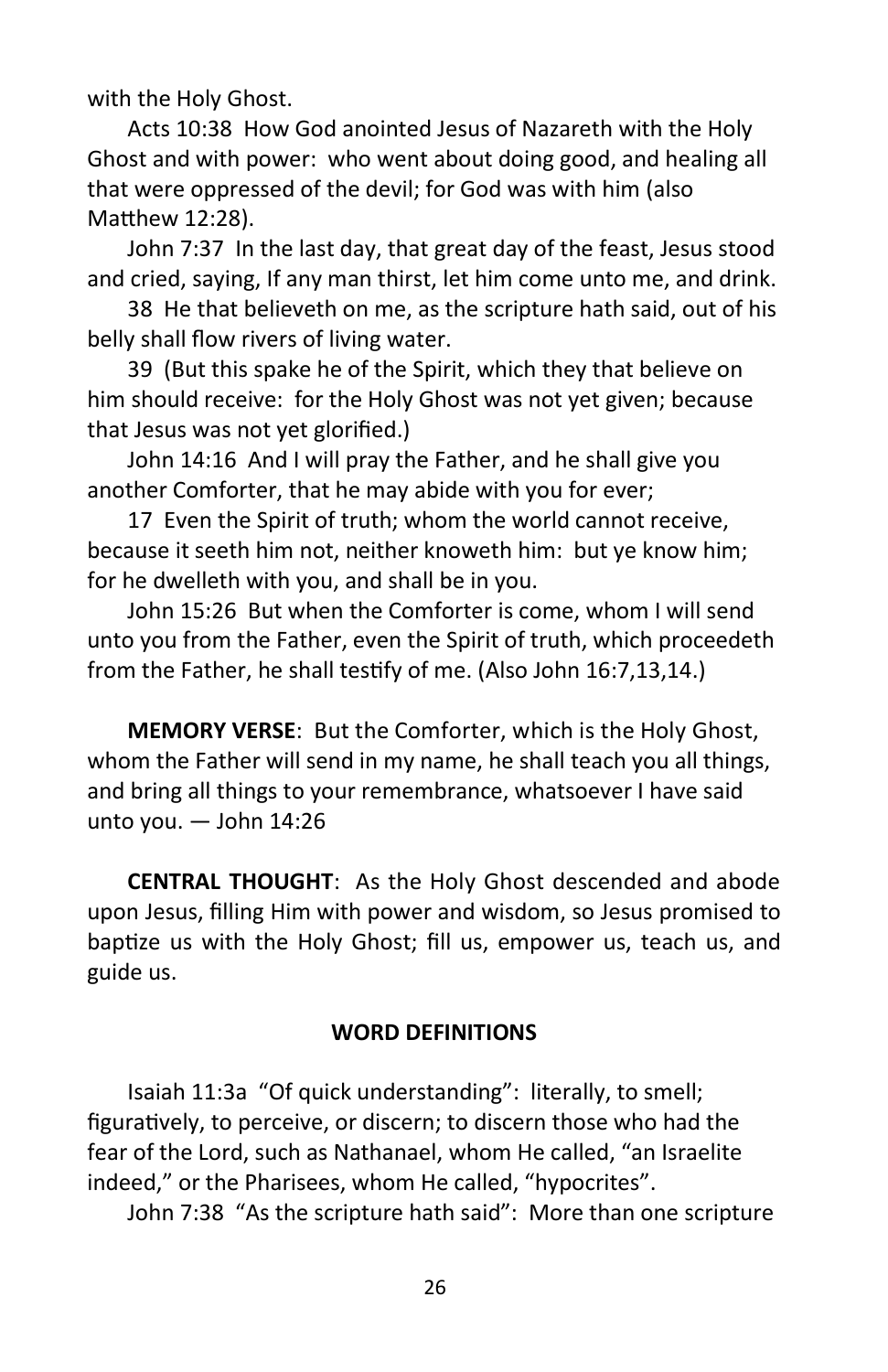with the Holy Ghost.

Acts 10:38 How God anointed Jesus of Nazareth with the Holy Ghost and with power: who went about doing good, and healing all that were oppressed of the devil; for God was with him (also Matthew 12:28).

John 7:37 In the last day, that great day of the feast, Jesus stood and cried, saying, If any man thirst, let him come unto me, and drink.

38 He that believeth on me, as the scripture hath said, out of his belly shall flow rivers of living water.

39 (But this spake he of the Spirit, which they that believe on him should receive: for the Holy Ghost was not yet given; because that Jesus was not yet glorified.)

John 14:16 And I will pray the Father, and he shall give you another Comforter, that he may abide with you for ever;

17 Even the Spirit of truth; whom the world cannot receive, because it seeth him not, neither knoweth him: but ye know him; for he dwelleth with you, and shall be in you.

John 15:26 But when the Comforter is come, whom I will send unto you from the Father, even the Spirit of truth, which proceedeth from the Father, he shall testify of me. (Also John 16:7,13,14.)

**MEMORY VERSE**: But the Comforter, which is the Holy Ghost, whom the Father will send in my name, he shall teach you all things, and bring all things to your remembrance, whatsoever I have said unto you. — John 14:26

**CENTRAL THOUGHT**: As the Holy Ghost descended and abode upon Jesus, filling Him with power and wisdom, so Jesus promised to baptize us with the Holy Ghost; fill us, empower us, teach us, and guide us.

## WORD DEFINITIONS

Isaiah 11:3a "Of quick understanding": literally, to smell; figuratively, to perceive, or discern; to discern those who had the fear of the Lord, such as Nathanael, whom He called, "an Israelite indeed," or the Pharisees, whom He called, "hypocrites".

John 7:38 "As the scripture hath said": More than one scripture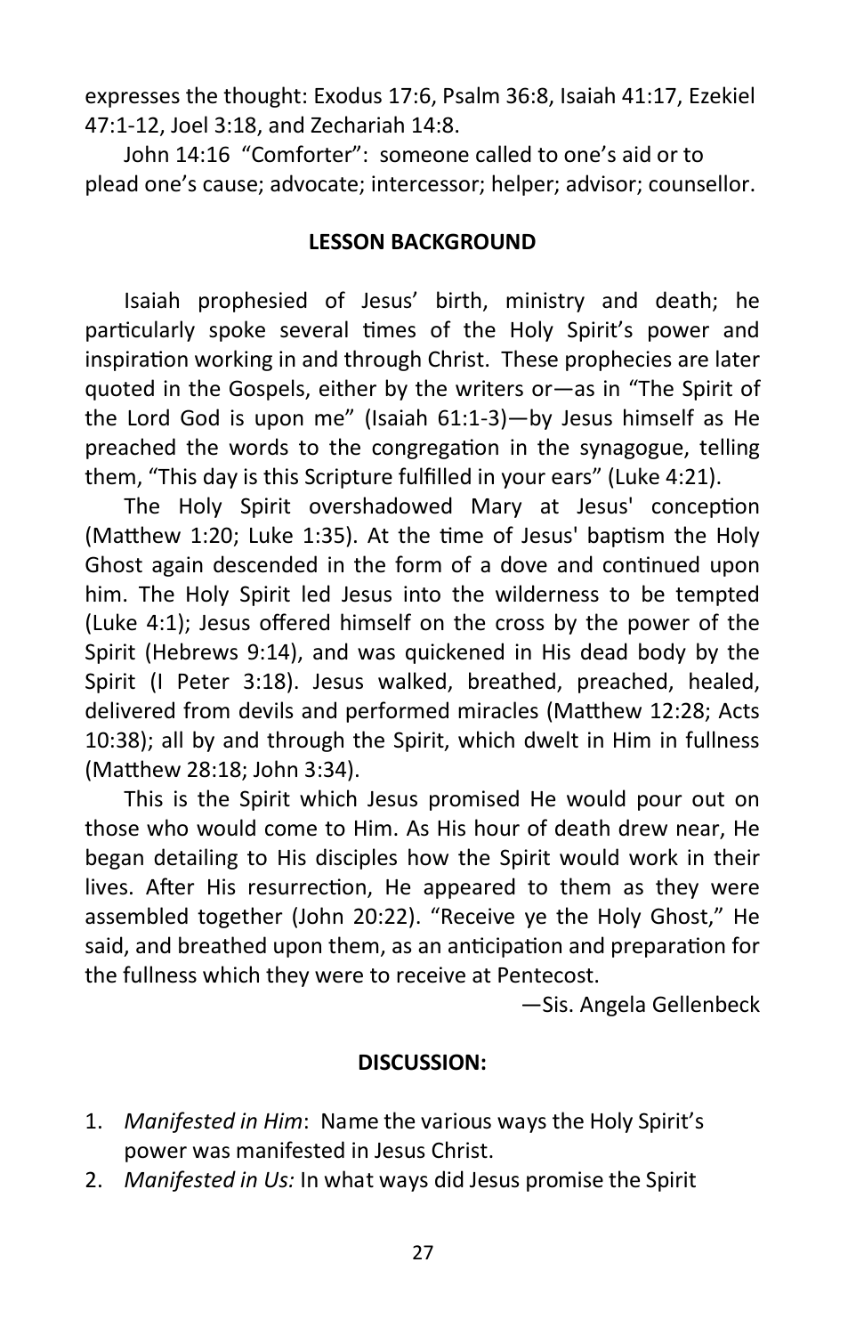expresses the thought: Exodus 17:6, Psalm 36:8, Isaiah 41:17, Ezekiel 47:1-12, Joel 3:18, and Zechariah 14:8.

John 14:16 "Comforter": someone called to one's aid or to plead one's cause; advocate; intercessor; helper; advisor; counsellor.

## LESSON BACKGROUND

Isaiah prophesied of Jesus' birth, ministry and death; he particularly spoke several times of the Holy Spirit's power and inspiration working in and through Christ. These prophecies are later quoted in the Gospels, either by the writers or—as in "The Spirit of the Lord God is upon me" (Isaiah 61:1-3)—by Jesus himself as He preached the words to the congregation in the synagogue, telling them, "This day is this Scripture fulfilled in your ears" (Luke 4:21).

The Holy Spirit overshadowed Mary at Jesus' conception (Matthew 1:20; Luke 1:35). At the time of Jesus' baptism the Holy Ghost again descended in the form of a dove and continued upon him. The Holy Spirit led Jesus into the wilderness to be tempted (Luke 4:1); Jesus offered himself on the cross by the power of the Spirit (Hebrews 9:14), and was quickened in His dead body by the Spirit (I Peter 3:18). Jesus walked, breathed, preached, healed, delivered from devils and performed miracles (Matthew 12:28; Acts 10:38); all by and through the Spirit, which dwelt in Him in fullness (Matthew 28:18; John 3:34).

This is the Spirit which Jesus promised He would pour out on those who would come to Him. As His hour of death drew near, He began detailing to His disciples how the Spirit would work in their lives. After His resurrection, He appeared to them as they were assembled together (John 20:22). "Receive ye the Holy Ghost," He said, and breathed upon them, as an anticipation and preparation for the fullness which they were to receive at Pentecost.

—Sis. Angela Gellenbeck

## DISCUSSION:

1. *Manifested in Him*: Name the various ways the Holy Spirit's power was manifested in Jesus Christ.
2. *Manifested in Us:* In what ways did Jesus promise the Spirit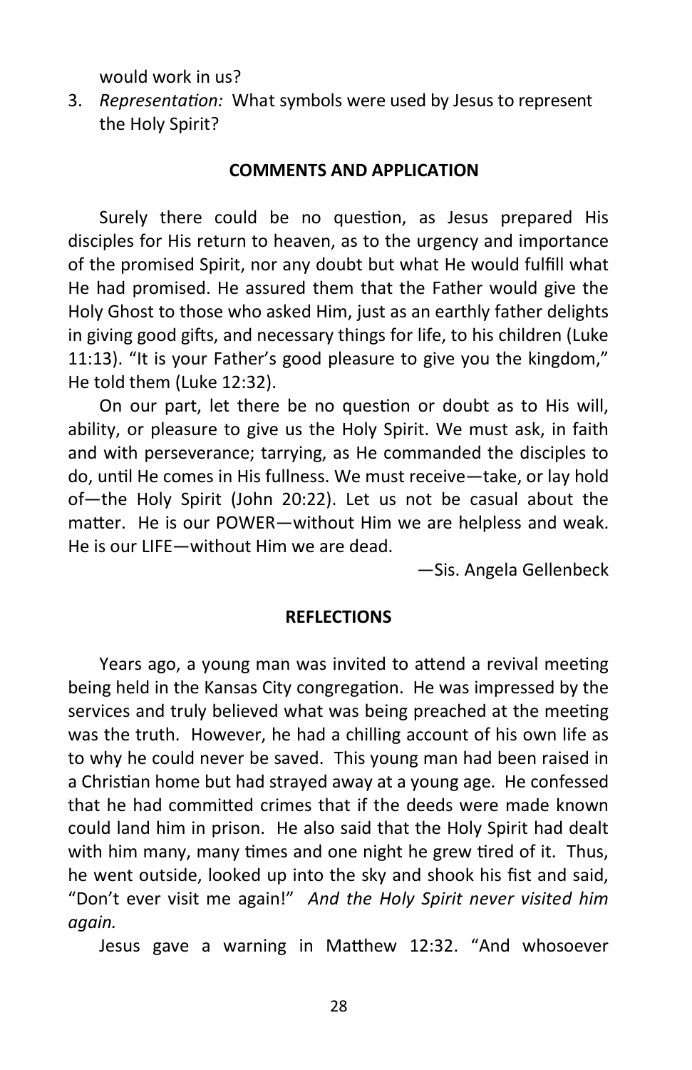would work in us?

3. *Representation:* What symbols were used by Jesus to represent the Holy Spirit?

## COMMENTS AND APPLICATION

Surely there could be no question, as Jesus prepared His disciples for His return to heaven, as to the urgency and importance of the promised Spirit, nor any doubt but what He would fulfill what He had promised. He assured them that the Father would give the Holy Ghost to those who asked Him, just as an earthly father delights in giving good gifts, and necessary things for life, to his children (Luke 11:13). "It is your Father's good pleasure to give you the kingdom," He told them (Luke 12:32).

On our part, let there be no question or doubt as to His will, ability, or pleasure to give us the Holy Spirit. We must ask, in faith and with perseverance; tarrying, as He commanded the disciples to do, until He comes in His fullness. We must receive—take, or lay hold of—the Holy Spirit (John 20:22). Let us not be casual about the matter. He is our POWER—without Him we are helpless and weak. He is our LIFE—without Him we are dead.

—Sis. Angela Gellenbeck

## REFLECTIONS

Years ago, a young man was invited to attend a revival meeting being held in the Kansas City congregation. He was impressed by the services and truly believed what was being preached at the meeting was the truth. However, he had a chilling account of his own life as to why he could never be saved. This young man had been raised in a Christian home but had strayed away at a young age. He confessed that he had committed crimes that if the deeds were made known could land him in prison. He also said that the Holy Spirit had dealt with him many, many times and one night he grew tired of it. Thus, he went outside, looked up into the sky and shook his fist and said, "Don't ever visit me again!" *And the Holy Spirit never visited him again.*

Jesus gave a warning in Matthew 12:32. "And whosoever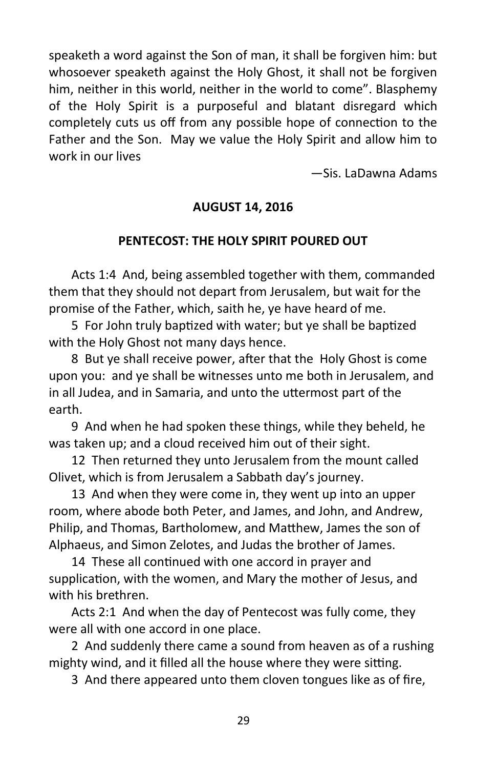speaketh a word against the Son of man, it shall be forgiven him: but whosoever speaketh against the Holy Ghost, it shall not be forgiven him, neither in this world, neither in the world to come". Blasphemy of the Holy Spirit is a purposeful and blatant disregard which completely cuts us off from any possible hope of connection to the Father and the Son. May we value the Holy Spirit and allow him to work in our lives

—Sis. LaDawna Adams

**AUGUST 14, 2016**

**PENTECOST: THE HOLY SPIRIT POURED OUT**

Acts 1:4 And, being assembled together with them, commanded them that they should not depart from Jerusalem, but wait for the promise of the Father, which, saith he, ye have heard of me.

5 For John truly baptized with water; but ye shall be baptized with the Holy Ghost not many days hence.

8 But ye shall receive power, after that the Holy Ghost is come upon you: and ye shall be witnesses unto me both in Jerusalem, and in all Judea, and in Samaria, and unto the uttermost part of the earth.

9 And when he had spoken these things, while they beheld, he was taken up; and a cloud received him out of their sight.

12 Then returned they unto Jerusalem from the mount called Olivet, which is from Jerusalem a Sabbath day's journey.

13 And when they were come in, they went up into an upper room, where abode both Peter, and James, and John, and Andrew, Philip, and Thomas, Bartholomew, and Matthew, James the son of Alphaeus, and Simon Zelotes, and Judas the brother of James.

14 These all continued with one accord in prayer and supplication, with the women, and Mary the mother of Jesus, and with his brethren.

Acts 2:1 And when the day of Pentecost was fully come, they were all with one accord in one place.

2 And suddenly there came a sound from heaven as of a rushing mighty wind, and it filled all the house where they were sitting.

3 And there appeared unto them cloven tongues like as of fire,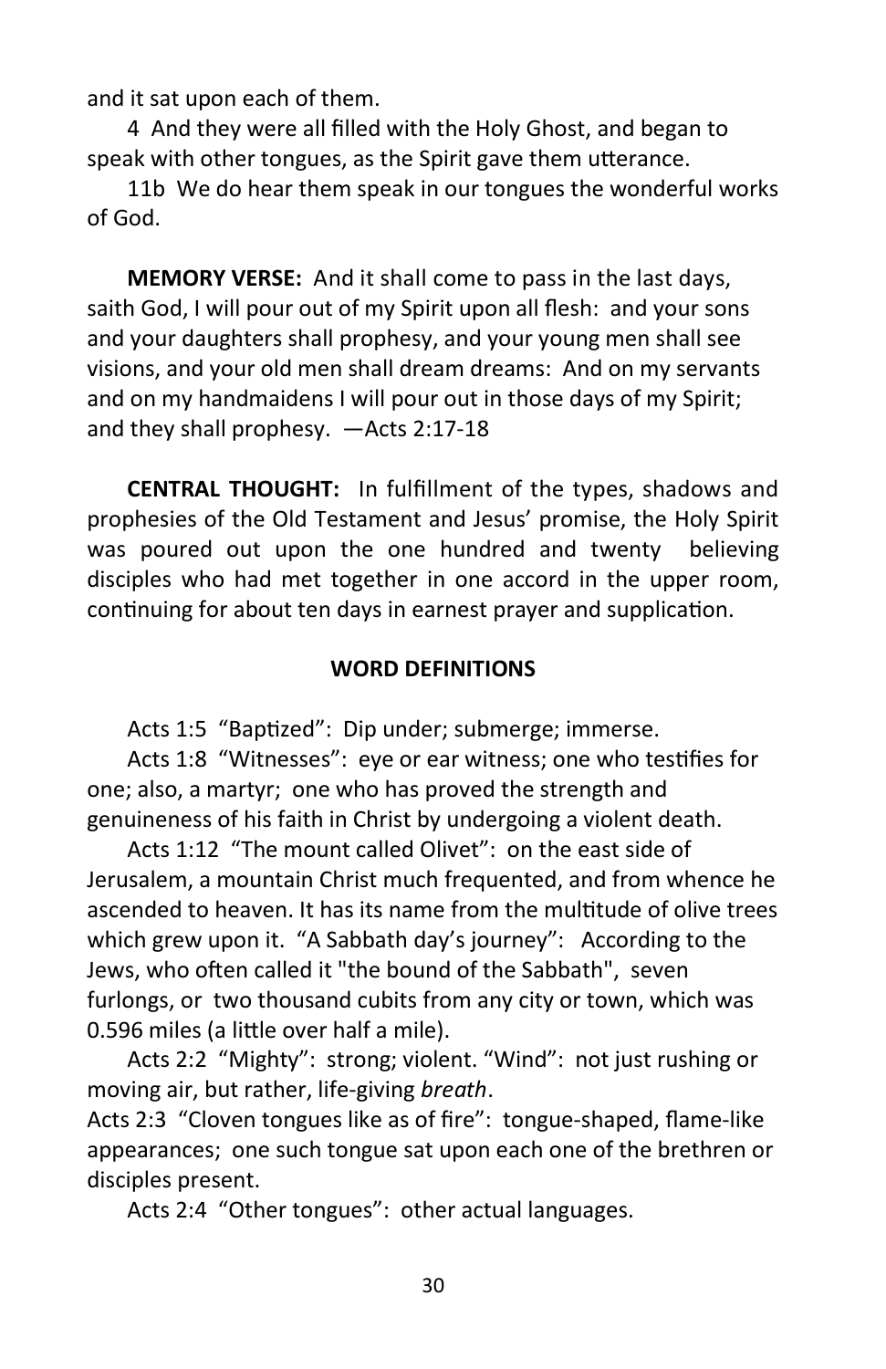and it sat upon each of them.

4 And they were all filled with the Holy Ghost, and began to speak with other tongues, as the Spirit gave them utterance.

11b We do hear them speak in our tongues the wonderful works of God.

**MEMORY VERSE:** And it shall come to pass in the last days, saith God, I will pour out of my Spirit upon all flesh: and your sons and your daughters shall prophesy, and your young men shall see visions, and your old men shall dream dreams: And on my servants and on my handmaidens I will pour out in those days of my Spirit; and they shall prophesy. —Acts 2:17-18

**CENTRAL THOUGHT:** In fulfillment of the types, shadows and prophesies of the Old Testament and Jesus' promise, the Holy Spirit was poured out upon the one hundred and twenty believing disciples who had met together in one accord in the upper room, continuing for about ten days in earnest prayer and supplication.

## WORD DEFINITIONS

Acts 1:5 "Baptized": Dip under; submerge; immerse.

Acts 1:8 "Witnesses": eye or ear witness; one who testifies for one; also, a martyr; one who has proved the strength and genuineness of his faith in Christ by undergoing a violent death.

Acts 1:12 "The mount called Olivet": on the east side of Jerusalem, a mountain Christ much frequented, and from whence he ascended to heaven. It has its name from the multitude of olive trees which grew upon it. "A Sabbath day's journey": According to the Jews, who often called it "the bound of the Sabbath", seven furlongs, or two thousand cubits from any city or town, which was 0.596 miles (a little over half a mile).

Acts 2:2 "Mighty": strong; violent. "Wind": not just rushing or moving air, but rather, life-giving *breath*.

Acts 2:3 "Cloven tongues like as of fire": tongue-shaped, flame-like appearances; one such tongue sat upon each one of the brethren or disciples present.

Acts 2:4 "Other tongues": other actual languages.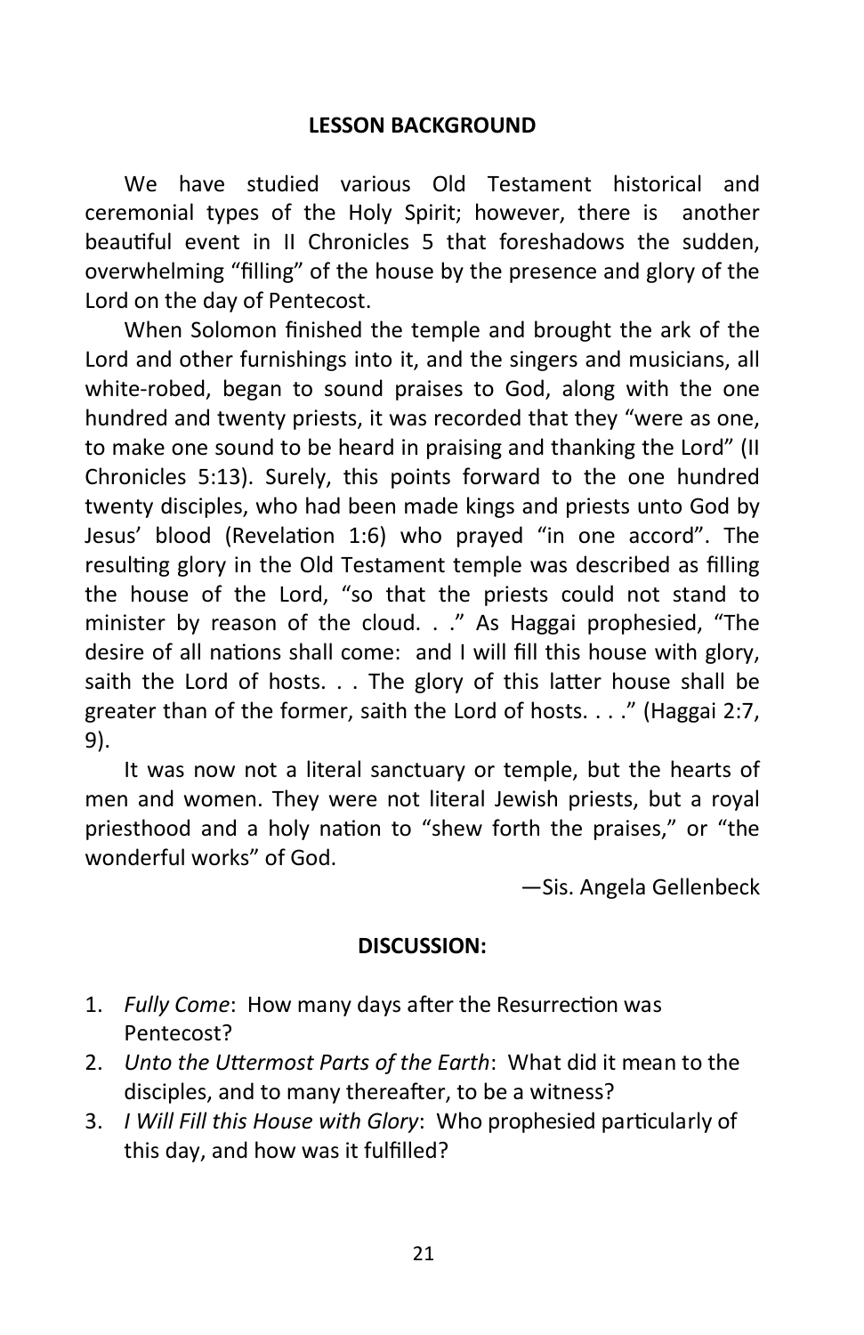## LESSON BACKGROUND

We have studied various Old Testament historical and ceremonial types of the Holy Spirit; however, there is another beautiful event in II Chronicles 5 that foreshadows the sudden, overwhelming "filling" of the house by the presence and glory of the Lord on the day of Pentecost.

When Solomon finished the temple and brought the ark of the Lord and other furnishings into it, and the singers and musicians, all white-robed, began to sound praises to God, along with the one hundred and twenty priests, it was recorded that they "were as one, to make one sound to be heard in praising and thanking the Lord" (II Chronicles 5:13). Surely, this points forward to the one hundred twenty disciples, who had been made kings and priests unto God by Jesus' blood (Revelation 1:6) who prayed "in one accord". The resulting glory in the Old Testament temple was described as filling the house of the Lord, "so that the priests could not stand to minister by reason of the cloud. . ." As Haggai prophesied, "The desire of all nations shall come: and I will fill this house with glory, saith the Lord of hosts. . . The glory of this latter house shall be greater than of the former, saith the Lord of hosts. . . ." (Haggai 2:7, 9).

It was now not a literal sanctuary or temple, but the hearts of men and women. They were not literal Jewish priests, but a royal priesthood and a holy nation to "shew forth the praises," or "the wonderful works" of God.

—Sis. Angela Gellenbeck

## DISCUSSION:

1. *Fully Come*: How many days after the Resurrection was Pentecost?
2. *Unto the Uttermost Parts of the Earth*: What did it mean to the disciples, and to many thereafter, to be a witness?
3. *I Will Fill this House with Glory*: Who prophesied particularly of this day, and how was it fulfilled?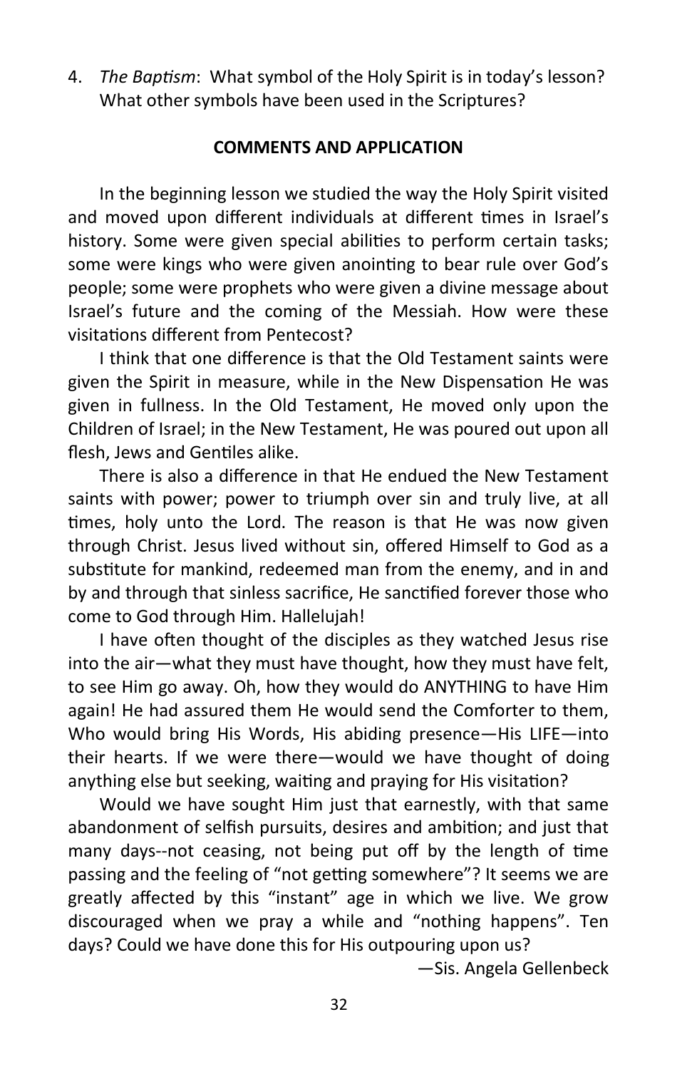4. *The Baptism*: What symbol of the Holy Spirit is in today's lesson? What other symbols have been used in the Scriptures?

**COMMENTS AND APPLICATION**

In the beginning lesson we studied the way the Holy Spirit visited and moved upon different individuals at different times in Israel's history. Some were given special abilities to perform certain tasks; some were kings who were given anointing to bear rule over God's people; some were prophets who were given a divine message about Israel's future and the coming of the Messiah. How were these visitations different from Pentecost?

I think that one difference is that the Old Testament saints were given the Spirit in measure, while in the New Dispensation He was given in fullness. In the Old Testament, He moved only upon the Children of Israel; in the New Testament, He was poured out upon all flesh, Jews and Gentiles alike.

There is also a difference in that He endued the New Testament saints with power; power to triumph over sin and truly live, at all times, holy unto the Lord. The reason is that He was now given through Christ. Jesus lived without sin, offered Himself to God as a substitute for mankind, redeemed man from the enemy, and in and by and through that sinless sacrifice, He sanctified forever those who come to God through Him. Hallelujah!

I have often thought of the disciples as they watched Jesus rise into the air—what they must have thought, how they must have felt, to see Him go away. Oh, how they would do ANYTHING to have Him again! He had assured them He would send the Comforter to them, Who would bring His Words, His abiding presence—His LIFE—into their hearts. If we were there—would we have thought of doing anything else but seeking, waiting and praying for His visitation?

Would we have sought Him just that earnestly, with that same abandonment of selfish pursuits, desires and ambition; and just that many days--not ceasing, not being put off by the length of time passing and the feeling of "not getting somewhere"? It seems we are greatly affected by this "instant" age in which we live. We grow discouraged when we pray a while and "nothing happens". Ten days? Could we have done this for His outpouring upon us?

—Sis. Angela Gellenbeck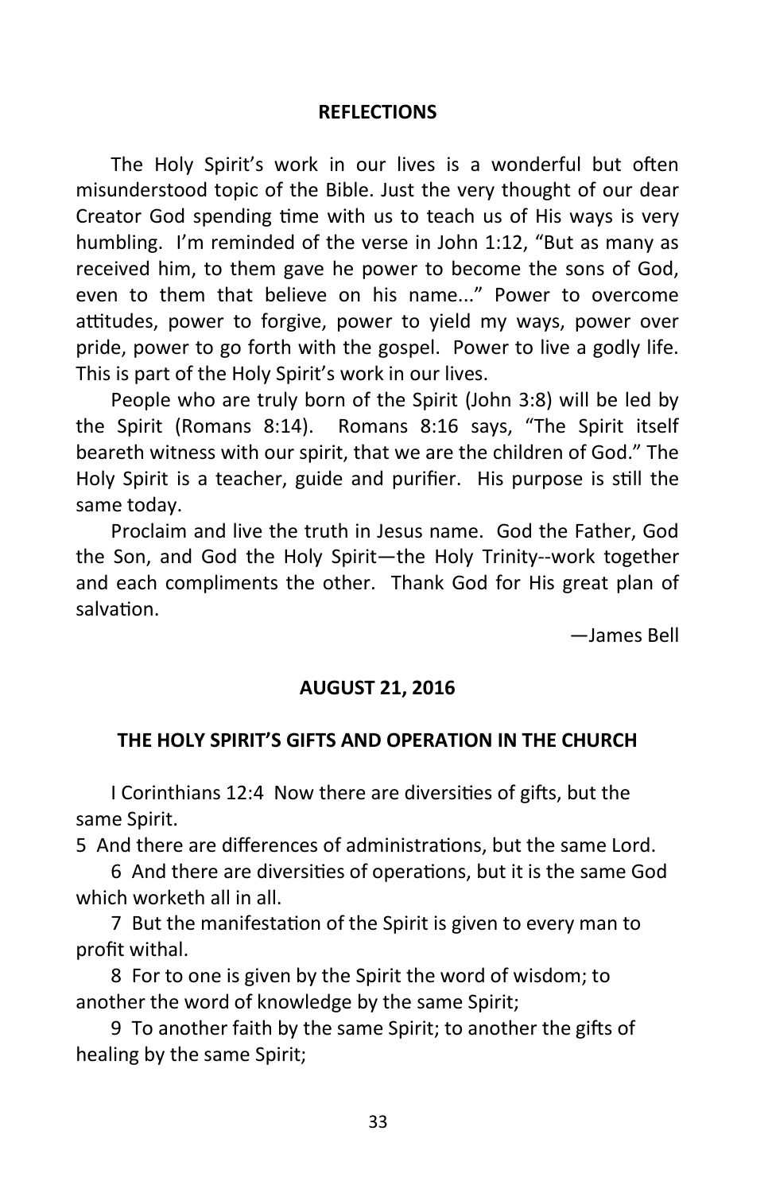## REFLECTIONS

The Holy Spirit's work in our lives is a wonderful but often misunderstood topic of the Bible. Just the very thought of our dear Creator God spending time with us to teach us of His ways is very humbling. I'm reminded of the verse in John 1:12, "But as many as received him, to them gave he power to become the sons of God, even to them that believe on his name..." Power to overcome attitudes, power to forgive, power to yield my ways, power over pride, power to go forth with the gospel. Power to live a godly life. This is part of the Holy Spirit's work in our lives.

People who are truly born of the Spirit (John 3:8) will be led by the Spirit (Romans 8:14). Romans 8:16 says, "The Spirit itself beareth witness with our spirit, that we are the children of God." The Holy Spirit is a teacher, guide and purifier. His purpose is still the same today.

Proclaim and live the truth in Jesus name. God the Father, God the Son, and God the Holy Spirit—the Holy Trinity--work together and each compliments the other. Thank God for His great plan of salvation.

—James Bell

## AUGUST 21, 2016

## THE HOLY SPIRIT'S GIFTS AND OPERATION IN THE CHURCH

I Corinthians 12:4 Now there are diversities of gifts, but the same Spirit.

5 And there are differences of administrations, but the same Lord.

6 And there are diversities of operations, but it is the same God which worketh all in all.

7 But the manifestation of the Spirit is given to every man to profit withal.

8 For to one is given by the Spirit the word of wisdom; to another the word of knowledge by the same Spirit;

9 To another faith by the same Spirit; to another the gifts of healing by the same Spirit;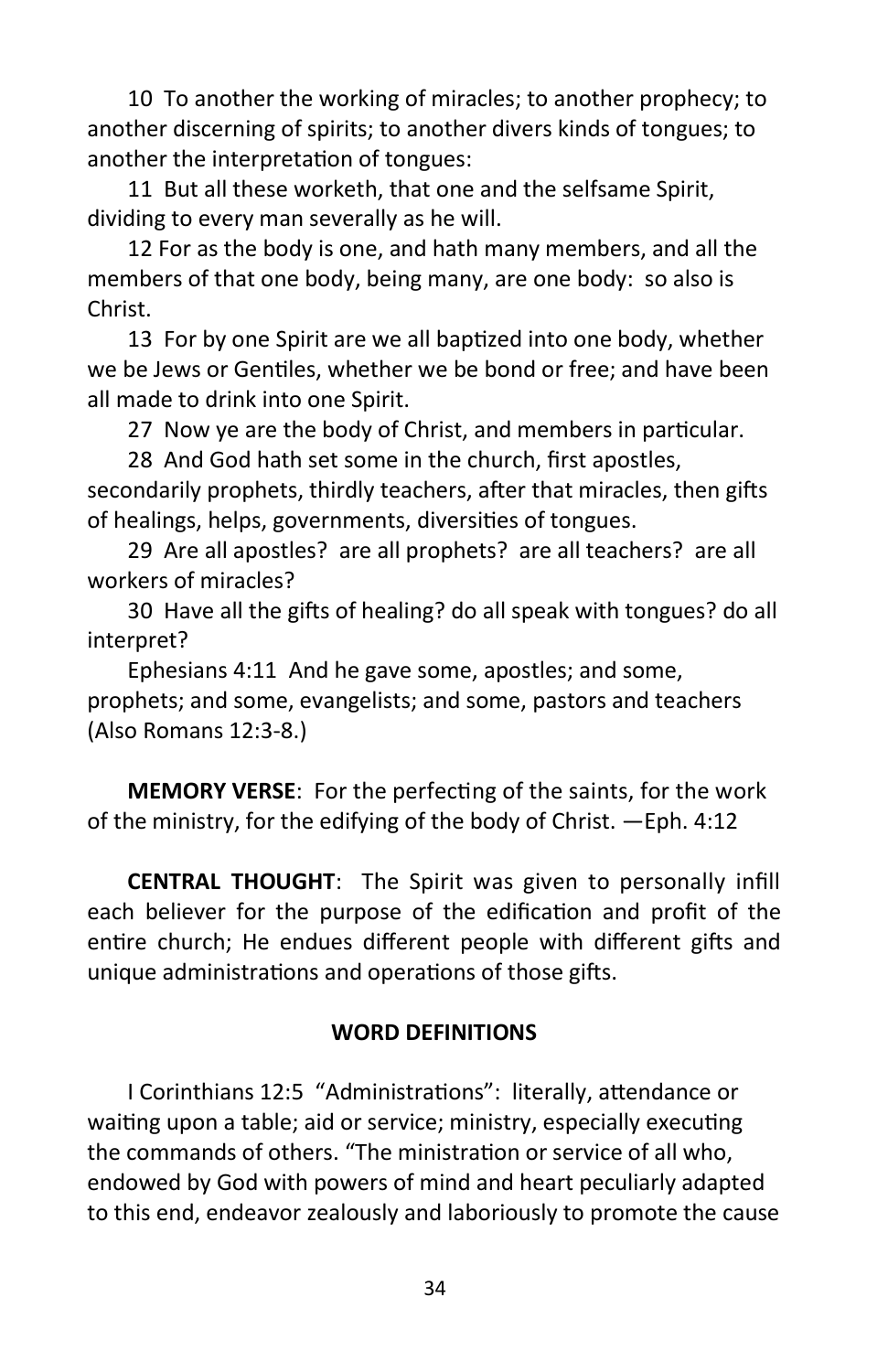10 To another the working of miracles; to another prophecy; to another discerning of spirits; to another divers kinds of tongues; to another the interpretation of tongues:

11 But all these worketh, that one and the selfsame Spirit, dividing to every man severally as he will.

12 For as the body is one, and hath many members, and all the members of that one body, being many, are one body: so also is Christ.

13 For by one Spirit are we all baptized into one body, whether we be Jews or Gentiles, whether we be bond or free; and have been all made to drink into one Spirit.

27 Now ye are the body of Christ, and members in particular.

28 And God hath set some in the church, first apostles, secondarily prophets, thirdly teachers, after that miracles, then gifts of healings, helps, governments, diversities of tongues.

29 Are all apostles? are all prophets? are all teachers? are all workers of miracles?

30 Have all the gifts of healing? do all speak with tongues? do all interpret?

Ephesians 4:11 And he gave some, apostles; and some, prophets; and some, evangelists; and some, pastors and teachers (Also Romans 12:3-8.)

**MEMORY VERSE**: For the perfecting of the saints, for the work of the ministry, for the edifying of the body of Christ. —Eph. 4:12

**CENTRAL THOUGHT**: The Spirit was given to personally infill each believer for the purpose of the edification and profit of the entire church; He endues different people with different gifts and unique administrations and operations of those gifts.

**WORD DEFINITIONS**

I Corinthians 12:5 "Administrations": literally, attendance or waiting upon a table; aid or service; ministry, especially executing the commands of others. "The ministration or service of all who, endowed by God with powers of mind and heart peculiarly adapted to this end, endeavor zealously and laboriously to promote the cause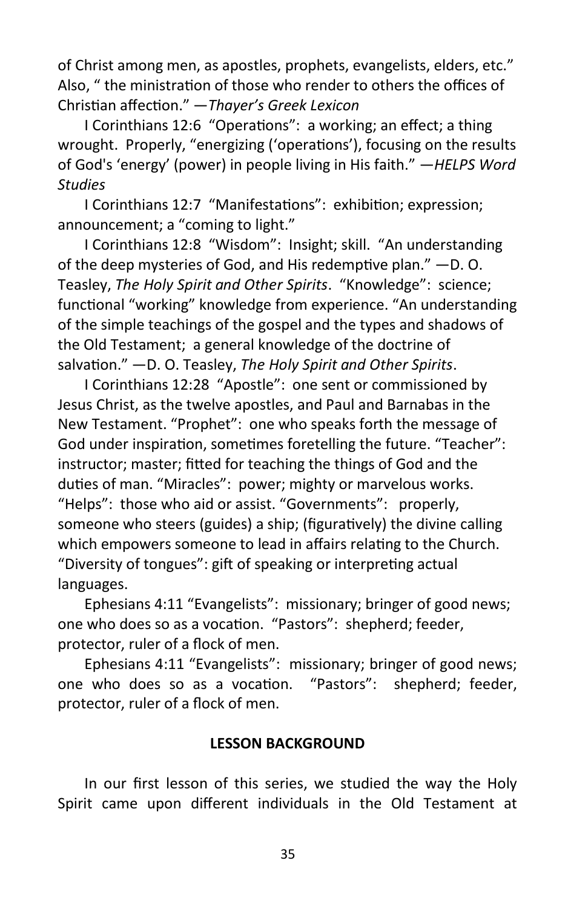of Christ among men, as apostles, prophets, evangelists, elders, etc." Also, " the ministration of those who render to others the offices of Christian affection." —*Thayer's Greek Lexicon*

I Corinthians 12:6 "Operations": a working; an effect; a thing wrought. Properly, "energizing ('operations'), focusing on the results of God's 'energy' (power) in people living in His faith." —*HELPS Word Studies*

I Corinthians 12:7 "Manifestations": exhibition; expression; announcement; a "coming to light."

I Corinthians 12:8 "Wisdom": Insight; skill. "An understanding of the deep mysteries of God, and His redemptive plan." —D. O. Teasley, *The Holy Spirit and Other Spirits*. "Knowledge": science; functional "working" knowledge from experience. "An understanding of the simple teachings of the gospel and the types and shadows of the Old Testament; a general knowledge of the doctrine of salvation." —D. O. Teasley, *The Holy Spirit and Other Spirits*.

I Corinthians 12:28 "Apostle": one sent or commissioned by Jesus Christ, as the twelve apostles, and Paul and Barnabas in the New Testament. "Prophet": one who speaks forth the message of God under inspiration, sometimes foretelling the future. "Teacher": instructor; master; fitted for teaching the things of God and the duties of man. "Miracles": power; mighty or marvelous works. "Helps": those who aid or assist. "Governments": properly, someone who steers (guides) a ship; (figuratively) the divine calling which empowers someone to lead in affairs relating to the Church. "Diversity of tongues": gift of speaking or interpreting actual languages.

Ephesians 4:11 "Evangelists": missionary; bringer of good news; one who does so as a vocation. "Pastors": shepherd; feeder, protector, ruler of a flock of men.

Ephesians 4:11 "Evangelists": missionary; bringer of good news; one who does so as a vocation. "Pastors": shepherd; feeder, protector, ruler of a flock of men.

## LESSON BACKGROUND

In our first lesson of this series, we studied the way the Holy Spirit came upon different individuals in the Old Testament at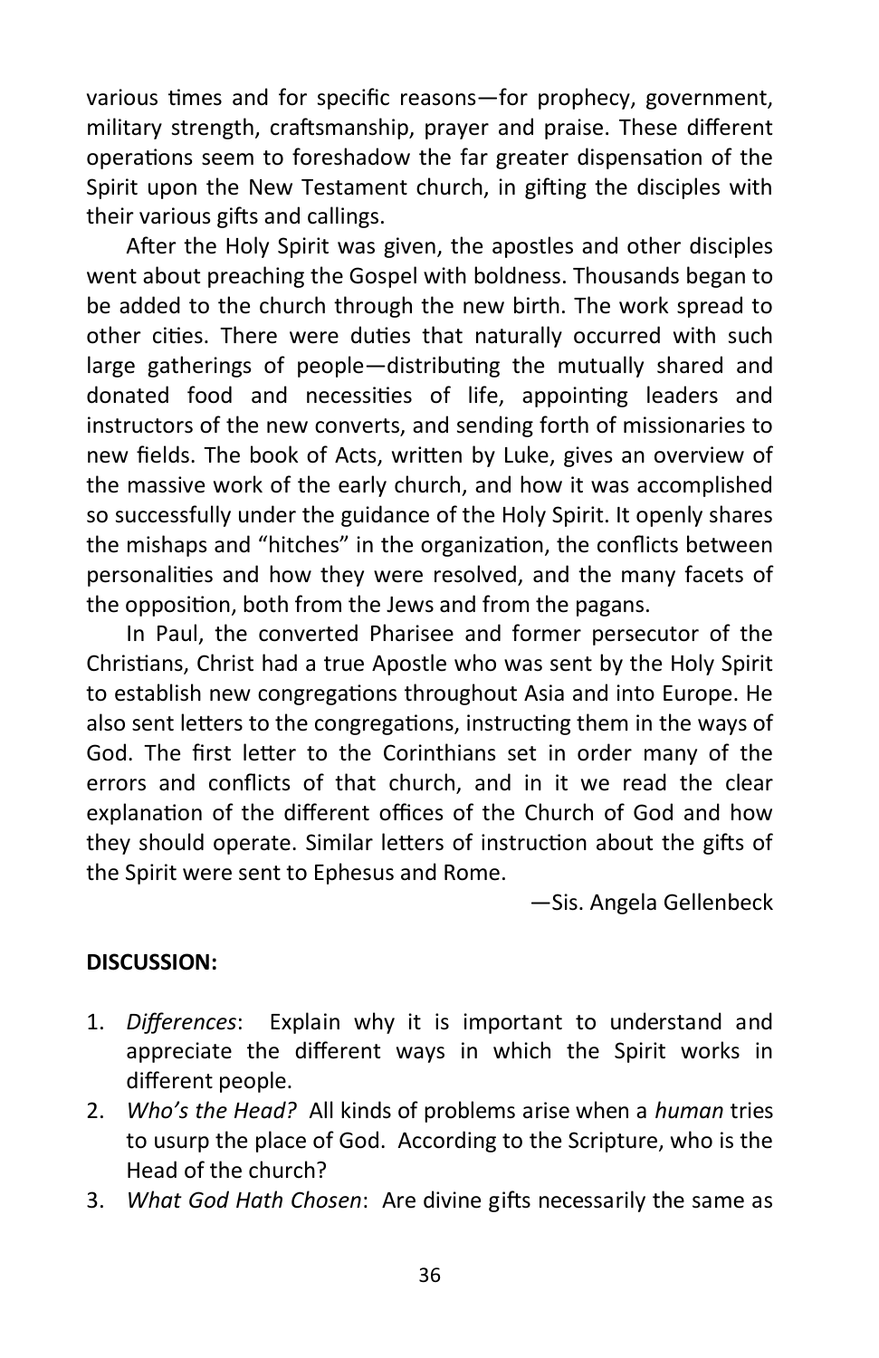various times and for specific reasons—for prophecy, government, military strength, craftsmanship, prayer and praise. These different operations seem to foreshadow the far greater dispensation of the Spirit upon the New Testament church, in gifting the disciples with their various gifts and callings.

After the Holy Spirit was given, the apostles and other disciples went about preaching the Gospel with boldness. Thousands began to be added to the church through the new birth. The work spread to other cities. There were duties that naturally occurred with such large gatherings of people—distributing the mutually shared and donated food and necessities of life, appointing leaders and instructors of the new converts, and sending forth of missionaries to new fields. The book of Acts, written by Luke, gives an overview of the massive work of the early church, and how it was accomplished so successfully under the guidance of the Holy Spirit. It openly shares the mishaps and "hitches" in the organization, the conflicts between personalities and how they were resolved, and the many facets of the opposition, both from the Jews and from the pagans.

In Paul, the converted Pharisee and former persecutor of the Christians, Christ had a true Apostle who was sent by the Holy Spirit to establish new congregations throughout Asia and into Europe. He also sent letters to the congregations, instructing them in the ways of God. The first letter to the Corinthians set in order many of the errors and conflicts of that church, and in it we read the clear explanation of the different offices of the Church of God and how they should operate. Similar letters of instruction about the gifts of the Spirit were sent to Ephesus and Rome.

—Sis. Angela Gellenbeck

**DISCUSSION:**

1. *Differences*: Explain why it is important to understand and appreciate the different ways in which the Spirit works in different people.
2. *Who's the Head?* All kinds of problems arise when a *human* tries to usurp the place of God. According to the Scripture, who is the Head of the church?
3. *What God Hath Chosen*: Are divine gifts necessarily the same as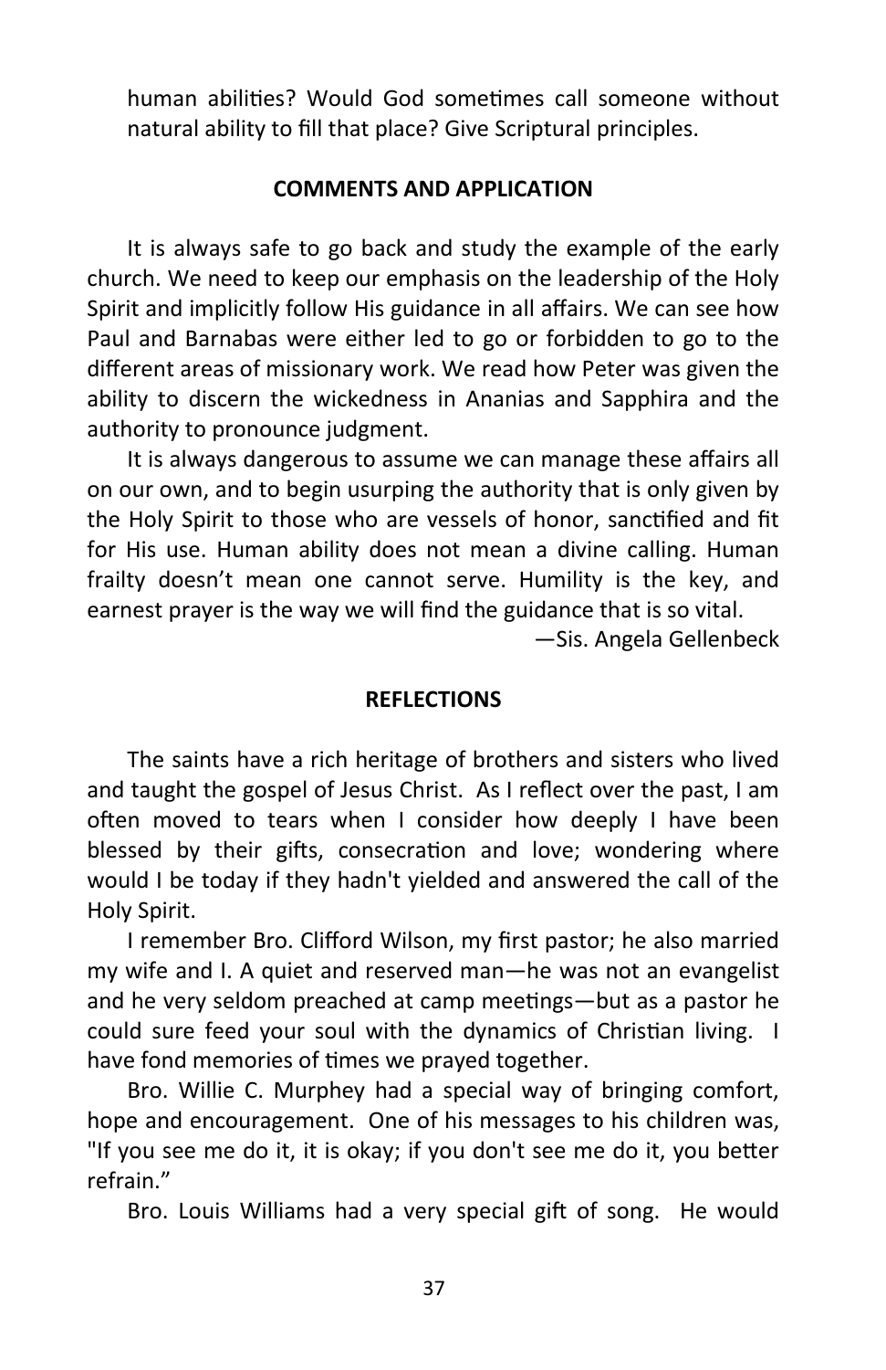human abilities? Would God sometimes call someone without natural ability to fill that place? Give Scriptural principles.

## COMMENTS AND APPLICATION

It is always safe to go back and study the example of the early church. We need to keep our emphasis on the leadership of the Holy Spirit and implicitly follow His guidance in all affairs. We can see how Paul and Barnabas were either led to go or forbidden to go to the different areas of missionary work. We read how Peter was given the ability to discern the wickedness in Ananias and Sapphira and the authority to pronounce judgment.

It is always dangerous to assume we can manage these affairs all on our own, and to begin usurping the authority that is only given by the Holy Spirit to those who are vessels of honor, sanctified and fit for His use. Human ability does not mean a divine calling. Human frailty doesn't mean one cannot serve. Humility is the key, and earnest prayer is the way we will find the guidance that is so vital.

—Sis. Angela Gellenbeck

## REFLECTIONS

The saints have a rich heritage of brothers and sisters who lived and taught the gospel of Jesus Christ. As I reflect over the past, I am often moved to tears when I consider how deeply I have been blessed by their gifts, consecration and love; wondering where would I be today if they hadn't yielded and answered the call of the Holy Spirit.

I remember Bro. Clifford Wilson, my first pastor; he also married my wife and I. A quiet and reserved man—he was not an evangelist and he very seldom preached at camp meetings—but as a pastor he could sure feed your soul with the dynamics of Christian living. I have fond memories of times we prayed together.

Bro. Willie C. Murphey had a special way of bringing comfort, hope and encouragement. One of his messages to his children was, "If you see me do it, it is okay; if you don't see me do it, you better refrain."

Bro. Louis Williams had a very special gift of song. He would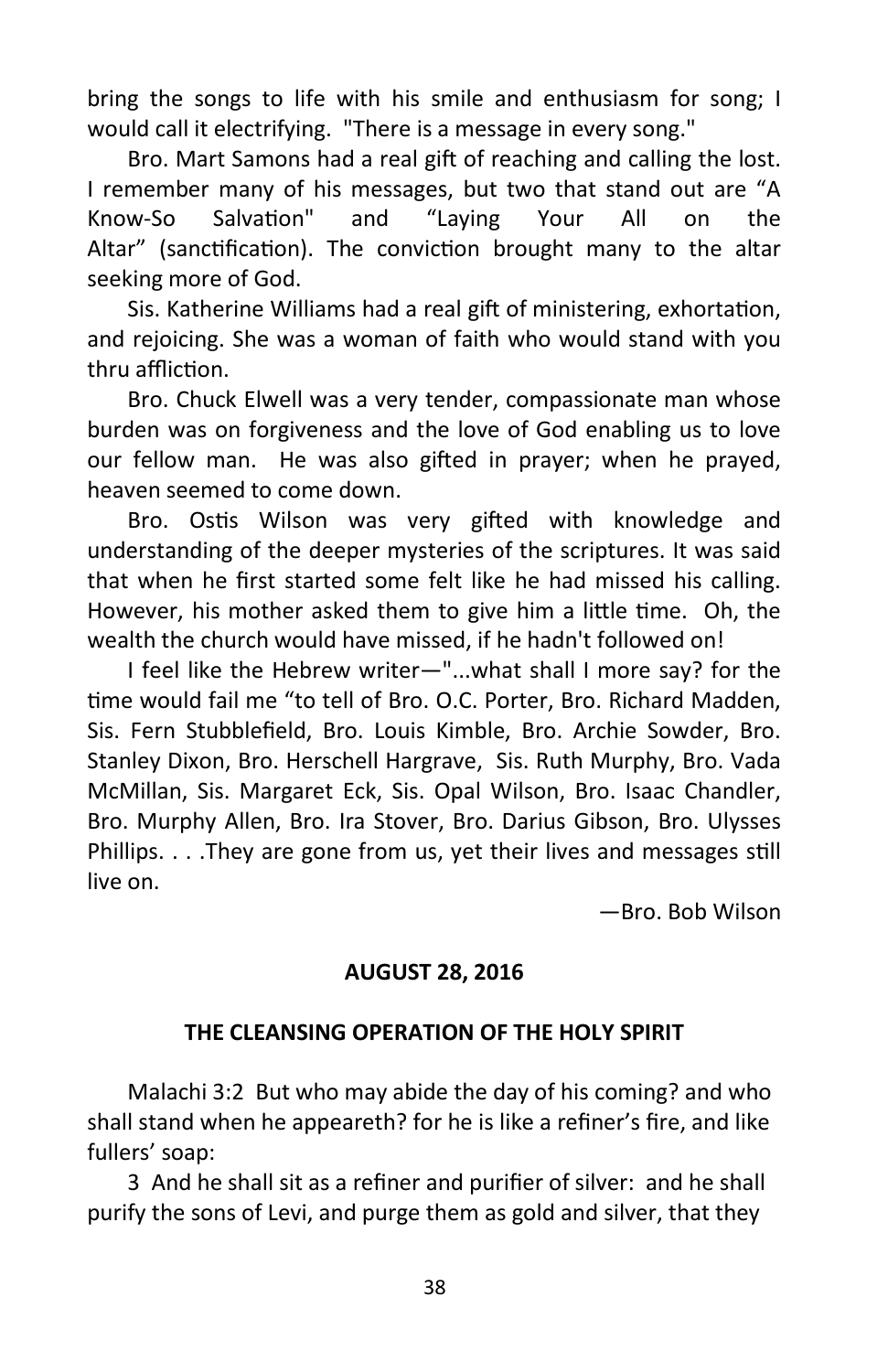bring the songs to life with his smile and enthusiasm for song; I would call it electrifying. "There is a message in every song."

Bro. Mart Samons had a real gift of reaching and calling the lost. I remember many of his messages, but two that stand out are "A Know-So Salvation" and "Laying Your All on the Altar" (sanctification). The conviction brought many to the altar seeking more of God.

Sis. Katherine Williams had a real gift of ministering, exhortation, and rejoicing. She was a woman of faith who would stand with you thru affliction.

Bro. Chuck Elwell was a very tender, compassionate man whose burden was on forgiveness and the love of God enabling us to love our fellow man. He was also gifted in prayer; when he prayed, heaven seemed to come down.

Bro. Ostis Wilson was very gifted with knowledge and understanding of the deeper mysteries of the scriptures. It was said that when he first started some felt like he had missed his calling. However, his mother asked them to give him a little time. Oh, the wealth the church would have missed, if he hadn't followed on!

I feel like the Hebrew writer—"...what shall I more say? for the time would fail me "to tell of Bro. O.C. Porter, Bro. Richard Madden, Sis. Fern Stubblefield, Bro. Louis Kimble, Bro. Archie Sowder, Bro. Stanley Dixon, Bro. Herschell Hargrave, Sis. Ruth Murphy, Bro. Vada McMillan, Sis. Margaret Eck, Sis. Opal Wilson, Bro. Isaac Chandler, Bro. Murphy Allen, Bro. Ira Stover, Bro. Darius Gibson, Bro. Ulysses Phillips. . . .They are gone from us, yet their lives and messages still live on.

—Bro. Bob Wilson

**AUGUST 28, 2016**

**THE CLEANSING OPERATION OF THE HOLY SPIRIT**

Malachi 3:2 But who may abide the day of his coming? and who shall stand when he appeareth? for he is like a refiner's fire, and like fullers' soap:

3 And he shall sit as a refiner and purifier of silver: and he shall purify the sons of Levi, and purge them as gold and silver, that they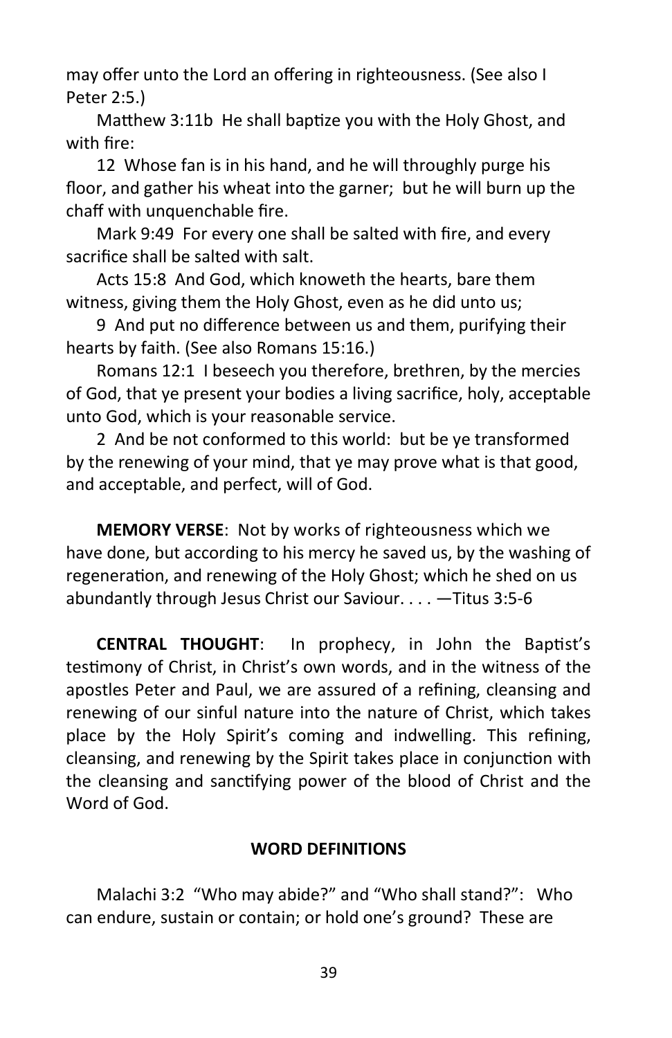may offer unto the Lord an offering in righteousness. (See also I Peter 2:5.)

Matthew 3:11b He shall baptize you with the Holy Ghost, and with fire:

12 Whose fan is in his hand, and he will throughly purge his floor, and gather his wheat into the garner; but he will burn up the chaff with unquenchable fire.

Mark 9:49 For every one shall be salted with fire, and every sacrifice shall be salted with salt.

Acts 15:8 And God, which knoweth the hearts, bare them witness, giving them the Holy Ghost, even as he did unto us;

9 And put no difference between us and them, purifying their hearts by faith. (See also Romans 15:16.)

Romans 12:1 I beseech you therefore, brethren, by the mercies of God, that ye present your bodies a living sacrifice, holy, acceptable unto God, which is your reasonable service.

2 And be not conformed to this world: but be ye transformed by the renewing of your mind, that ye may prove what is that good, and acceptable, and perfect, will of God.

**MEMORY VERSE**: Not by works of righteousness which we have done, but according to his mercy he saved us, by the washing of regeneration, and renewing of the Holy Ghost; which he shed on us abundantly through Jesus Christ our Saviour. . . . —Titus 3:5-6

**CENTRAL THOUGHT**: In prophecy, in John the Baptist's testimony of Christ, in Christ's own words, and in the witness of the apostles Peter and Paul, we are assured of a refining, cleansing and renewing of our sinful nature into the nature of Christ, which takes place by the Holy Spirit's coming and indwelling. This refining, cleansing, and renewing by the Spirit takes place in conjunction with the cleansing and sanctifying power of the blood of Christ and the Word of God.

## WORD DEFINITIONS

Malachi 3:2 "Who may abide?" and "Who shall stand?": Who can endure, sustain or contain; or hold one's ground? These are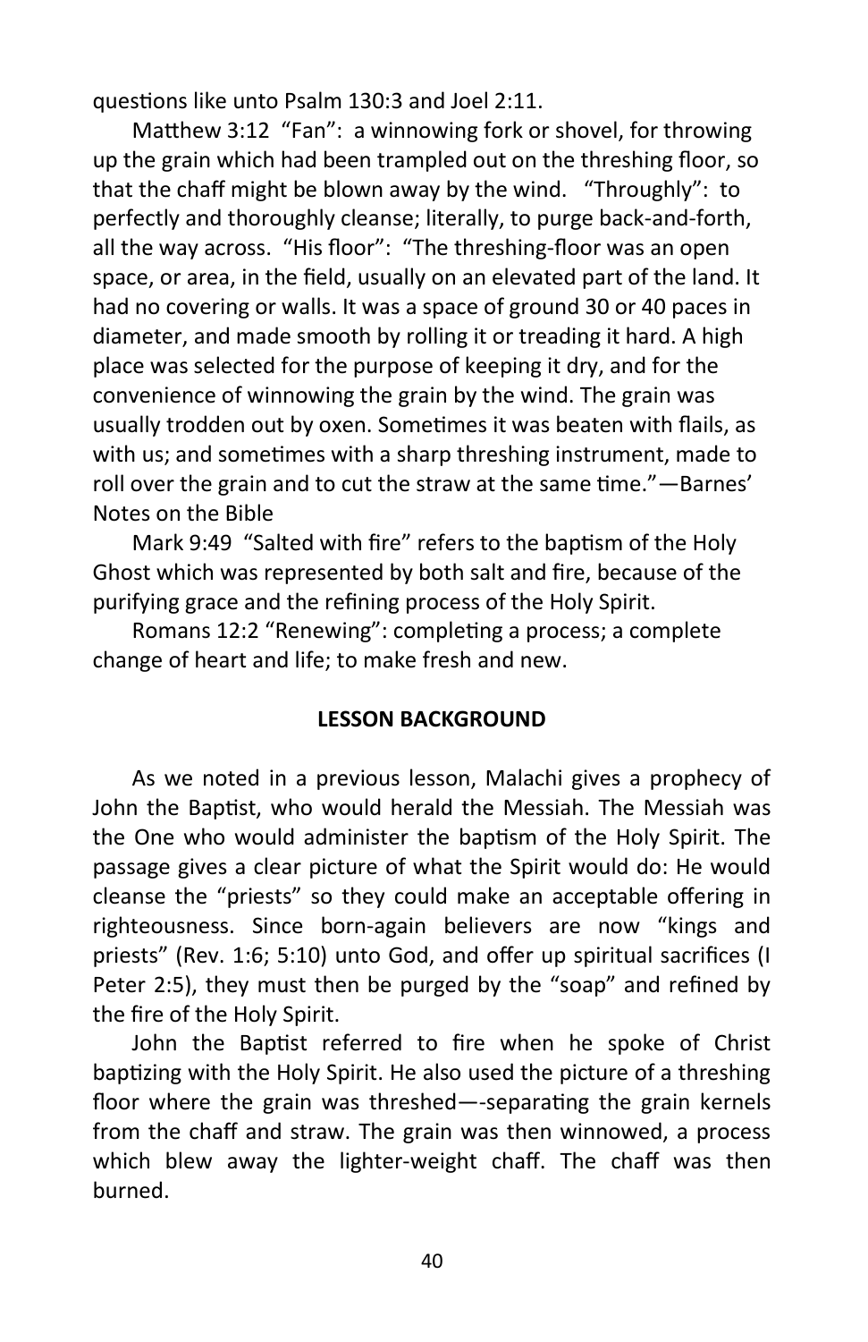questions like unto Psalm 130:3 and Joel 2:11.

Matthew 3:12 "Fan": a winnowing fork or shovel, for throwing up the grain which had been trampled out on the threshing floor, so that the chaff might be blown away by the wind. "Throughly": to perfectly and thoroughly cleanse; literally, to purge back-and-forth, all the way across. "His floor": "The threshing-floor was an open space, or area, in the field, usually on an elevated part of the land. It had no covering or walls. It was a space of ground 30 or 40 paces in diameter, and made smooth by rolling it or treading it hard. A high place was selected for the purpose of keeping it dry, and for the convenience of winnowing the grain by the wind. The grain was usually trodden out by oxen. Sometimes it was beaten with flails, as with us; and sometimes with a sharp threshing instrument, made to roll over the grain and to cut the straw at the same time."—Barnes' Notes on the Bible

Mark 9:49 "Salted with fire" refers to the baptism of the Holy Ghost which was represented by both salt and fire, because of the purifying grace and the refining process of the Holy Spirit.

Romans 12:2 "Renewing": completing a process; a complete change of heart and life; to make fresh and new.

**LESSON BACKGROUND**

As we noted in a previous lesson, Malachi gives a prophecy of John the Baptist, who would herald the Messiah. The Messiah was the One who would administer the baptism of the Holy Spirit. The passage gives a clear picture of what the Spirit would do: He would cleanse the "priests" so they could make an acceptable offering in righteousness. Since born-again believers are now "kings and priests" (Rev. 1:6; 5:10) unto God, and offer up spiritual sacrifices (I Peter 2:5), they must then be purged by the "soap" and refined by the fire of the Holy Spirit.

John the Baptist referred to fire when he spoke of Christ baptizing with the Holy Spirit. He also used the picture of a threshing floor where the grain was threshed—-separating the grain kernels from the chaff and straw. The grain was then winnowed, a process which blew away the lighter-weight chaff. The chaff was then burned.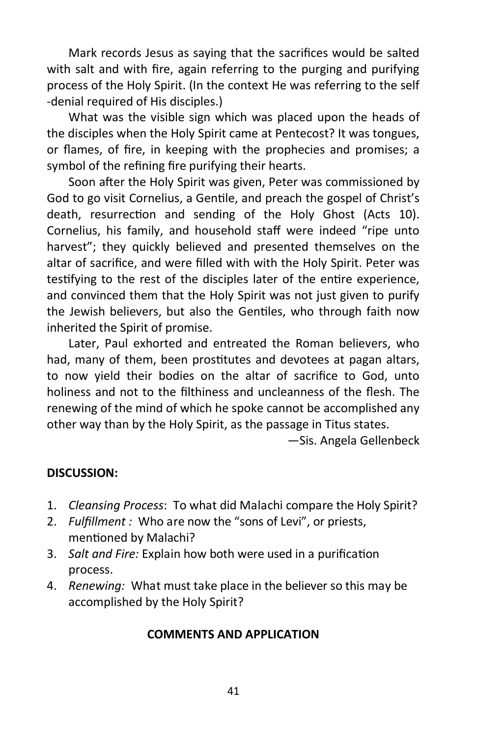Mark records Jesus as saying that the sacrifices would be salted with salt and with fire, again referring to the purging and purifying process of the Holy Spirit. (In the context He was referring to the self -denial required of His disciples.)

What was the visible sign which was placed upon the heads of the disciples when the Holy Spirit came at Pentecost? It was tongues, or flames, of fire, in keeping with the prophecies and promises; a symbol of the refining fire purifying their hearts.

Soon after the Holy Spirit was given, Peter was commissioned by God to go visit Cornelius, a Gentile, and preach the gospel of Christ's death, resurrection and sending of the Holy Ghost (Acts 10). Cornelius, his family, and household staff were indeed "ripe unto harvest"; they quickly believed and presented themselves on the altar of sacrifice, and were filled with with the Holy Spirit. Peter was testifying to the rest of the disciples later of the entire experience, and convinced them that the Holy Spirit was not just given to purify the Jewish believers, but also the Gentiles, who through faith now inherited the Spirit of promise.

Later, Paul exhorted and entreated the Roman believers, who had, many of them, been prostitutes and devotees at pagan altars, to now yield their bodies on the altar of sacrifice to God, unto holiness and not to the filthiness and uncleanness of the flesh. The renewing of the mind of which he spoke cannot be accomplished any other way than by the Holy Spirit, as the passage in Titus states.

—Sis. Angela Gellenbeck

**DISCUSSION:**

1. *Cleansing Process*: To what did Malachi compare the Holy Spirit?
2. *Fulfillment :* Who are now the "sons of Levi", or priests, mentioned by Malachi?
3. *Salt and Fire:* Explain how both were used in a purification process.
4. *Renewing:* What must take place in the believer so this may be accomplished by the Holy Spirit?

**COMMENTS AND APPLICATION**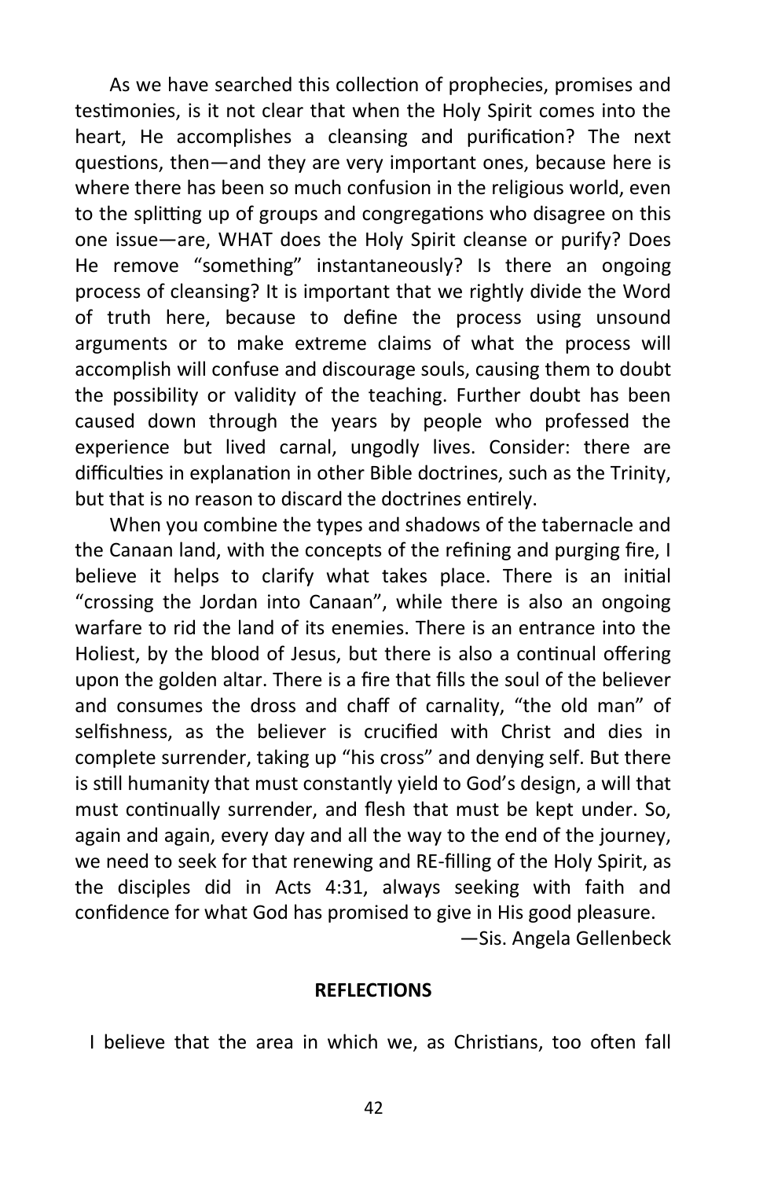As we have searched this collection of prophecies, promises and testimonies, is it not clear that when the Holy Spirit comes into the heart, He accomplishes a cleansing and purification? The next questions, then—and they are very important ones, because here is where there has been so much confusion in the religious world, even to the splitting up of groups and congregations who disagree on this one issue—are, WHAT does the Holy Spirit cleanse or purify? Does He remove "something" instantaneously? Is there an ongoing process of cleansing? It is important that we rightly divide the Word of truth here, because to define the process using unsound arguments or to make extreme claims of what the process will accomplish will confuse and discourage souls, causing them to doubt the possibility or validity of the teaching. Further doubt has been caused down through the years by people who professed the experience but lived carnal, ungodly lives. Consider: there are difficulties in explanation in other Bible doctrines, such as the Trinity, but that is no reason to discard the doctrines entirely.

When you combine the types and shadows of the tabernacle and the Canaan land, with the concepts of the refining and purging fire, I believe it helps to clarify what takes place. There is an initial "crossing the Jordan into Canaan", while there is also an ongoing warfare to rid the land of its enemies. There is an entrance into the Holiest, by the blood of Jesus, but there is also a continual offering upon the golden altar. There is a fire that fills the soul of the believer and consumes the dross and chaff of carnality, "the old man" of selfishness, as the believer is crucified with Christ and dies in complete surrender, taking up "his cross" and denying self. But there is still humanity that must constantly yield to God's design, a will that must continually surrender, and flesh that must be kept under. So, again and again, every day and all the way to the end of the journey, we need to seek for that renewing and RE-filling of the Holy Spirit, as the disciples did in Acts 4:31, always seeking with faith and confidence for what God has promised to give in His good pleasure.

—Sis. Angela Gellenbeck

**REFLECTIONS**

I believe that the area in which we, as Christians, too often fall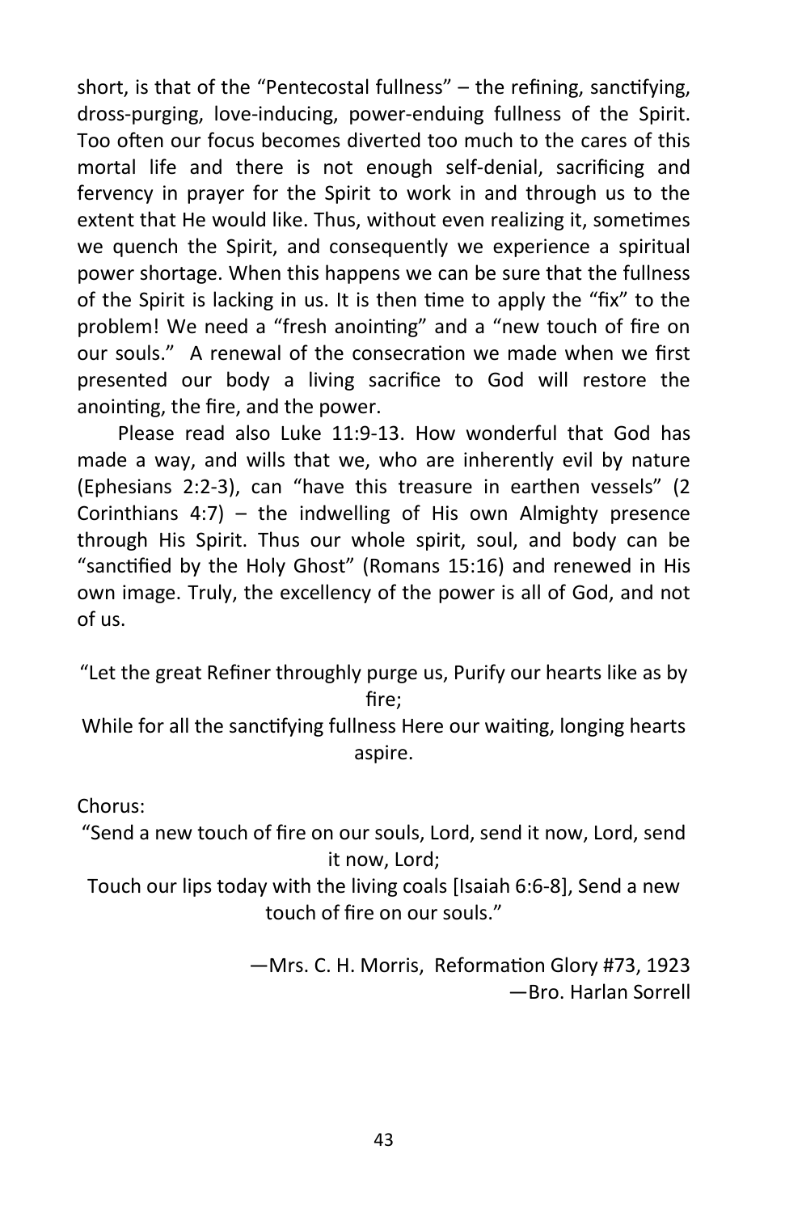short, is that of the "Pentecostal fullness" – the refining, sanctifying, dross-purging, love-inducing, power-enduing fullness of the Spirit. Too often our focus becomes diverted too much to the cares of this mortal life and there is not enough self-denial, sacrificing and fervency in prayer for the Spirit to work in and through us to the extent that He would like. Thus, without even realizing it, sometimes we quench the Spirit, and consequently we experience a spiritual power shortage. When this happens we can be sure that the fullness of the Spirit is lacking in us. It is then time to apply the "fix" to the problem! We need a "fresh anointing" and a "new touch of fire on our souls."  A renewal of the consecration we made when we first presented our body a living sacrifice to God will restore the anointing, the fire, and the power.

Please read also Luke 11:9-13. How wonderful that God has made a way, and wills that we, who are inherently evil by nature (Ephesians 2:2-3), can "have this treasure in earthen vessels" (2 Corinthians 4:7) – the indwelling of His own Almighty presence through His Spirit. Thus our whole spirit, soul, and body can be "sanctified by the Holy Ghost" (Romans 15:16) and renewed in His own image. Truly, the excellency of the power is all of God, and not of us.

"Let the great Refiner throughly purge us, Purify our hearts like as by fire;
While for all the sanctifying fullness Here our waiting, longing hearts aspire.

Chorus:
"Send a new touch of fire on our souls, Lord, send it now, Lord, send it now, Lord;
Touch our lips today with the living coals [Isaiah 6:6-8], Send a new touch of fire on our souls."

—Mrs. C. H. Morris, Reformation Glory #73, 1923
—Bro. Harlan Sorrell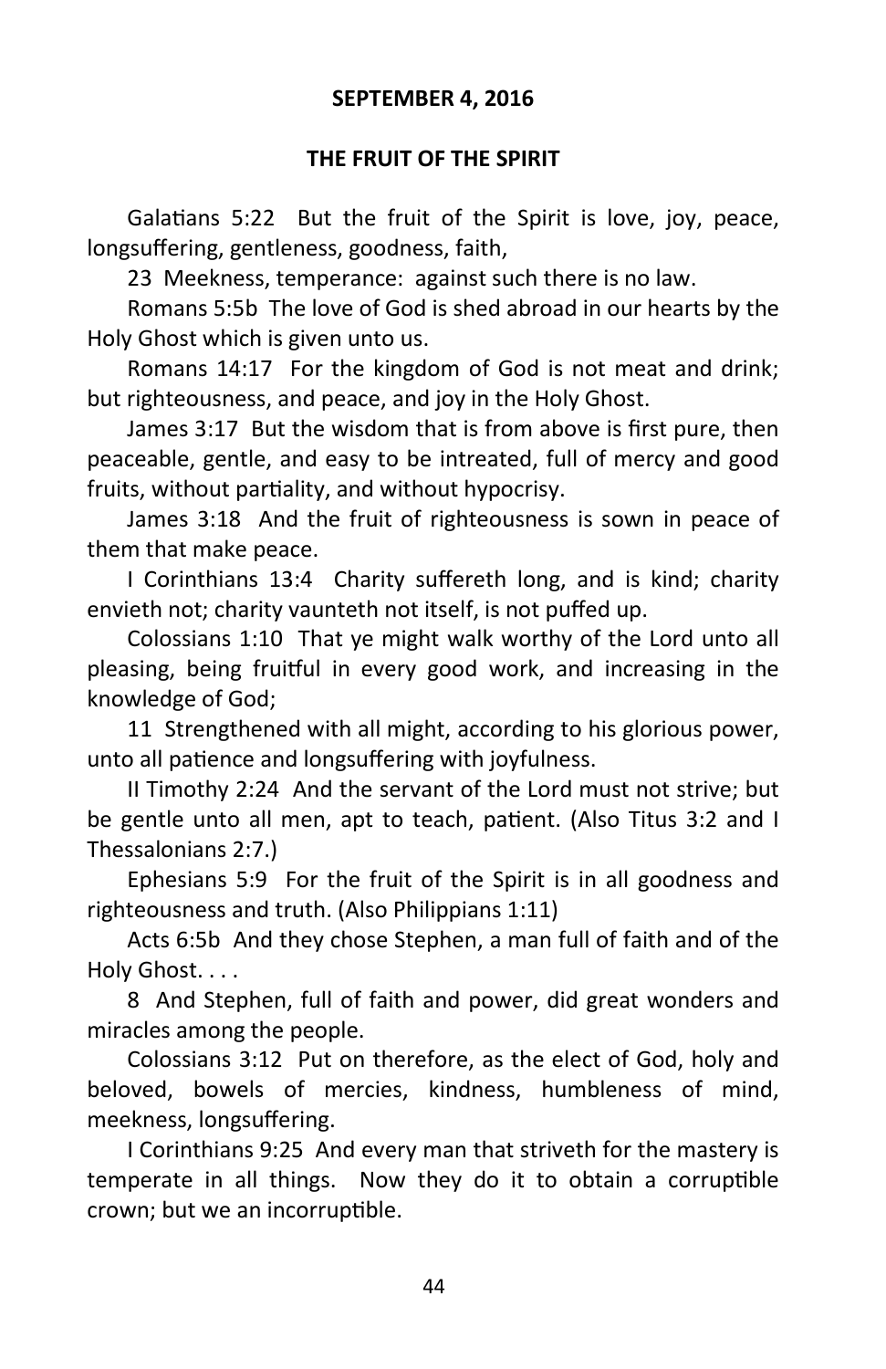**SEPTEMBER 4, 2016**

**THE FRUIT OF THE SPIRIT**

Galatians 5:22 But the fruit of the Spirit is love, joy, peace, longsuffering, gentleness, goodness, faith,

23 Meekness, temperance: against such there is no law.

Romans 5:5b The love of God is shed abroad in our hearts by the Holy Ghost which is given unto us.

Romans 14:17 For the kingdom of God is not meat and drink; but righteousness, and peace, and joy in the Holy Ghost.

James 3:17 But the wisdom that is from above is first pure, then peaceable, gentle, and easy to be intreated, full of mercy and good fruits, without partiality, and without hypocrisy.

James 3:18 And the fruit of righteousness is sown in peace of them that make peace.

I Corinthians 13:4 Charity suffereth long, and is kind; charity envieth not; charity vaunteth not itself, is not puffed up.

Colossians 1:10 That ye might walk worthy of the Lord unto all pleasing, being fruitful in every good work, and increasing in the knowledge of God;

11 Strengthened with all might, according to his glorious power, unto all patience and longsuffering with joyfulness.

II Timothy 2:24 And the servant of the Lord must not strive; but be gentle unto all men, apt to teach, patient. (Also Titus 3:2 and I Thessalonians 2:7.)

Ephesians 5:9 For the fruit of the Spirit is in all goodness and righteousness and truth. (Also Philippians 1:11)

Acts 6:5b And they chose Stephen, a man full of faith and of the Holy Ghost. . . .

8 And Stephen, full of faith and power, did great wonders and miracles among the people.

Colossians 3:12 Put on therefore, as the elect of God, holy and beloved, bowels of mercies, kindness, humbleness of mind, meekness, longsuffering.

I Corinthians 9:25 And every man that striveth for the mastery is temperate in all things. Now they do it to obtain a corruptible crown; but we an incorruptible.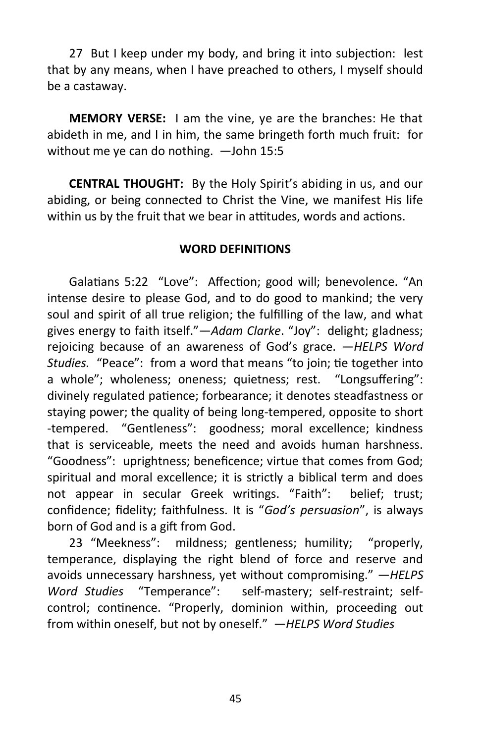27 But I keep under my body, and bring it into subjection: lest that by any means, when I have preached to others, I myself should be a castaway.

**MEMORY VERSE:** I am the vine, ye are the branches: He that abideth in me, and I in him, the same bringeth forth much fruit: for without me ye can do nothing. —John 15:5

**CENTRAL THOUGHT:** By the Holy Spirit's abiding in us, and our abiding, or being connected to Christ the Vine, we manifest His life within us by the fruit that we bear in attitudes, words and actions.

**WORD DEFINITIONS**

Galatians 5:22 "Love": Affection; good will; benevolence. "An intense desire to please God, and to do good to mankind; the very soul and spirit of all true religion; the fulfilling of the law, and what gives energy to faith itself."—*Adam Clarke*. "Joy": delight; gladness; rejoicing because of an awareness of God's grace. —*HELPS Word Studies.* "Peace": from a word that means "to join; tie together into a whole"; wholeness; oneness; quietness; rest. "Longsuffering": divinely regulated patience; forbearance; it denotes steadfastness or staying power; the quality of being long-tempered, opposite to short-tempered. "Gentleness": goodness; moral excellence; kindness that is serviceable, meets the need and avoids human harshness. "Goodness": uprightness; beneficence; virtue that comes from God; spiritual and moral excellence; it is strictly a biblical term and does not appear in secular Greek writings. "Faith": belief; trust; confidence; fidelity; faithfulness. It is "*God's persuasion*", is always born of God and is a gift from God.

23 "Meekness": mildness; gentleness; humility; "properly, temperance, displaying the right blend of force and reserve and avoids unnecessary harshness, yet without compromising." —*HELPS Word Studies* "Temperance": self-mastery; self-restraint; self-control; continence. "Properly, dominion within, proceeding out from within oneself, but not by oneself." —*HELPS Word Studies*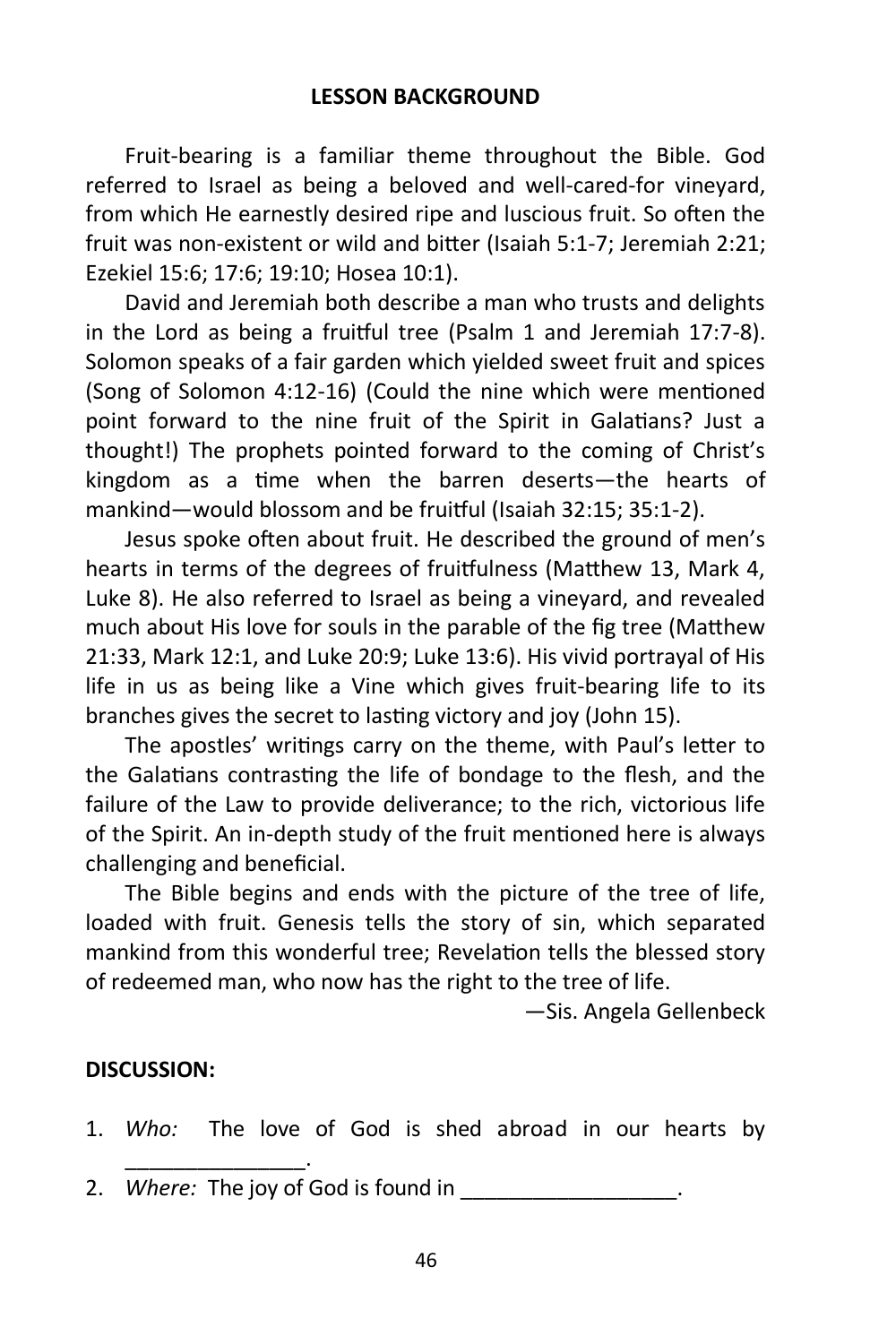## LESSON BACKGROUND

Fruit-bearing is a familiar theme throughout the Bible. God referred to Israel as being a beloved and well-cared-for vineyard, from which He earnestly desired ripe and luscious fruit. So often the fruit was non-existent or wild and bitter (Isaiah 5:1-7; Jeremiah 2:21; Ezekiel 15:6; 17:6; 19:10; Hosea 10:1).

David and Jeremiah both describe a man who trusts and delights in the Lord as being a fruitful tree (Psalm 1 and Jeremiah 17:7-8). Solomon speaks of a fair garden which yielded sweet fruit and spices (Song of Solomon 4:12-16) (Could the nine which were mentioned point forward to the nine fruit of the Spirit in Galatians? Just a thought!) The prophets pointed forward to the coming of Christ's kingdom as a time when the barren deserts—the hearts of mankind—would blossom and be fruitful (Isaiah 32:15; 35:1-2).

Jesus spoke often about fruit. He described the ground of men's hearts in terms of the degrees of fruitfulness (Matthew 13, Mark 4, Luke 8). He also referred to Israel as being a vineyard, and revealed much about His love for souls in the parable of the fig tree (Matthew 21:33, Mark 12:1, and Luke 20:9; Luke 13:6). His vivid portrayal of His life in us as being like a Vine which gives fruit-bearing life to its branches gives the secret to lasting victory and joy (John 15).

The apostles' writings carry on the theme, with Paul's letter to the Galatians contrasting the life of bondage to the flesh, and the failure of the Law to provide deliverance; to the rich, victorious life of the Spirit. An in-depth study of the fruit mentioned here is always challenging and beneficial.

The Bible begins and ends with the picture of the tree of life, loaded with fruit. Genesis tells the story of sin, which separated mankind from this wonderful tree; Revelation tells the blessed story of redeemed man, who now has the right to the tree of life.

—Sis. Angela Gellenbeck

**DISCUSSION:**

1. *Who:* The love of God is shed abroad in our hearts by _______________.
2. *Where:* The joy of God is found in __________________.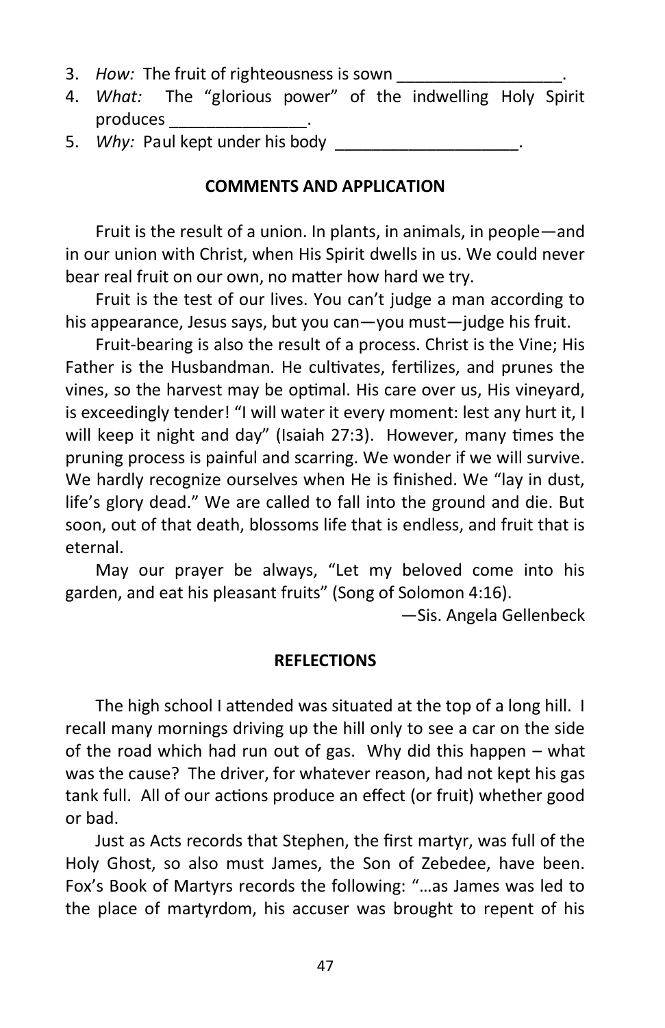3. *How:* The fruit of righteousness is sown _________________.
4. *What:* The "glorious power" of the indwelling Holy Spirit produces _______________.
5. *Why:* Paul kept under his body ____________________.

**COMMENTS AND APPLICATION**

Fruit is the result of a union. In plants, in animals, in people—and in our union with Christ, when His Spirit dwells in us. We could never bear real fruit on our own, no matter how hard we try.

Fruit is the test of our lives. You can't judge a man according to his appearance, Jesus says, but you can—you must—judge his fruit.

Fruit-bearing is also the result of a process. Christ is the Vine; His Father is the Husbandman. He cultivates, fertilizes, and prunes the vines, so the harvest may be optimal. His care over us, His vineyard, is exceedingly tender! "I will water it every moment: lest any hurt it, I will keep it night and day" (Isaiah 27:3). However, many times the pruning process is painful and scarring. We wonder if we will survive. We hardly recognize ourselves when He is finished. We "lay in dust, life's glory dead." We are called to fall into the ground and die. But soon, out of that death, blossoms life that is endless, and fruit that is eternal.

May our prayer be always, "Let my beloved come into his garden, and eat his pleasant fruits" (Song of Solomon 4:16).

—Sis. Angela Gellenbeck

**REFLECTIONS**

The high school I attended was situated at the top of a long hill. I recall many mornings driving up the hill only to see a car on the side of the road which had run out of gas. Why did this happen – what was the cause? The driver, for whatever reason, had not kept his gas tank full. All of our actions produce an effect (or fruit) whether good or bad.

Just as Acts records that Stephen, the first martyr, was full of the Holy Ghost, so also must James, the Son of Zebedee, have been. Fox's Book of Martyrs records the following: "…as James was led to the place of martyrdom, his accuser was brought to repent of his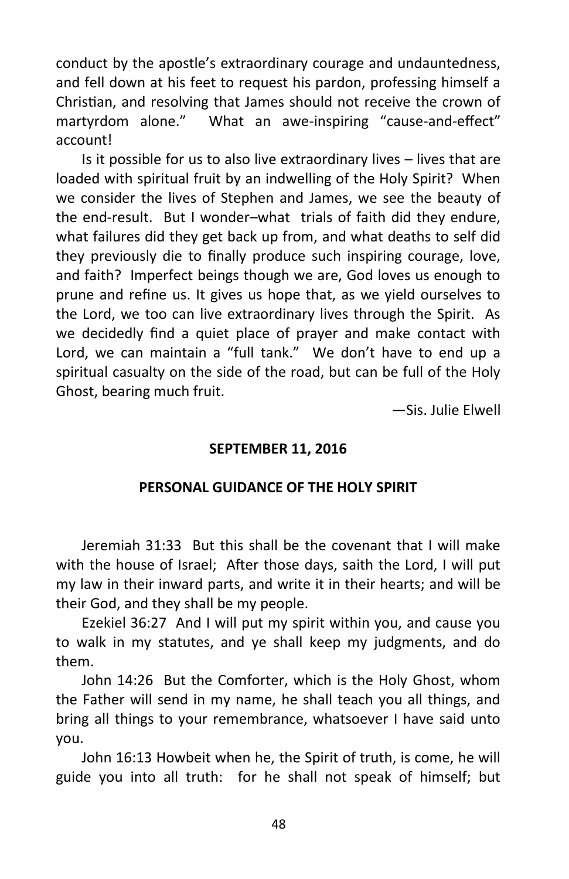conduct by the apostle's extraordinary courage and undauntedness, and fell down at his feet to request his pardon, professing himself a Christian, and resolving that James should not receive the crown of martyrdom alone." What an awe-inspiring "cause-and-effect" account!

Is it possible for us to also live extraordinary lives – lives that are loaded with spiritual fruit by an indwelling of the Holy Spirit? When we consider the lives of Stephen and James, we see the beauty of the end-result. But I wonder–what trials of faith did they endure, what failures did they get back up from, and what deaths to self did they previously die to finally produce such inspiring courage, love, and faith? Imperfect beings though we are, God loves us enough to prune and refine us. It gives us hope that, as we yield ourselves to the Lord, we too can live extraordinary lives through the Spirit. As we decidedly find a quiet place of prayer and make contact with Lord, we can maintain a "full tank." We don't have to end up a spiritual casualty on the side of the road, but can be full of the Holy Ghost, bearing much fruit.

—Sis. Julie Elwell

**SEPTEMBER 11, 2016**

## PERSONAL GUIDANCE OF THE HOLY SPIRIT

Jeremiah 31:33 But this shall be the covenant that I will make with the house of Israel; After those days, saith the Lord, I will put my law in their inward parts, and write it in their hearts; and will be their God, and they shall be my people.

Ezekiel 36:27 And I will put my spirit within you, and cause you to walk in my statutes, and ye shall keep my judgments, and do them.

John 14:26 But the Comforter, which is the Holy Ghost, whom the Father will send in my name, he shall teach you all things, and bring all things to your remembrance, whatsoever I have said unto you.

John 16:13 Howbeit when he, the Spirit of truth, is come, he will guide you into all truth: for he shall not speak of himself; but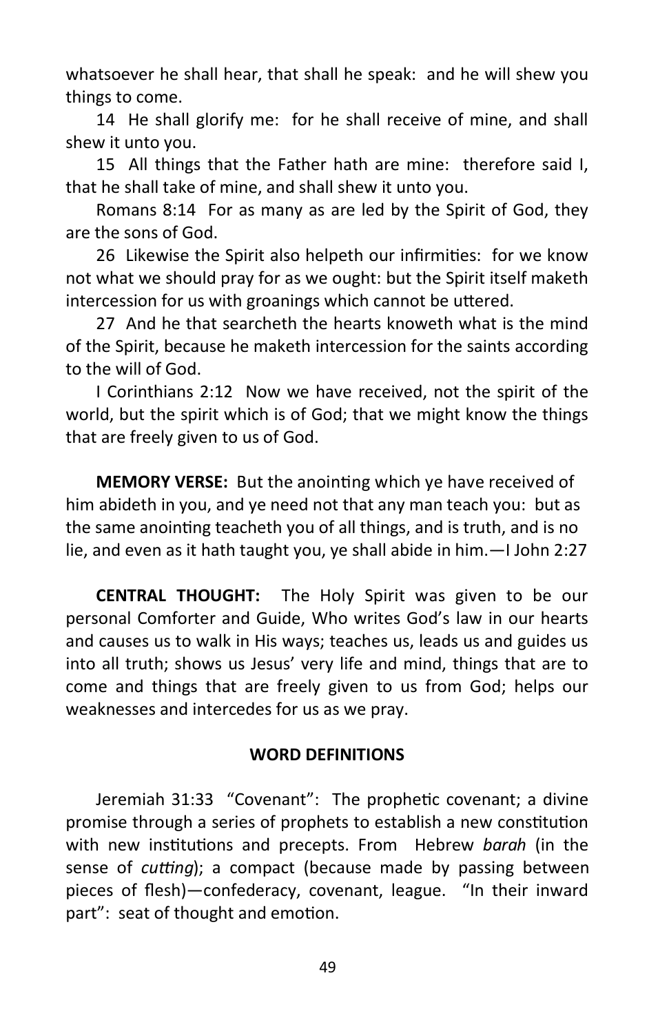whatsoever he shall hear, that shall he speak: and he will shew you things to come.

14 He shall glorify me: for he shall receive of mine, and shall shew it unto you.

15 All things that the Father hath are mine: therefore said I, that he shall take of mine, and shall shew it unto you.

Romans 8:14 For as many as are led by the Spirit of God, they are the sons of God.

26 Likewise the Spirit also helpeth our infirmities: for we know not what we should pray for as we ought: but the Spirit itself maketh intercession for us with groanings which cannot be uttered.

27 And he that searcheth the hearts knoweth what is the mind of the Spirit, because he maketh intercession for the saints according to the will of God.

I Corinthians 2:12 Now we have received, not the spirit of the world, but the spirit which is of God; that we might know the things that are freely given to us of God.

**MEMORY VERSE:** But the anointing which ye have received of him abideth in you, and ye need not that any man teach you: but as the same anointing teacheth you of all things, and is truth, and is no lie, and even as it hath taught you, ye shall abide in him.—I John 2:27

**CENTRAL THOUGHT:** The Holy Spirit was given to be our personal Comforter and Guide, Who writes God's law in our hearts and causes us to walk in His ways; teaches us, leads us and guides us into all truth; shows us Jesus' very life and mind, things that are to come and things that are freely given to us from God; helps our weaknesses and intercedes for us as we pray.

**WORD DEFINITIONS**

Jeremiah 31:33 "Covenant": The prophetic covenant; a divine promise through a series of prophets to establish a new constitution with new institutions and precepts. From Hebrew *barah* (in the sense of *cutting*); a compact (because made by passing between pieces of flesh)—confederacy, covenant, league. "In their inward part": seat of thought and emotion.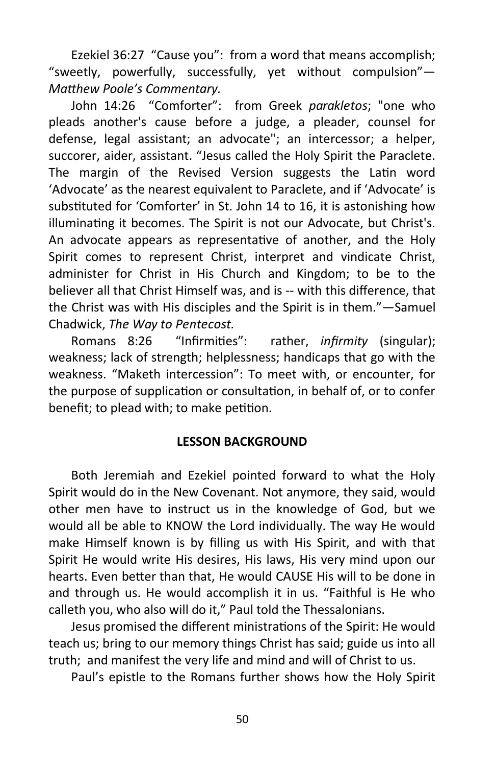Ezekiel 36:27 "Cause you": from a word that means accomplish; "sweetly, powerfully, successfully, yet without compulsion"—*Matthew Poole's Commentary.*

John 14:26 "Comforter": from Greek *parakletos*; "one who pleads another's cause before a judge, a pleader, counsel for defense, legal assistant; an advocate"; an intercessor; a helper, succorer, aider, assistant. "Jesus called the Holy Spirit the Paraclete. The margin of the Revised Version suggests the Latin word 'Advocate' as the nearest equivalent to Paraclete, and if 'Advocate' is substituted for 'Comforter' in St. John 14 to 16, it is astonishing how illuminating it becomes. The Spirit is not our Advocate, but Christ's. An advocate appears as representative of another, and the Holy Spirit comes to represent Christ, interpret and vindicate Christ, administer for Christ in His Church and Kingdom; to be to the believer all that Christ Himself was, and is -- with this difference, that the Christ was with His disciples and the Spirit is in them."—Samuel Chadwick, *The Way to Pentecost.*

Romans 8:26 "Infirmities": rather, *infirmity* (singular); weakness; lack of strength; helplessness; handicaps that go with the weakness. "Maketh intercession": To meet with, or encounter, for the purpose of supplication or consultation, in behalf of, or to confer benefit; to plead with; to make petition.

## LESSON BACKGROUND

Both Jeremiah and Ezekiel pointed forward to what the Holy Spirit would do in the New Covenant. Not anymore, they said, would other men have to instruct us in the knowledge of God, but we would all be able to KNOW the Lord individually. The way He would make Himself known is by filling us with His Spirit, and with that Spirit He would write His desires, His laws, His very mind upon our hearts. Even better than that, He would CAUSE His will to be done in and through us. He would accomplish it in us. "Faithful is He who calleth you, who also will do it," Paul told the Thessalonians.

Jesus promised the different ministrations of the Spirit: He would teach us; bring to our memory things Christ has said; guide us into all truth; and manifest the very life and mind and will of Christ to us.

Paul's epistle to the Romans further shows how the Holy Spirit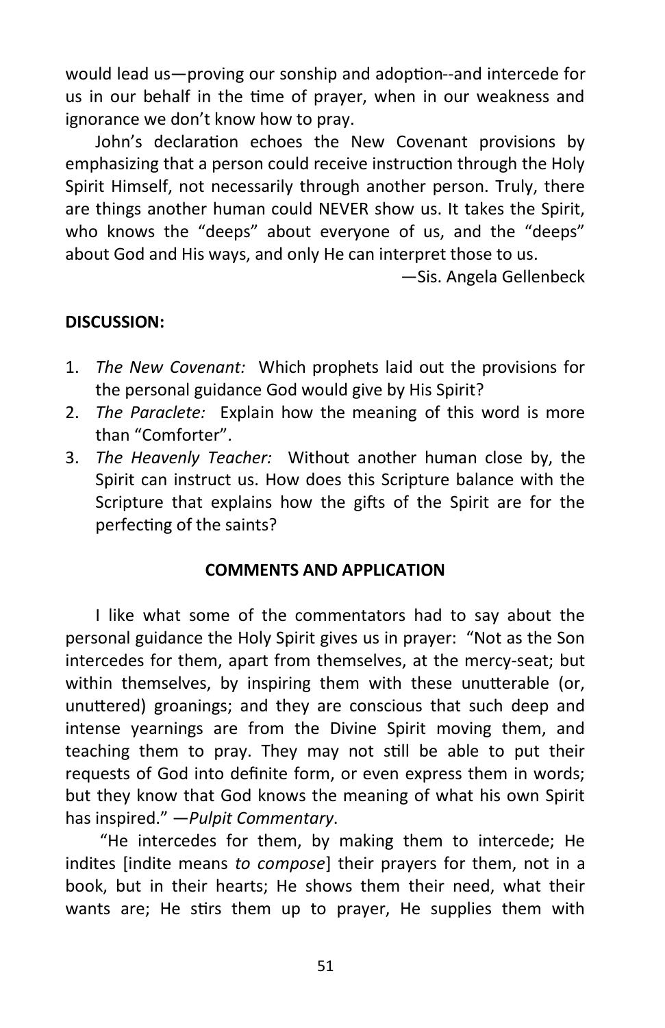would lead us—proving our sonship and adoption--and intercede for us in our behalf in the time of prayer, when in our weakness and ignorance we don't know how to pray.

John's declaration echoes the New Covenant provisions by emphasizing that a person could receive instruction through the Holy Spirit Himself, not necessarily through another person. Truly, there are things another human could NEVER show us. It takes the Spirit, who knows the "deeps" about everyone of us, and the "deeps" about God and His ways, and only He can interpret those to us.

—Sis. Angela Gellenbeck

**DISCUSSION:**

1. *The New Covenant:* Which prophets laid out the provisions for the personal guidance God would give by His Spirit?
2. *The Paraclete:* Explain how the meaning of this word is more than "Comforter".
3. *The Heavenly Teacher:* Without another human close by, the Spirit can instruct us. How does this Scripture balance with the Scripture that explains how the gifts of the Spirit are for the perfecting of the saints?

**COMMENTS AND APPLICATION**

I like what some of the commentators had to say about the personal guidance the Holy Spirit gives us in prayer: "Not as the Son intercedes for them, apart from themselves, at the mercy-seat; but within themselves, by inspiring them with these unutterable (or, unuttered) groanings; and they are conscious that such deep and intense yearnings are from the Divine Spirit moving them, and teaching them to pray. They may not still be able to put their requests of God into definite form, or even express them in words; but they know that God knows the meaning of what his own Spirit has inspired." —*Pulpit Commentary*.

"He intercedes for them, by making them to intercede; He indites [indite means *to compose*] their prayers for them, not in a book, but in their hearts; He shows them their need, what their wants are; He stirs them up to prayer, He supplies them with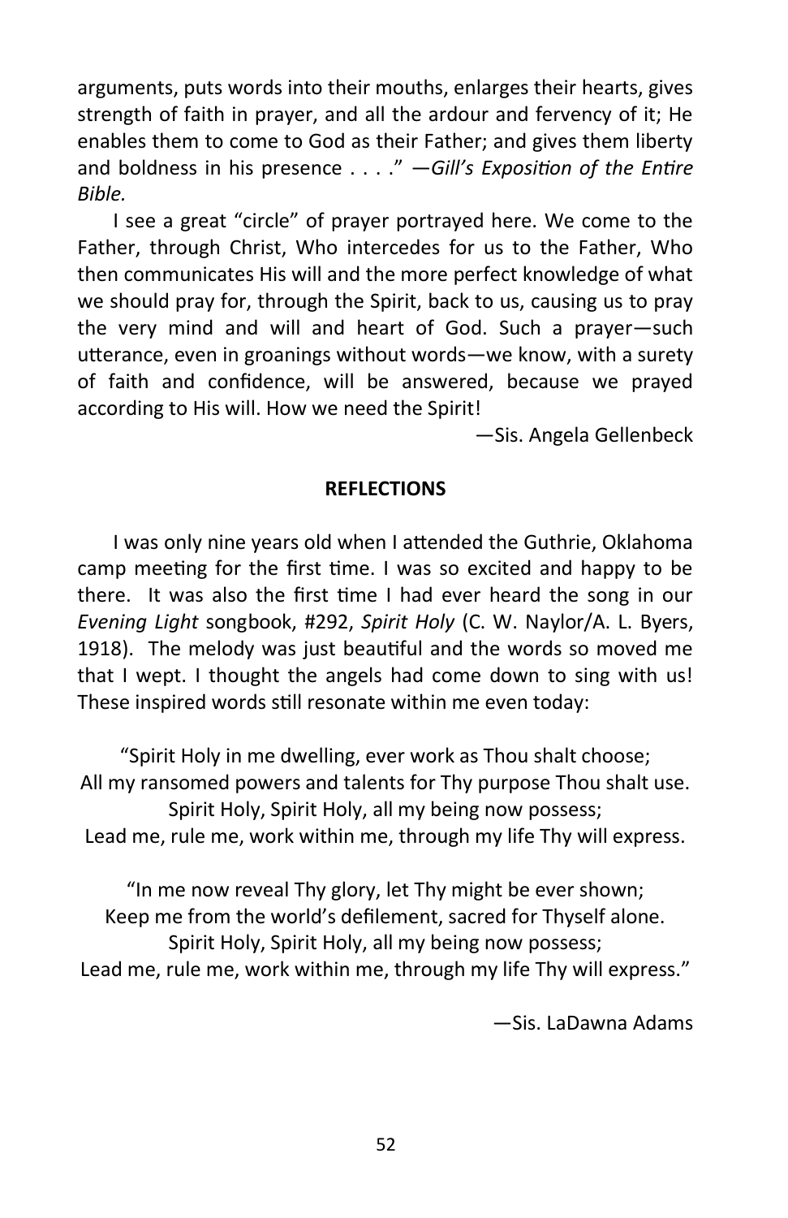arguments, puts words into their mouths, enlarges their hearts, gives strength of faith in prayer, and all the ardour and fervency of it; He enables them to come to God as their Father; and gives them liberty and boldness in his presence . . . ." —*Gill's Exposition of the Entire Bible.*

I see a great "circle" of prayer portrayed here. We come to the Father, through Christ, Who intercedes for us to the Father, Who then communicates His will and the more perfect knowledge of what we should pray for, through the Spirit, back to us, causing us to pray the very mind and will and heart of God. Such a prayer—such utterance, even in groanings without words—we know, with a surety of faith and confidence, will be answered, because we prayed according to His will. How we need the Spirit!

—Sis. Angela Gellenbeck

**REFLECTIONS**

I was only nine years old when I attended the Guthrie, Oklahoma camp meeting for the first time. I was so excited and happy to be there. It was also the first time I had ever heard the song in our *Evening Light* songbook, #292, *Spirit Holy* (C. W. Naylor/A. L. Byers, 1918). The melody was just beautiful and the words so moved me that I wept. I thought the angels had come down to sing with us! These inspired words still resonate within me even today:

"Spirit Holy in me dwelling, ever work as Thou shalt choose;
All my ransomed powers and talents for Thy purpose Thou shalt use.
Spirit Holy, Spirit Holy, all my being now possess;
Lead me, rule me, work within me, through my life Thy will express.

"In me now reveal Thy glory, let Thy might be ever shown;
Keep me from the world's defilement, sacred for Thyself alone.
Spirit Holy, Spirit Holy, all my being now possess;
Lead me, rule me, work within me, through my life Thy will express."

—Sis. LaDawna Adams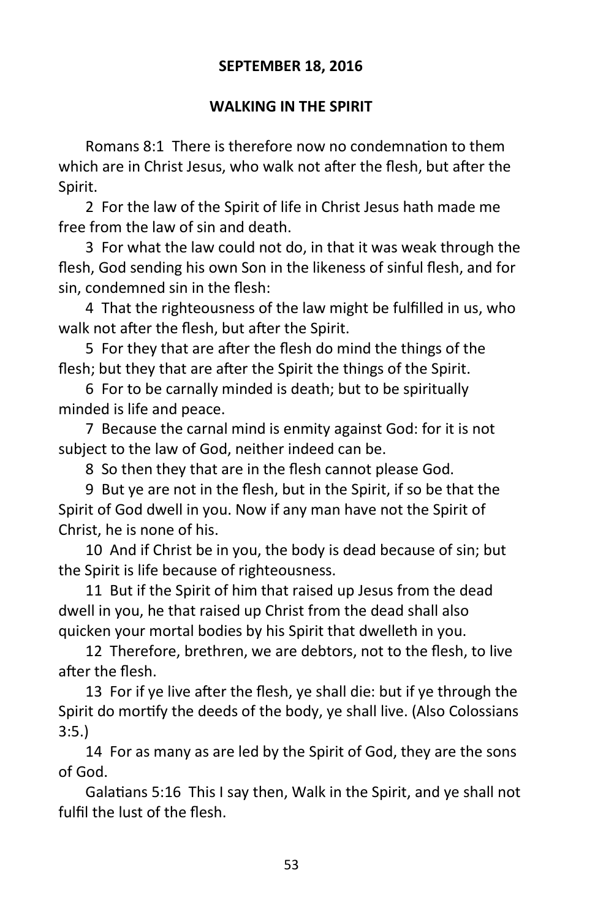**SEPTEMBER 18, 2016**

**WALKING IN THE SPIRIT**

Romans 8:1 There is therefore now no condemnation to them which are in Christ Jesus, who walk not after the flesh, but after the Spirit.

2 For the law of the Spirit of life in Christ Jesus hath made me free from the law of sin and death.

3 For what the law could not do, in that it was weak through the flesh, God sending his own Son in the likeness of sinful flesh, and for sin, condemned sin in the flesh:

4 That the righteousness of the law might be fulfilled in us, who walk not after the flesh, but after the Spirit.

5 For they that are after the flesh do mind the things of the flesh; but they that are after the Spirit the things of the Spirit.

6 For to be carnally minded is death; but to be spiritually minded is life and peace.

7 Because the carnal mind is enmity against God: for it is not subject to the law of God, neither indeed can be.

8 So then they that are in the flesh cannot please God.

9 But ye are not in the flesh, but in the Spirit, if so be that the Spirit of God dwell in you. Now if any man have not the Spirit of Christ, he is none of his.

10 And if Christ be in you, the body is dead because of sin; but the Spirit is life because of righteousness.

11 But if the Spirit of him that raised up Jesus from the dead dwell in you, he that raised up Christ from the dead shall also quicken your mortal bodies by his Spirit that dwelleth in you.

12 Therefore, brethren, we are debtors, not to the flesh, to live after the flesh.

13 For if ye live after the flesh, ye shall die: but if ye through the Spirit do mortify the deeds of the body, ye shall live. (Also Colossians 3:5.)

14 For as many as are led by the Spirit of God, they are the sons of God.

Galatians 5:16 This I say then, Walk in the Spirit, and ye shall not fulfil the lust of the flesh.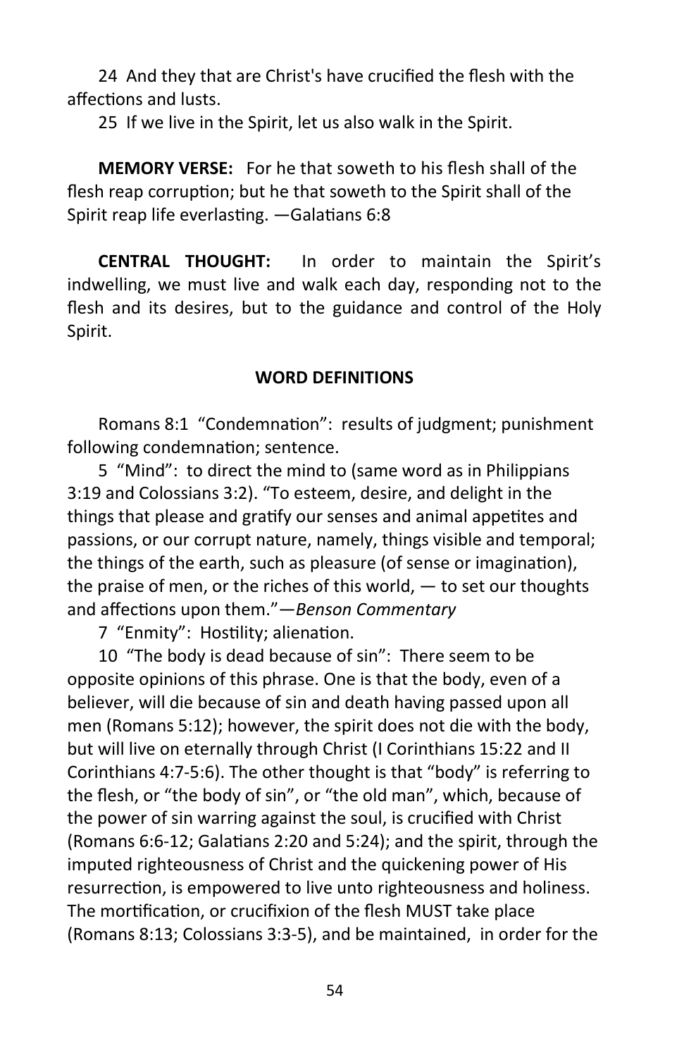24 And they that are Christ's have crucified the flesh with the affections and lusts.

25 If we live in the Spirit, let us also walk in the Spirit.

**MEMORY VERSE:** For he that soweth to his flesh shall of the flesh reap corruption; but he that soweth to the Spirit shall of the Spirit reap life everlasting. —Galatians 6:8

**CENTRAL THOUGHT:** In order to maintain the Spirit's indwelling, we must live and walk each day, responding not to the flesh and its desires, but to the guidance and control of the Holy Spirit.

**WORD DEFINITIONS**

Romans 8:1 "Condemnation": results of judgment; punishment following condemnation; sentence.

5 "Mind": to direct the mind to (same word as in Philippians 3:19 and Colossians 3:2). "To esteem, desire, and delight in the things that please and gratify our senses and animal appetites and passions, or our corrupt nature, namely, things visible and temporal; the things of the earth, such as pleasure (of sense or imagination), the praise of men, or the riches of this world, — to set our thoughts and affections upon them."—*Benson Commentary*

7 "Enmity": Hostility; alienation.

10 "The body is dead because of sin": There seem to be opposite opinions of this phrase. One is that the body, even of a believer, will die because of sin and death having passed upon all men (Romans 5:12); however, the spirit does not die with the body, but will live on eternally through Christ (I Corinthians 15:22 and II Corinthians 4:7-5:6). The other thought is that "body" is referring to the flesh, or "the body of sin", or "the old man", which, because of the power of sin warring against the soul, is crucified with Christ (Romans 6:6-12; Galatians 2:20 and 5:24); and the spirit, through the imputed righteousness of Christ and the quickening power of His resurrection, is empowered to live unto righteousness and holiness. The mortification, or crucifixion of the flesh MUST take place (Romans 8:13; Colossians 3:3-5), and be maintained, in order for the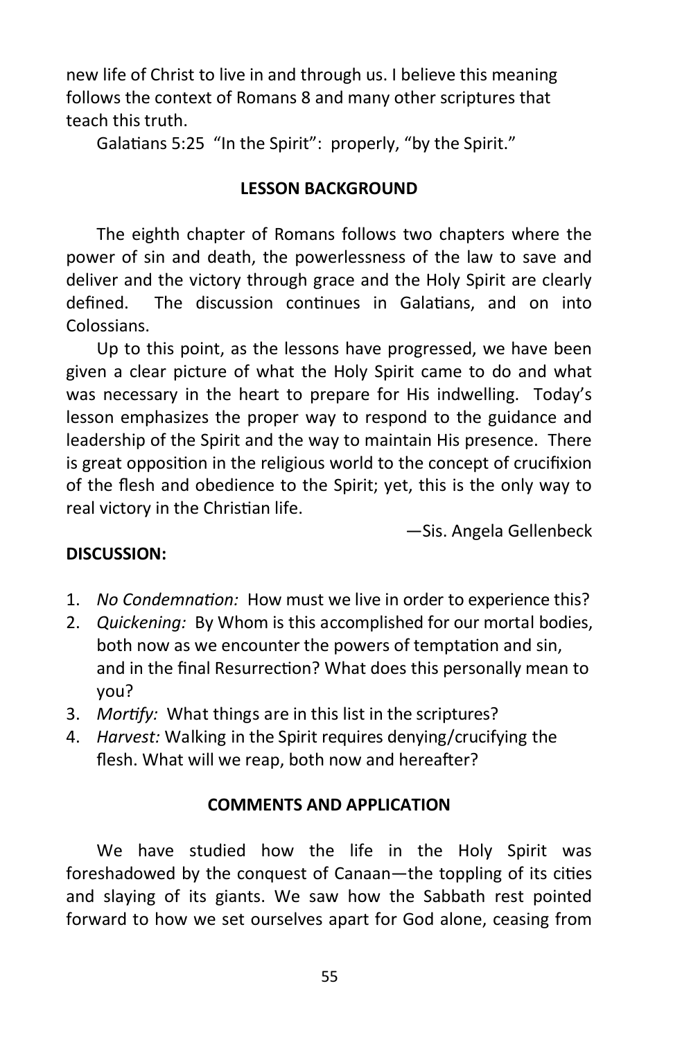new life of Christ to live in and through us. I believe this meaning follows the context of Romans 8 and many other scriptures that teach this truth.

Galatians 5:25 "In the Spirit": properly, "by the Spirit."

## LESSON BACKGROUND

The eighth chapter of Romans follows two chapters where the power of sin and death, the powerlessness of the law to save and deliver and the victory through grace and the Holy Spirit are clearly defined. The discussion continues in Galatians, and on into Colossians.

Up to this point, as the lessons have progressed, we have been given a clear picture of what the Holy Spirit came to do and what was necessary in the heart to prepare for His indwelling. Today's lesson emphasizes the proper way to respond to the guidance and leadership of the Spirit and the way to maintain His presence. There is great opposition in the religious world to the concept of crucifixion of the flesh and obedience to the Spirit; yet, this is the only way to real victory in the Christian life.

—Sis. Angela Gellenbeck

**DISCUSSION:**

1. *No Condemnation:* How must we live in order to experience this?
2. *Quickening:* By Whom is this accomplished for our mortal bodies, both now as we encounter the powers of temptation and sin, and in the final Resurrection? What does this personally mean to you?
3. *Mortify:* What things are in this list in the scriptures?
4. *Harvest:* Walking in the Spirit requires denying/crucifying the flesh. What will we reap, both now and hereafter?

## COMMENTS AND APPLICATION

We have studied how the life in the Holy Spirit was foreshadowed by the conquest of Canaan—the toppling of its cities and slaying of its giants. We saw how the Sabbath rest pointed forward to how we set ourselves apart for God alone, ceasing from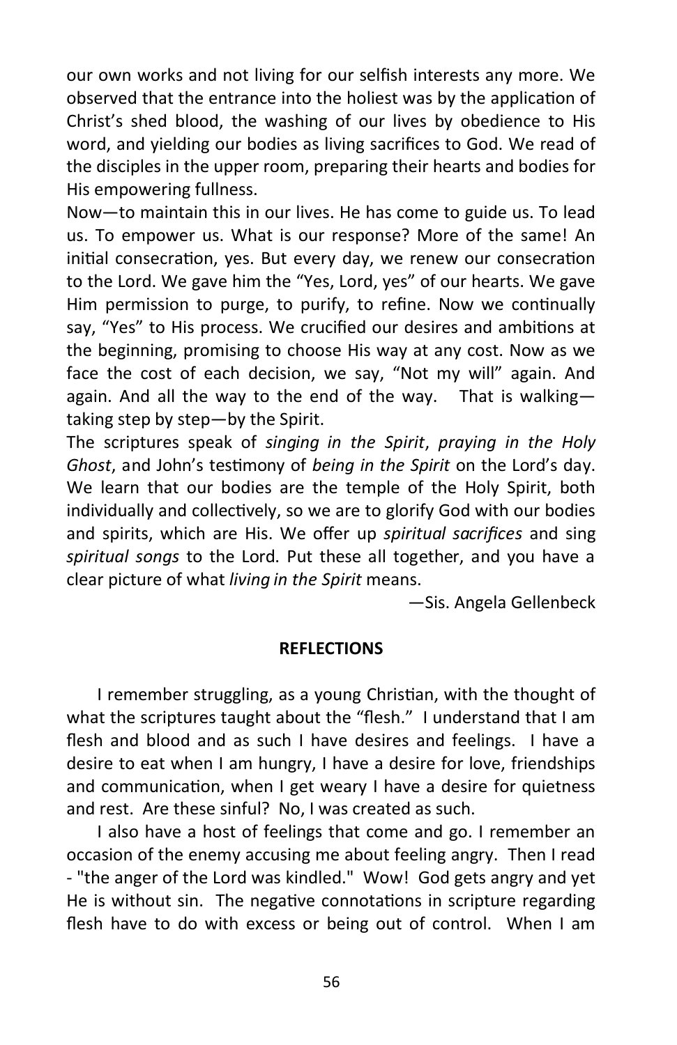our own works and not living for our selfish interests any more. We observed that the entrance into the holiest was by the application of Christ's shed blood, the washing of our lives by obedience to His word, and yielding our bodies as living sacrifices to God. We read of the disciples in the upper room, preparing their hearts and bodies for His empowering fullness.

Now—to maintain this in our lives. He has come to guide us. To lead us. To empower us. What is our response? More of the same! An initial consecration, yes. But every day, we renew our consecration to the Lord. We gave him the "Yes, Lord, yes" of our hearts. We gave Him permission to purge, to purify, to refine. Now we continually say, "Yes" to His process. We crucified our desires and ambitions at the beginning, promising to choose His way at any cost. Now as we face the cost of each decision, we say, "Not my will" again. And again. And all the way to the end of the way. That is walking—taking step by step—by the Spirit.

The scriptures speak of *singing in the Spirit*, *praying in the Holy Ghost*, and John's testimony of *being in the Spirit* on the Lord's day. We learn that our bodies are the temple of the Holy Spirit, both individually and collectively, so we are to glorify God with our bodies and spirits, which are His. We offer up *spiritual sacrifices* and sing *spiritual songs* to the Lord. Put these all together, and you have a clear picture of what *living in the Spirit* means.

—Sis. Angela Gellenbeck

**REFLECTIONS**

I remember struggling, as a young Christian, with the thought of what the scriptures taught about the "flesh." I understand that I am flesh and blood and as such I have desires and feelings. I have a desire to eat when I am hungry, I have a desire for love, friendships and communication, when I get weary I have a desire for quietness and rest. Are these sinful? No, I was created as such.

I also have a host of feelings that come and go. I remember an occasion of the enemy accusing me about feeling angry. Then I read - "the anger of the Lord was kindled." Wow! God gets angry and yet He is without sin. The negative connotations in scripture regarding flesh have to do with excess or being out of control. When I am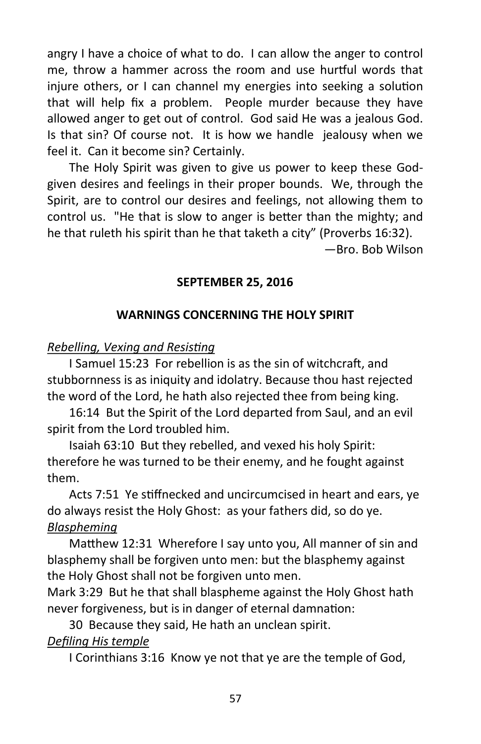angry I have a choice of what to do. I can allow the anger to control me, throw a hammer across the room and use hurtful words that injure others, or I can channel my energies into seeking a solution that will help fix a problem. People murder because they have allowed anger to get out of control. God said He was a jealous God. Is that sin? Of course not. It is how we handle jealousy when we feel it. Can it become sin? Certainly.

The Holy Spirit was given to give us power to keep these God-given desires and feelings in their proper bounds. We, through the Spirit, are to control our desires and feelings, not allowing them to control us. "He that is slow to anger is better than the mighty; and he that ruleth his spirit than he that taketh a city" (Proverbs 16:32).

—Bro. Bob Wilson

**SEPTEMBER 25, 2016**

## WARNINGS CONCERNING THE HOLY SPIRIT

*Rebelling, Vexing and Resisting*

I Samuel 15:23 For rebellion is as the sin of witchcraft, and stubbornness is as iniquity and idolatry. Because thou hast rejected the word of the Lord, he hath also rejected thee from being king.

16:14 But the Spirit of the Lord departed from Saul, and an evil spirit from the Lord troubled him.

Isaiah 63:10 But they rebelled, and vexed his holy Spirit: therefore he was turned to be their enemy, and he fought against them.

Acts 7:51 Ye stiffnecked and uncircumcised in heart and ears, ye do always resist the Holy Ghost: as your fathers did, so do ye.

*Blaspheming*

Matthew 12:31 Wherefore I say unto you, All manner of sin and blasphemy shall be forgiven unto men: but the blasphemy against the Holy Ghost shall not be forgiven unto men.

Mark 3:29 But he that shall blaspheme against the Holy Ghost hath never forgiveness, but is in danger of eternal damnation:

30 Because they said, He hath an unclean spirit.

*Defiling His temple*

I Corinthians 3:16 Know ye not that ye are the temple of God,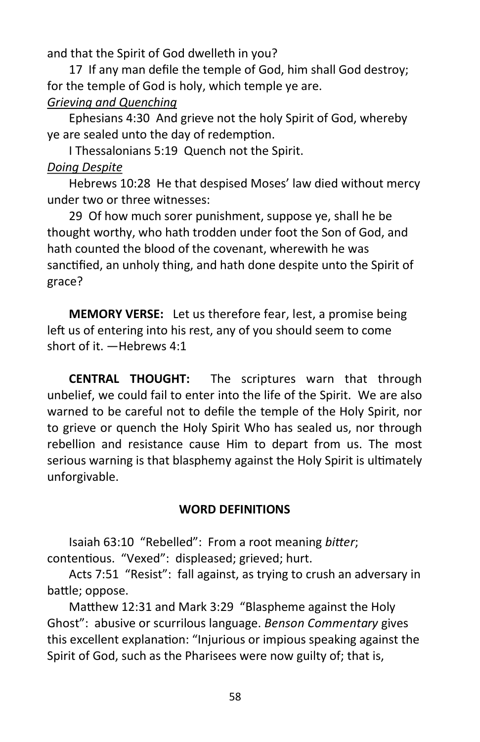and that the Spirit of God dwelleth in you?

17 If any man defile the temple of God, him shall God destroy; for the temple of God is holy, which temple ye are.

*Grieving and Quenching*

Ephesians 4:30 And grieve not the holy Spirit of God, whereby ye are sealed unto the day of redemption.

I Thessalonians 5:19 Quench not the Spirit.

*Doing Despite*

Hebrews 10:28 He that despised Moses' law died without mercy under two or three witnesses:

29 Of how much sorer punishment, suppose ye, shall he be thought worthy, who hath trodden under foot the Son of God, and hath counted the blood of the covenant, wherewith he was sanctified, an unholy thing, and hath done despite unto the Spirit of grace?

**MEMORY VERSE:** Let us therefore fear, lest, a promise being left us of entering into his rest, any of you should seem to come short of it. —Hebrews 4:1

**CENTRAL THOUGHT:** The scriptures warn that through unbelief, we could fail to enter into the life of the Spirit. We are also warned to be careful not to defile the temple of the Holy Spirit, nor to grieve or quench the Holy Spirit Who has sealed us, nor through rebellion and resistance cause Him to depart from us. The most serious warning is that blasphemy against the Holy Spirit is ultimately unforgivable.

## WORD DEFINITIONS

Isaiah 63:10 "Rebelled": From a root meaning *bitter*; contentious. "Vexed": displeased; grieved; hurt.

Acts 7:51 "Resist": fall against, as trying to crush an adversary in battle; oppose.

Matthew 12:31 and Mark 3:29 "Blaspheme against the Holy Ghost": abusive or scurrilous language. *Benson Commentary* gives this excellent explanation: "Injurious or impious speaking against the Spirit of God, such as the Pharisees were now guilty of; that is,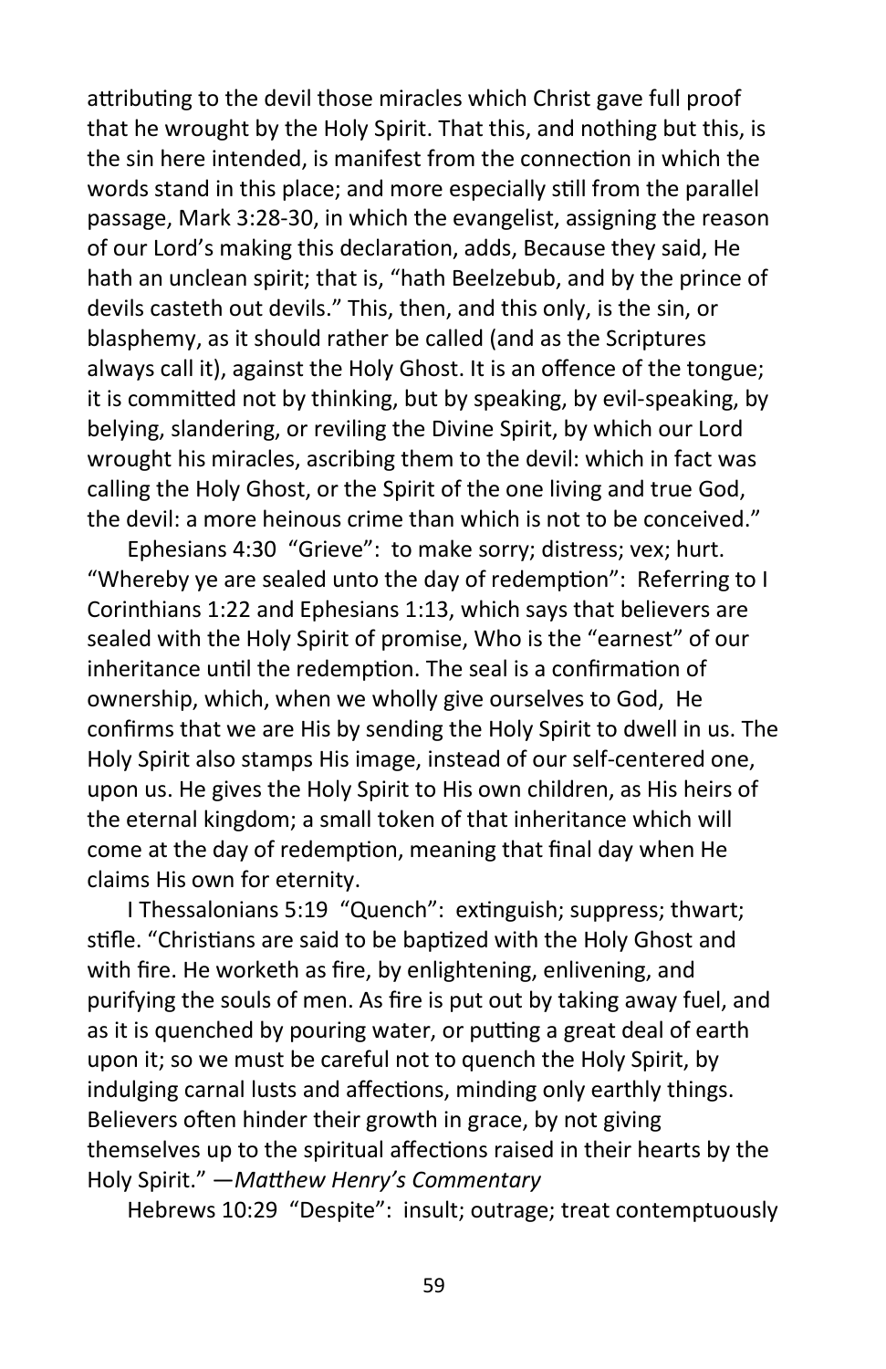attributing to the devil those miracles which Christ gave full proof that he wrought by the Holy Spirit. That this, and nothing but this, is the sin here intended, is manifest from the connection in which the words stand in this place; and more especially still from the parallel passage, Mark 3:28-30, in which the evangelist, assigning the reason of our Lord's making this declaration, adds, Because they said, He hath an unclean spirit; that is, "hath Beelzebub, and by the prince of devils casteth out devils." This, then, and this only, is the sin, or blasphemy, as it should rather be called (and as the Scriptures always call it), against the Holy Ghost. It is an offence of the tongue; it is committed not by thinking, but by speaking, by evil-speaking, by belying, slandering, or reviling the Divine Spirit, by which our Lord wrought his miracles, ascribing them to the devil: which in fact was calling the Holy Ghost, or the Spirit of the one living and true God, the devil: a more heinous crime than which is not to be conceived."

Ephesians 4:30 "Grieve": to make sorry; distress; vex; hurt. "Whereby ye are sealed unto the day of redemption": Referring to I Corinthians 1:22 and Ephesians 1:13, which says that believers are sealed with the Holy Spirit of promise, Who is the "earnest" of our inheritance until the redemption. The seal is a confirmation of ownership, which, when we wholly give ourselves to God, He confirms that we are His by sending the Holy Spirit to dwell in us. The Holy Spirit also stamps His image, instead of our self-centered one, upon us. He gives the Holy Spirit to His own children, as His heirs of the eternal kingdom; a small token of that inheritance which will come at the day of redemption, meaning that final day when He claims His own for eternity.

I Thessalonians 5:19 "Quench": extinguish; suppress; thwart; stifle. "Christians are said to be baptized with the Holy Ghost and with fire. He worketh as fire, by enlightening, enlivening, and purifying the souls of men. As fire is put out by taking away fuel, and as it is quenched by pouring water, or putting a great deal of earth upon it; so we must be careful not to quench the Holy Spirit, by indulging carnal lusts and affections, minding only earthly things. Believers often hinder their growth in grace, by not giving themselves up to the spiritual affections raised in their hearts by the Holy Spirit." —*Matthew Henry's Commentary*

Hebrews 10:29 "Despite": insult; outrage; treat contemptuously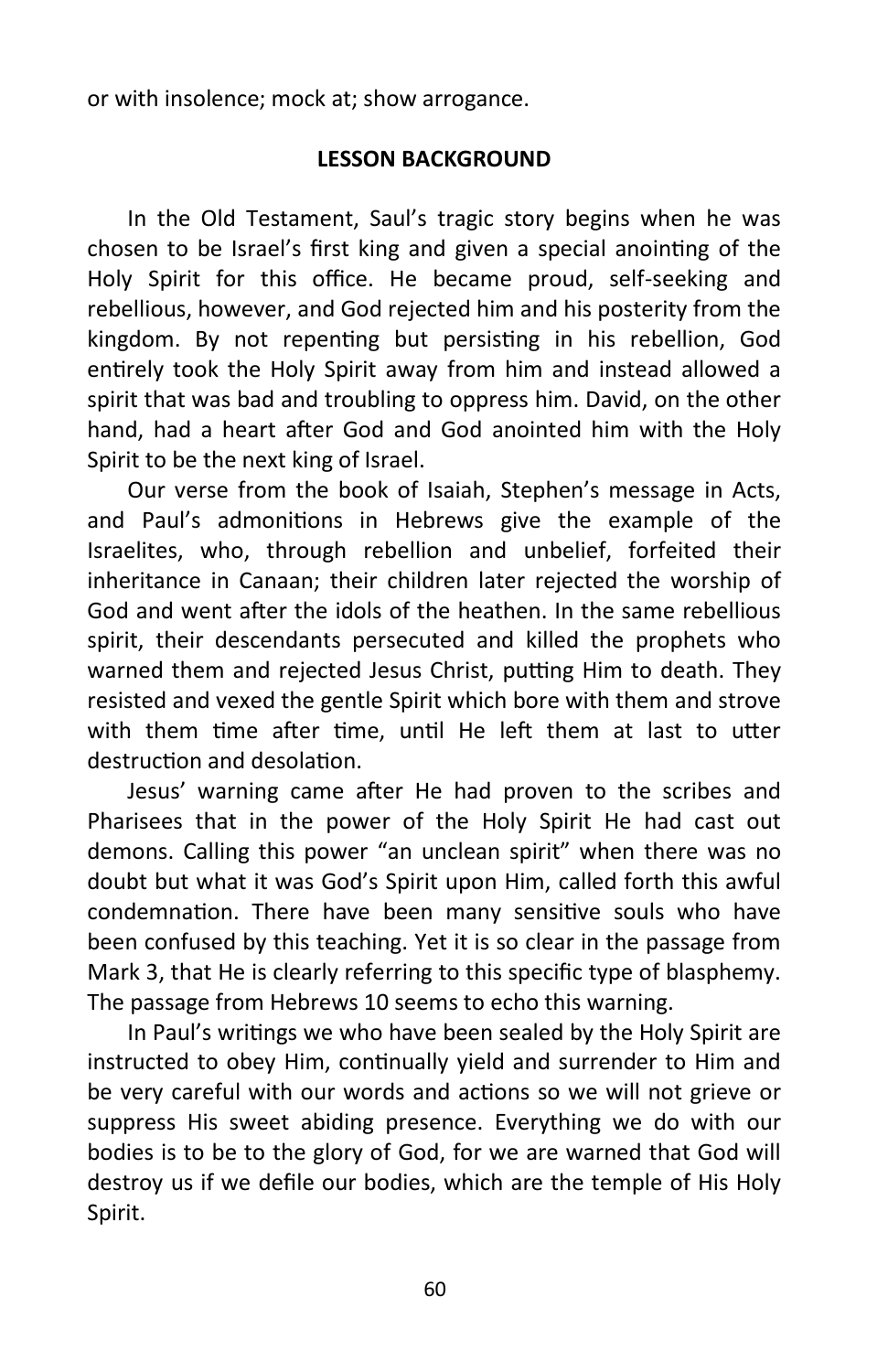or with insolence; mock at; show arrogance.

**LESSON BACKGROUND**

In the Old Testament, Saul's tragic story begins when he was chosen to be Israel's first king and given a special anointing of the Holy Spirit for this office. He became proud, self-seeking and rebellious, however, and God rejected him and his posterity from the kingdom. By not repenting but persisting in his rebellion, God entirely took the Holy Spirit away from him and instead allowed a spirit that was bad and troubling to oppress him. David, on the other hand, had a heart after God and God anointed him with the Holy Spirit to be the next king of Israel.

Our verse from the book of Isaiah, Stephen's message in Acts, and Paul's admonitions in Hebrews give the example of the Israelites, who, through rebellion and unbelief, forfeited their inheritance in Canaan; their children later rejected the worship of God and went after the idols of the heathen. In the same rebellious spirit, their descendants persecuted and killed the prophets who warned them and rejected Jesus Christ, putting Him to death. They resisted and vexed the gentle Spirit which bore with them and strove with them time after time, until He left them at last to utter destruction and desolation.

Jesus' warning came after He had proven to the scribes and Pharisees that in the power of the Holy Spirit He had cast out demons. Calling this power "an unclean spirit" when there was no doubt but what it was God's Spirit upon Him, called forth this awful condemnation. There have been many sensitive souls who have been confused by this teaching. Yet it is so clear in the passage from Mark 3, that He is clearly referring to this specific type of blasphemy. The passage from Hebrews 10 seems to echo this warning.

In Paul's writings we who have been sealed by the Holy Spirit are instructed to obey Him, continually yield and surrender to Him and be very careful with our words and actions so we will not grieve or suppress His sweet abiding presence. Everything we do with our bodies is to be to the glory of God, for we are warned that God will destroy us if we defile our bodies, which are the temple of His Holy Spirit.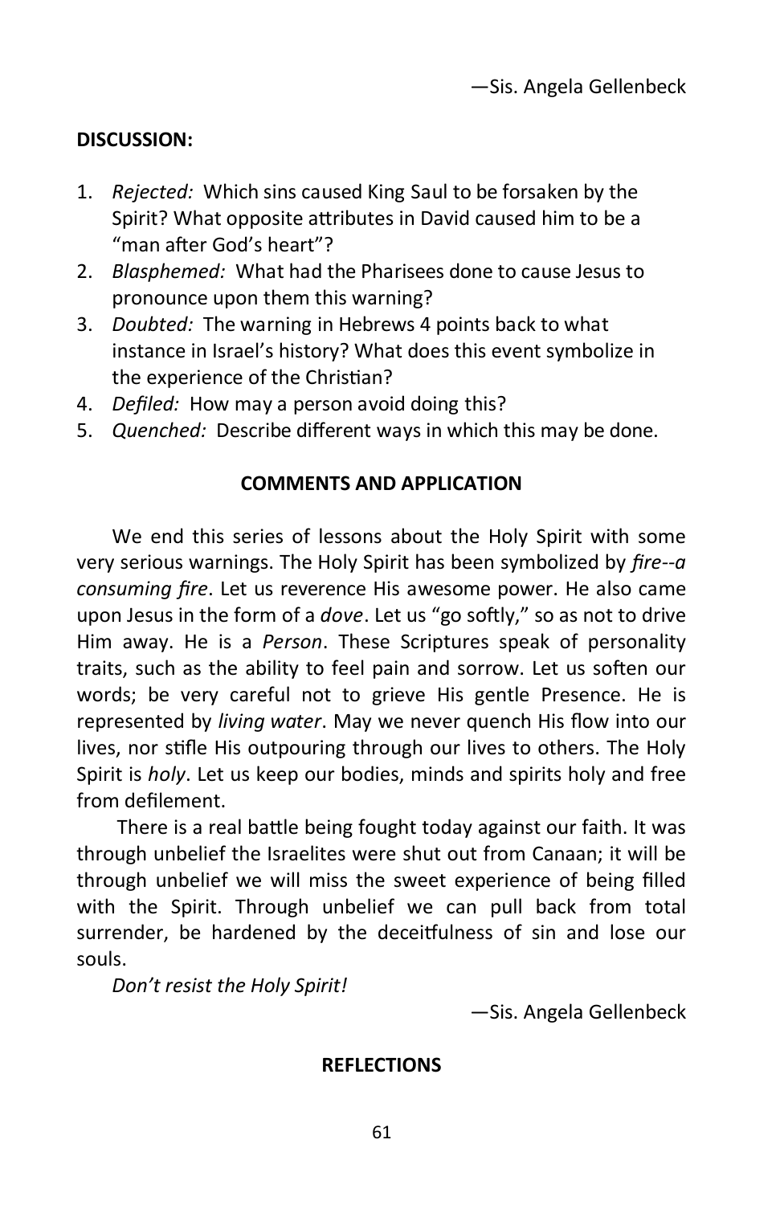—Sis. Angela Gellenbeck

**DISCUSSION:**

1. *Rejected:* Which sins caused King Saul to be forsaken by the Spirit? What opposite attributes in David caused him to be a "man after God's heart"?
2. *Blasphemed:* What had the Pharisees done to cause Jesus to pronounce upon them this warning?
3. *Doubted:* The warning in Hebrews 4 points back to what instance in Israel's history? What does this event symbolize in the experience of the Christian?
4. *Defiled:* How may a person avoid doing this?
5. *Quenched:* Describe different ways in which this may be done.

## COMMENTS AND APPLICATION

We end this series of lessons about the Holy Spirit with some very serious warnings. The Holy Spirit has been symbolized by *fire--a consuming fire*. Let us reverence His awesome power. He also came upon Jesus in the form of a *dove*. Let us "go softly," so as not to drive Him away. He is a *Person*. These Scriptures speak of personality traits, such as the ability to feel pain and sorrow. Let us soften our words; be very careful not to grieve His gentle Presence. He is represented by *living water*. May we never quench His flow into our lives, nor stifle His outpouring through our lives to others. The Holy Spirit is *holy*. Let us keep our bodies, minds and spirits holy and free from defilement.

There is a real battle being fought today against our faith. It was through unbelief the Israelites were shut out from Canaan; it will be through unbelief we will miss the sweet experience of being filled with the Spirit. Through unbelief we can pull back from total surrender, be hardened by the deceitfulness of sin and lose our souls.

*Don't resist the Holy Spirit!*

—Sis. Angela Gellenbeck

## REFLECTIONS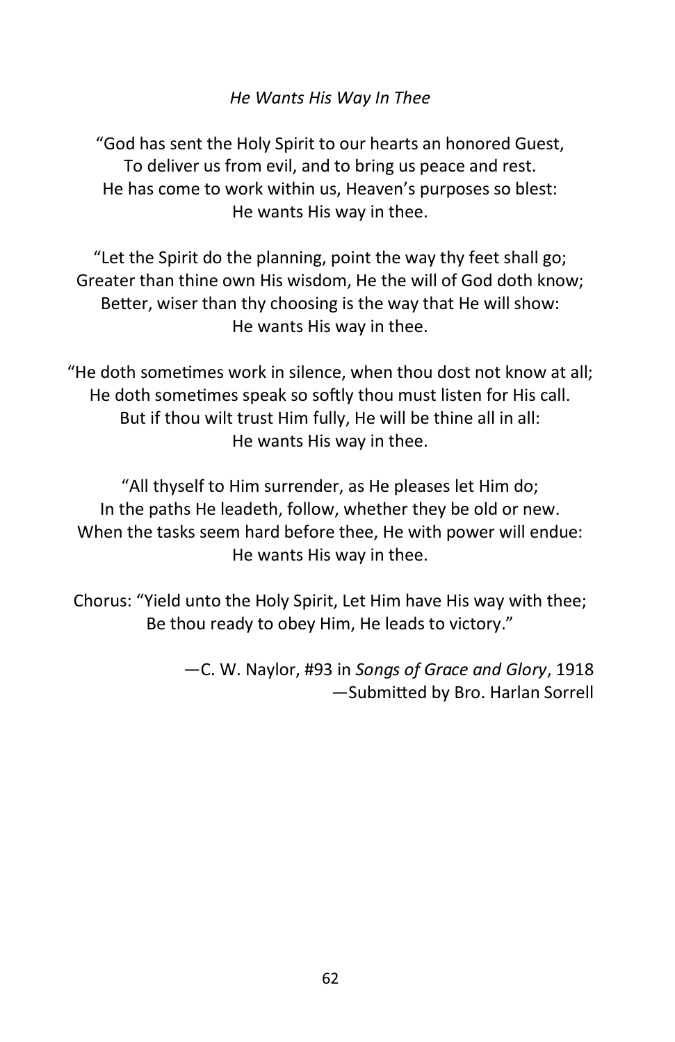*He Wants His Way In Thee*

"God has sent the Holy Spirit to our hearts an honored Guest,
To deliver us from evil, and to bring us peace and rest.
He has come to work within us, Heaven's purposes so blest:
He wants His way in thee.

"Let the Spirit do the planning, point the way thy feet shall go;
Greater than thine own His wisdom, He the will of God doth know;
Better, wiser than thy choosing is the way that He will show:
He wants His way in thee.

"He doth sometimes work in silence, when thou dost not know at all;
He doth sometimes speak so softly thou must listen for His call.
But if thou wilt trust Him fully, He will be thine all in all:
He wants His way in thee.

"All thyself to Him surrender, as He pleases let Him do;
In the paths He leadeth, follow, whether they be old or new.
When the tasks seem hard before thee, He with power will endue:
He wants His way in thee.

Chorus: "Yield unto the Holy Spirit, Let Him have His way with thee;
Be thou ready to obey Him, He leads to victory."

—C. W. Naylor, #93 in *Songs of Grace and Glory*, 1918
—Submitted by Bro. Harlan Sorrell